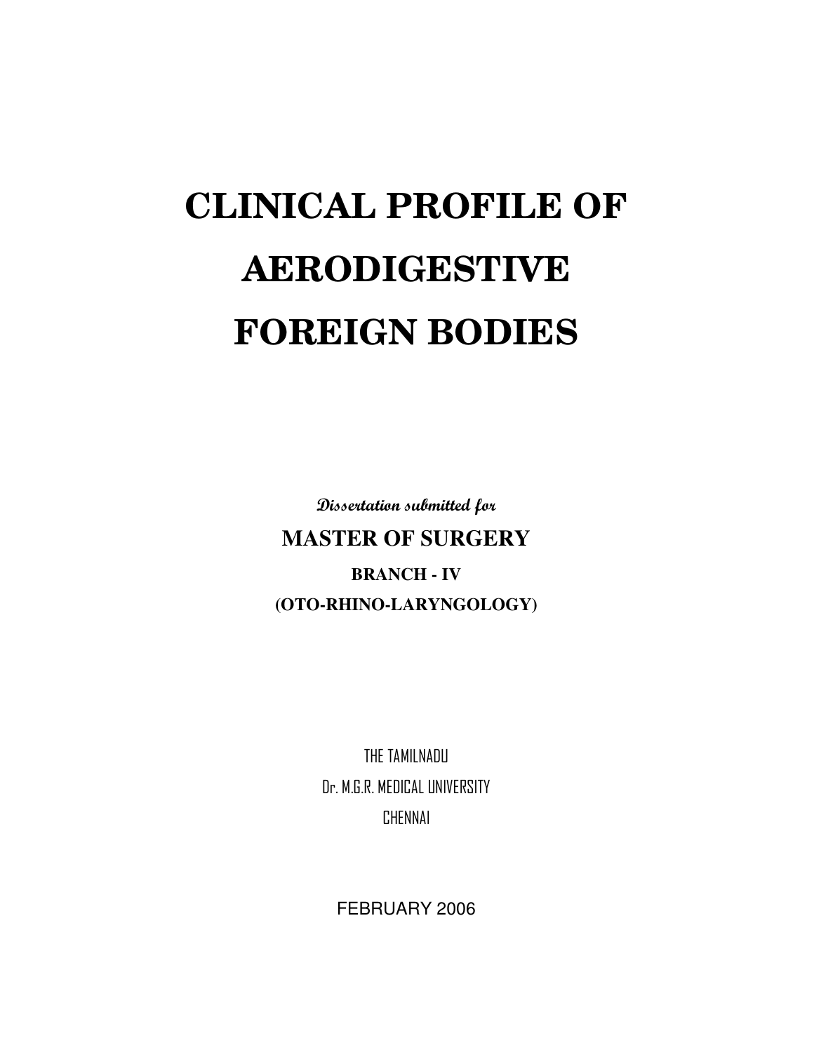# CLINICAL PROFILE OF AERODIGESTIVE FOREIGN BODIES

*Dissertation submitted for*

**MASTER OF SURGERY**

**BRANCH - IV**

**(OTO-RHINO-LARYNGOLOGY)**

THE TAMILNADU

Dr. M.G.R. MEDICAL UNIVERSITY

CHENNAI

FEBRUARY 2006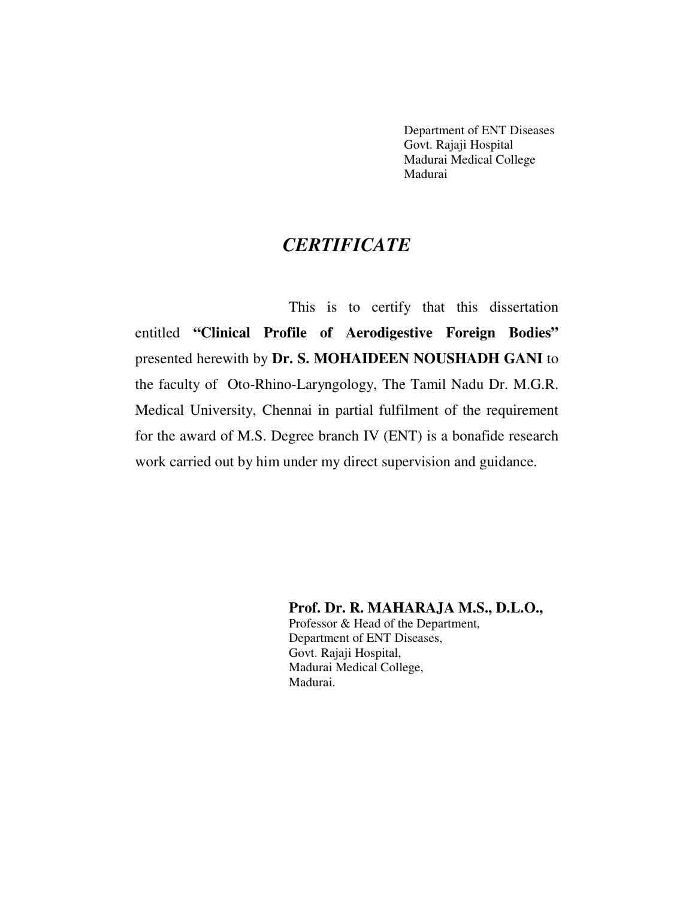Department of ENT Diseases
Govt. Rajaji Hospital
Madurai Medical College
Madurai

# *CERTIFICATE*

This is to certify that this dissertation entitled **"Clinical Profile of Aerodigestive Foreign Bodies"** presented herewith by **Dr. S. MOHAIDEEN NOUSHADH GANI** to the faculty of Oto-Rhino-Laryngology, The Tamil Nadu Dr. M.G.R. Medical University, Chennai in partial fulfilment of the requirement for the award of M.S. Degree branch IV (ENT) is a bonafide research work carried out by him under my direct supervision and guidance.

**Prof. Dr. R. MAHARAJA M.S., D.L.O.,**
Professor & Head of the Department,
Department of ENT Diseases,
Govt. Rajaji Hospital,
Madurai Medical College,
Madurai.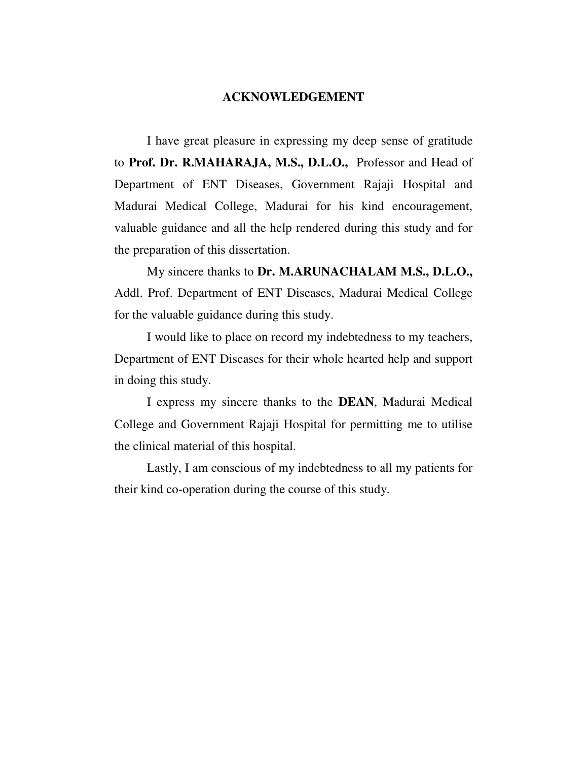# ACKNOWLEDGEMENT

I have great pleasure in expressing my deep sense of gratitude to **Prof. Dr. R.MAHARAJA, M.S., D.L.O.,** Professor and Head of Department of ENT Diseases, Government Rajaji Hospital and Madurai Medical College, Madurai for his kind encouragement, valuable guidance and all the help rendered during this study and for the preparation of this dissertation.

My sincere thanks to **Dr. M.ARUNACHALAM M.S., D.L.O.,** Addl. Prof. Department of ENT Diseases, Madurai Medical College for the valuable guidance during this study.

I would like to place on record my indebtedness to my teachers, Department of ENT Diseases for their whole hearted help and support in doing this study.

I express my sincere thanks to the **DEAN**, Madurai Medical College and Government Rajaji Hospital for permitting me to utilise the clinical material of this hospital.

Lastly, I am conscious of my indebtedness to all my patients for their kind co-operation during the course of this study.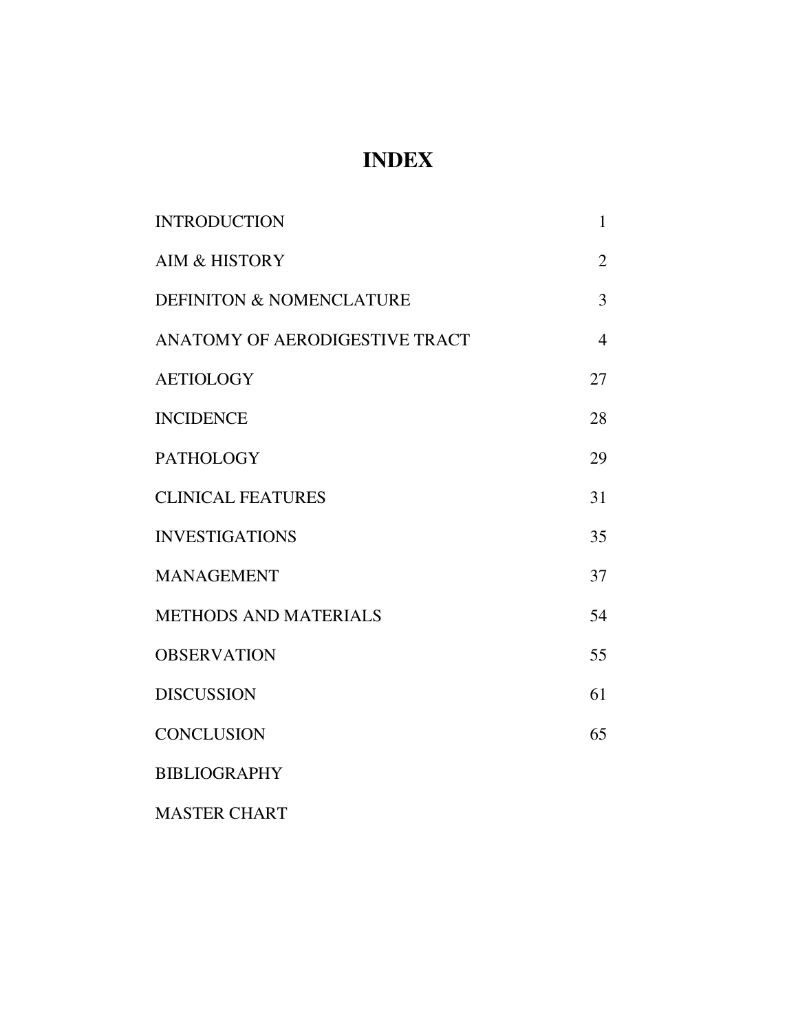# INDEX

| | |
|---|---|
| INTRODUCTION | 1 |
| AIM & HISTORY | 2 |
| DEFINITON & NOMENCLATURE | 3 |
| ANATOMY OF AERODIGESTIVE TRACT | 4 |
| AETIOLOGY | 27 |
| INCIDENCE | 28 |
| PATHOLOGY | 29 |
| CLINICAL FEATURES | 31 |
| INVESTIGATIONS | 35 |
| MANAGEMENT | 37 |
| METHODS AND MATERIALS | 54 |
| OBSERVATION | 55 |
| DISCUSSION | 61 |
| CONCLUSION | 65 |
| BIBLIOGRAPHY | |
| MASTER CHART | |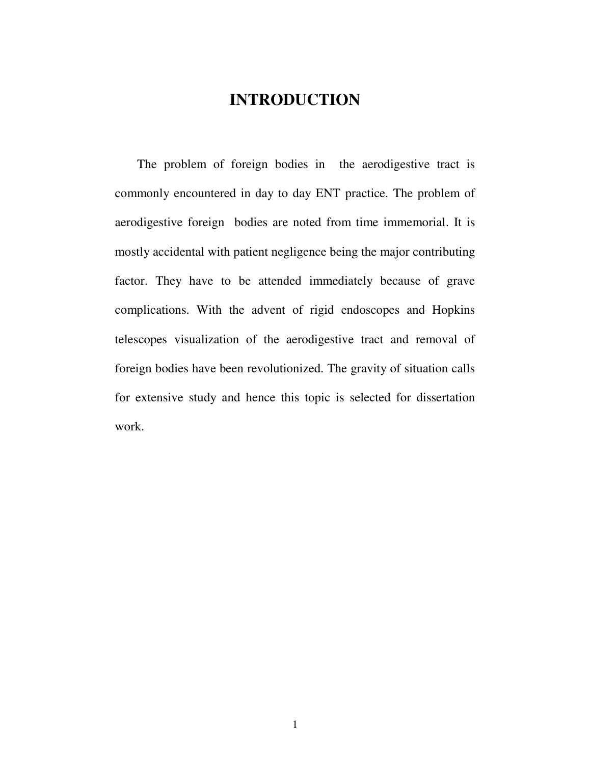# INTRODUCTION

The problem of foreign bodies in the aerodigestive tract is commonly encountered in day to day ENT practice. The problem of aerodigestive foreign bodies are noted from time immemorial. It is mostly accidental with patient negligence being the major contributing factor. They have to be attended immediately because of grave complications. With the advent of rigid endoscopes and Hopkins telescopes visualization of the aerodigestive tract and removal of foreign bodies have been revolutionized. The gravity of situation calls for extensive study and hence this topic is selected for dissertation work.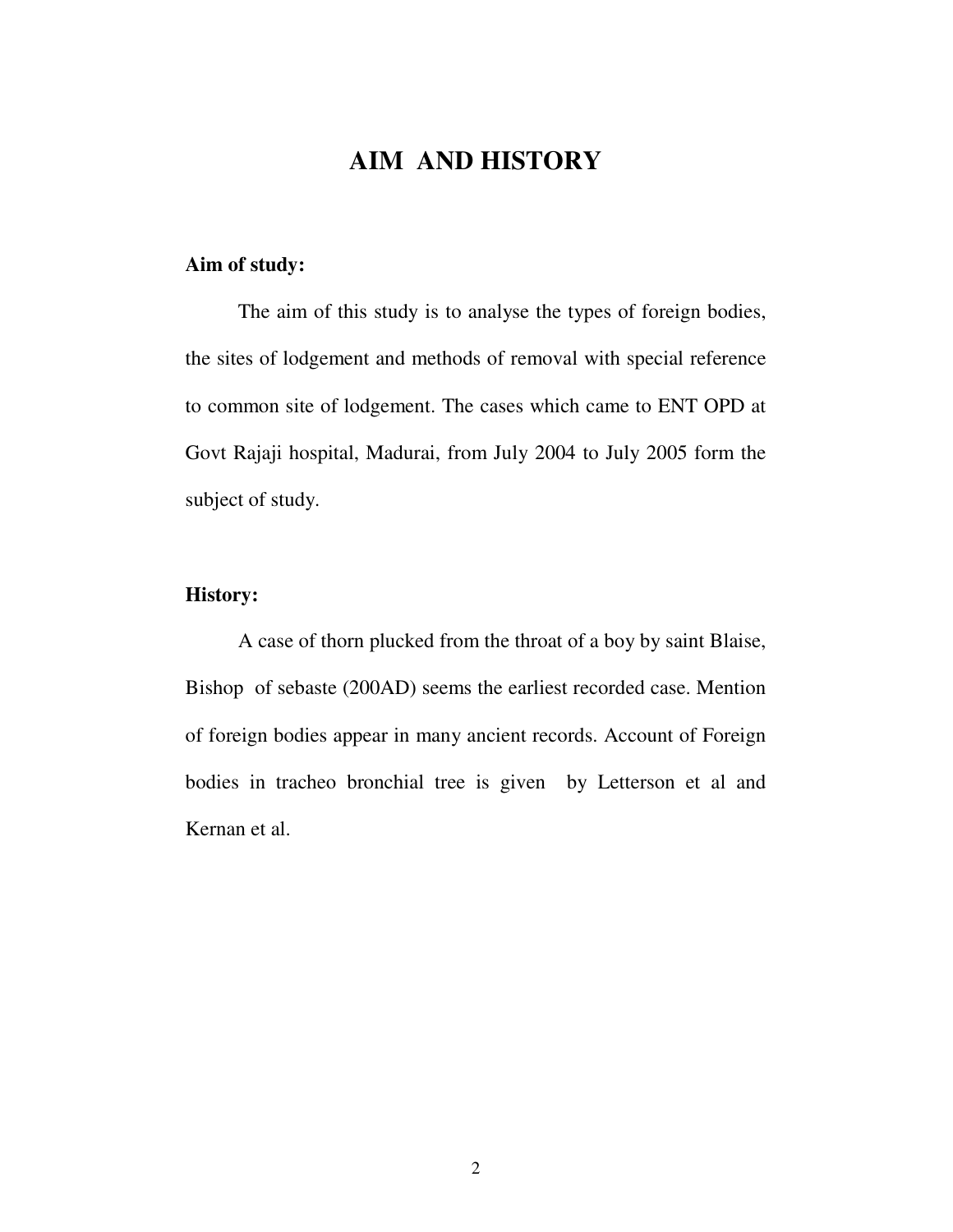# AIM AND HISTORY

**Aim of study:**

The aim of this study is to analyse the types of foreign bodies, the sites of lodgement and methods of removal with special reference to common site of lodgement. The cases which came to ENT OPD at Govt Rajaji hospital, Madurai, from July 2004 to July 2005 form the subject of study.

**History:**

A case of thorn plucked from the throat of a boy by saint Blaise, Bishop of sebaste (200AD) seems the earliest recorded case. Mention of foreign bodies appear in many ancient records. Account of Foreign bodies in tracheo bronchial tree is given by Letterson et al and Kernan et al.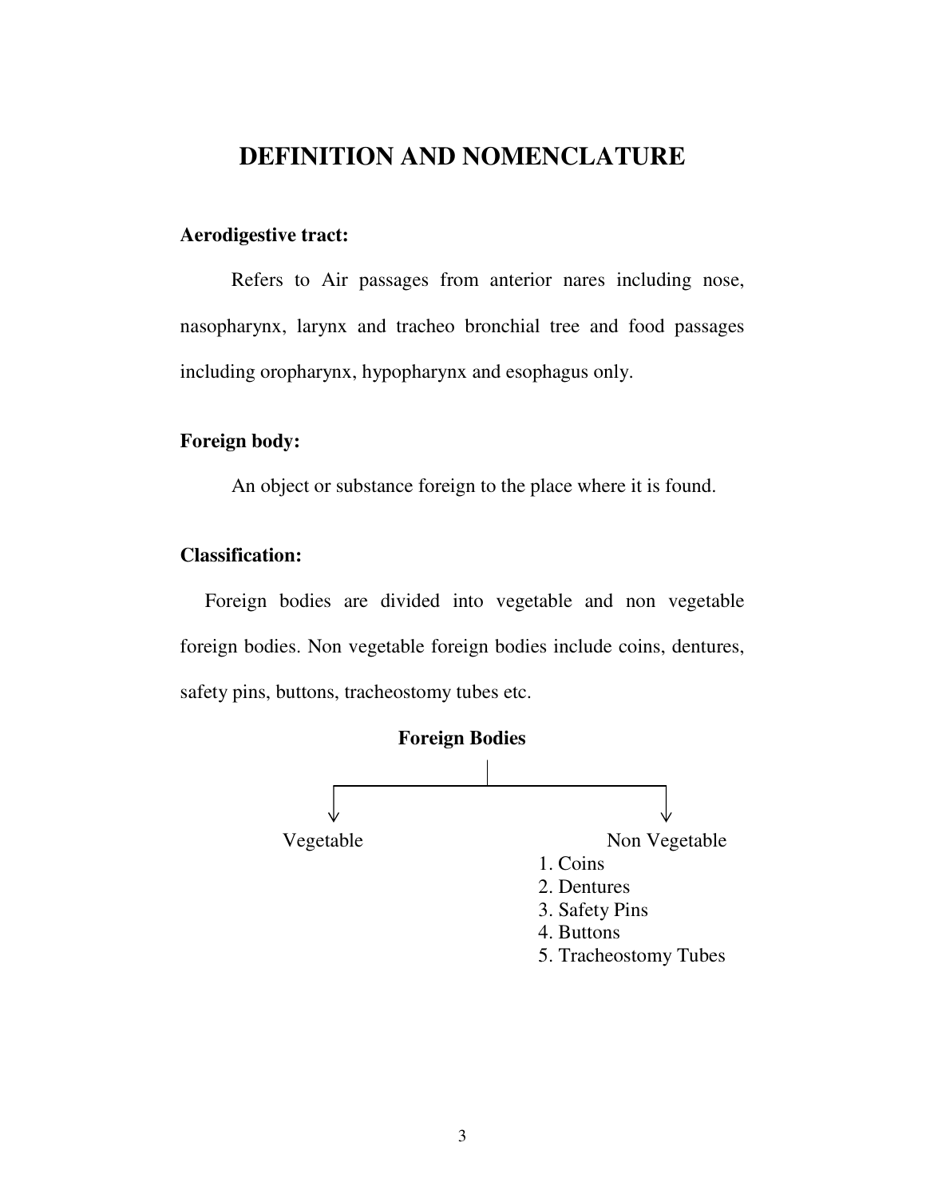# DEFINITION AND NOMENCLATURE

**Aerodigestive tract:**

Refers to Air passages from anterior nares including nose, nasopharynx, larynx and tracheo bronchial tree and food passages including oropharynx, hypopharynx and esophagus only.

**Foreign body:**

An object or substance foreign to the place where it is found.

**Classification:**

Foreign bodies are divided into vegetable and non vegetable foreign bodies. Non vegetable foreign bodies include coins, dentures, safety pins, buttons, tracheostomy tubes etc.

**Foreign Bodies**

- Vegetable
- Non Vegetable
  1. Coins
  2. Dentures
  3. Safety Pins
  4. Buttons
  5. Tracheostomy Tubes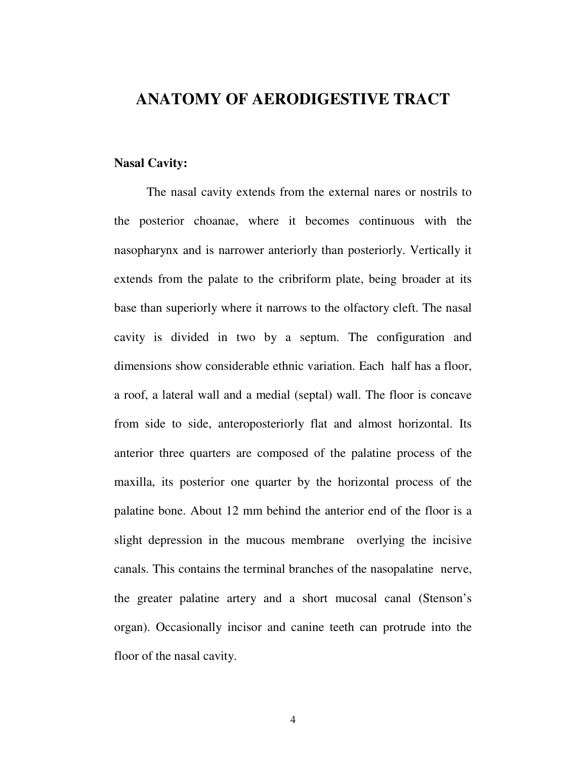# ANATOMY OF AERODIGESTIVE TRACT

**Nasal Cavity:**

The nasal cavity extends from the external nares or nostrils to the posterior choanae, where it becomes continuous with the nasopharynx and is narrower anteriorly than posteriorly. Vertically it extends from the palate to the cribriform plate, being broader at its base than superiorly where it narrows to the olfactory cleft. The nasal cavity is divided in two by a septum. The configuration and dimensions show considerable ethnic variation. Each half has a floor, a roof, a lateral wall and a medial (septal) wall. The floor is concave from side to side, anteroposteriorly flat and almost horizontal. Its anterior three quarters are composed of the palatine process of the maxilla, its posterior one quarter by the horizontal process of the palatine bone. About 12 mm behind the anterior end of the floor is a slight depression in the mucous membrane overlying the incisive canals. This contains the terminal branches of the nasopalatine nerve, the greater palatine artery and a short mucosal canal (Stenson's organ). Occasionally incisor and canine teeth can protrude into the floor of the nasal cavity.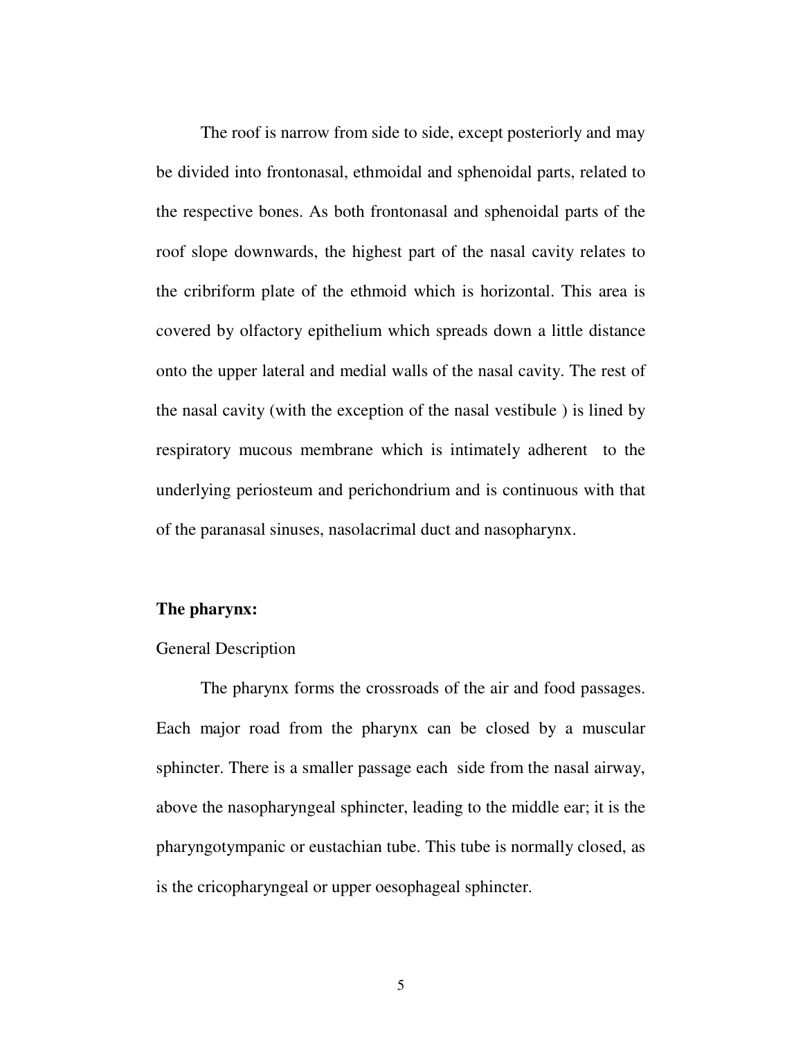The roof is narrow from side to side, except posteriorly and may be divided into frontonasal, ethmoidal and sphenoidal parts, related to the respective bones. As both frontonasal and sphenoidal parts of the roof slope downwards, the highest part of the nasal cavity relates to the cribriform plate of the ethmoid which is horizontal. This area is covered by olfactory epithelium which spreads down a little distance onto the upper lateral and medial walls of the nasal cavity. The rest of the nasal cavity (with the exception of the nasal vestibule ) is lined by respiratory mucous membrane which is intimately adherent to the underlying periosteum and perichondrium and is continuous with that of the paranasal sinuses, nasolacrimal duct and nasopharynx.

**The pharynx:**

General Description

The pharynx forms the crossroads of the air and food passages. Each major road from the pharynx can be closed by a muscular sphincter. There is a smaller passage each side from the nasal airway, above the nasopharyngeal sphincter, leading to the middle ear; it is the pharyngotympanic or eustachian tube. This tube is normally closed, as is the cricopharyngeal or upper oesophageal sphincter.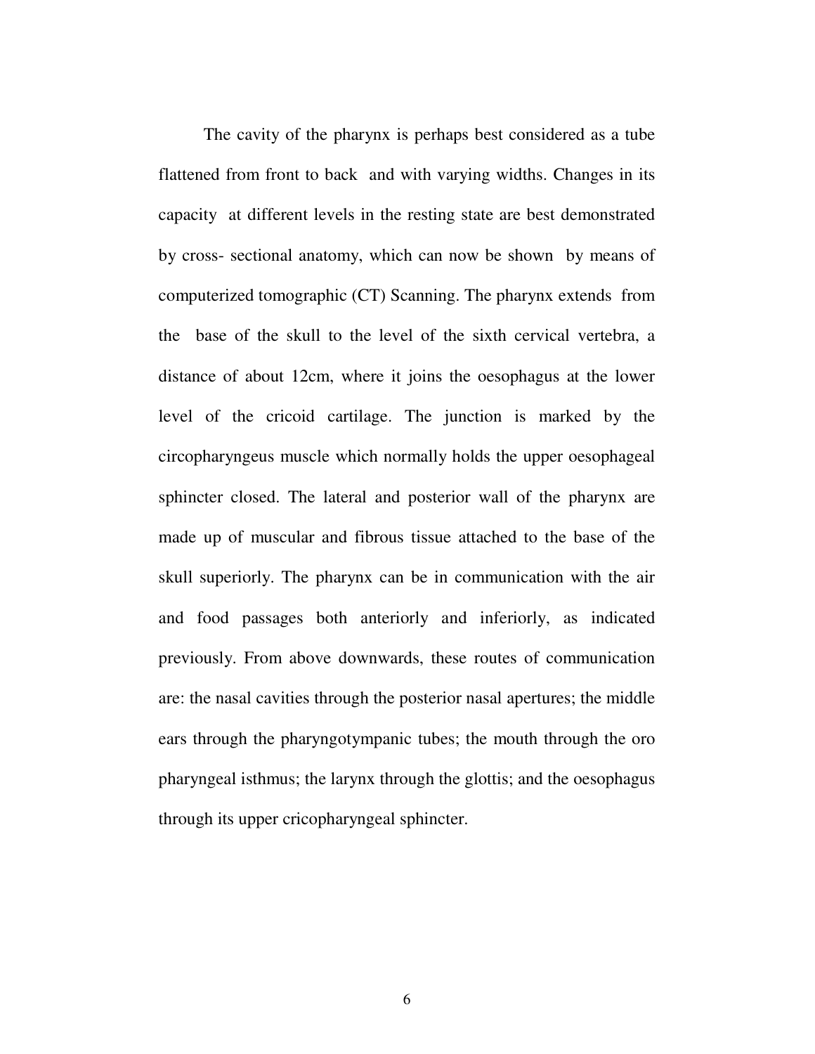The cavity of the pharynx is perhaps best considered as a tube flattened from front to back and with varying widths. Changes in its capacity at different levels in the resting state are best demonstrated by cross- sectional anatomy, which can now be shown by means of computerized tomographic (CT) Scanning. The pharynx extends from the base of the skull to the level of the sixth cervical vertebra, a distance of about 12cm, where it joins the oesophagus at the lower level of the cricoid cartilage. The junction is marked by the circopharyngeus muscle which normally holds the upper oesophageal sphincter closed. The lateral and posterior wall of the pharynx are made up of muscular and fibrous tissue attached to the base of the skull superiorly. The pharynx can be in communication with the air and food passages both anteriorly and inferiorly, as indicated previously. From above downwards, these routes of communication are: the nasal cavities through the posterior nasal apertures; the middle ears through the pharyngotympanic tubes; the mouth through the oro pharyngeal isthmus; the larynx through the glottis; and the oesophagus through its upper cricopharyngeal sphincter.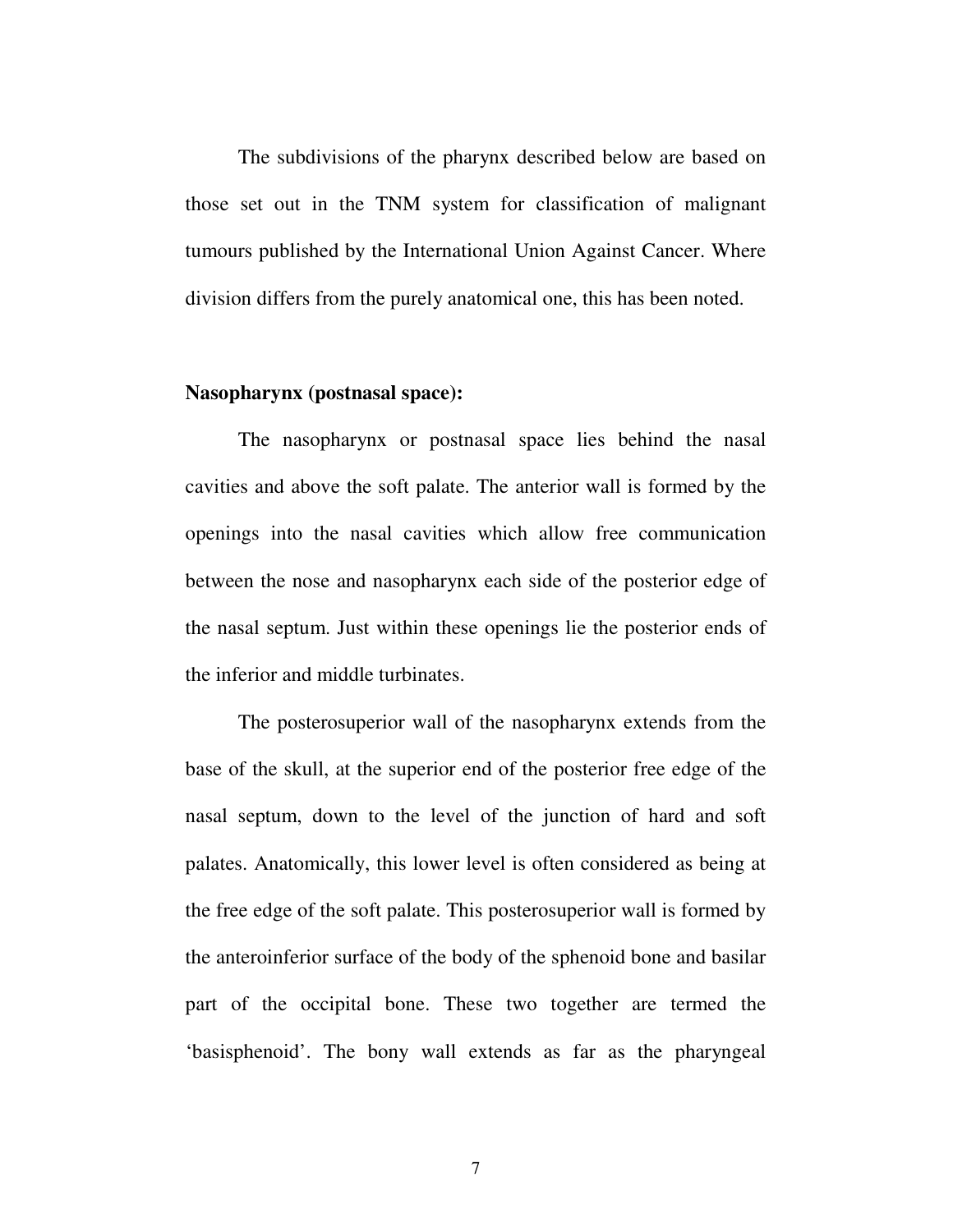The subdivisions of the pharynx described below are based on those set out in the TNM system for classification of malignant tumours published by the International Union Against Cancer. Where division differs from the purely anatomical one, this has been noted.

**Nasopharynx (postnasal space):**

The nasopharynx or postnasal space lies behind the nasal cavities and above the soft palate. The anterior wall is formed by the openings into the nasal cavities which allow free communication between the nose and nasopharynx each side of the posterior edge of the nasal septum. Just within these openings lie the posterior ends of the inferior and middle turbinates.

The posterosuperior wall of the nasopharynx extends from the base of the skull, at the superior end of the posterior free edge of the nasal septum, down to the level of the junction of hard and soft palates. Anatomically, this lower level is often considered as being at the free edge of the soft palate. This posterosuperior wall is formed by the anteroinferior surface of the body of the sphenoid bone and basilar part of the occipital bone. These two together are termed the 'basisphenoid'. The bony wall extends as far as the pharyngeal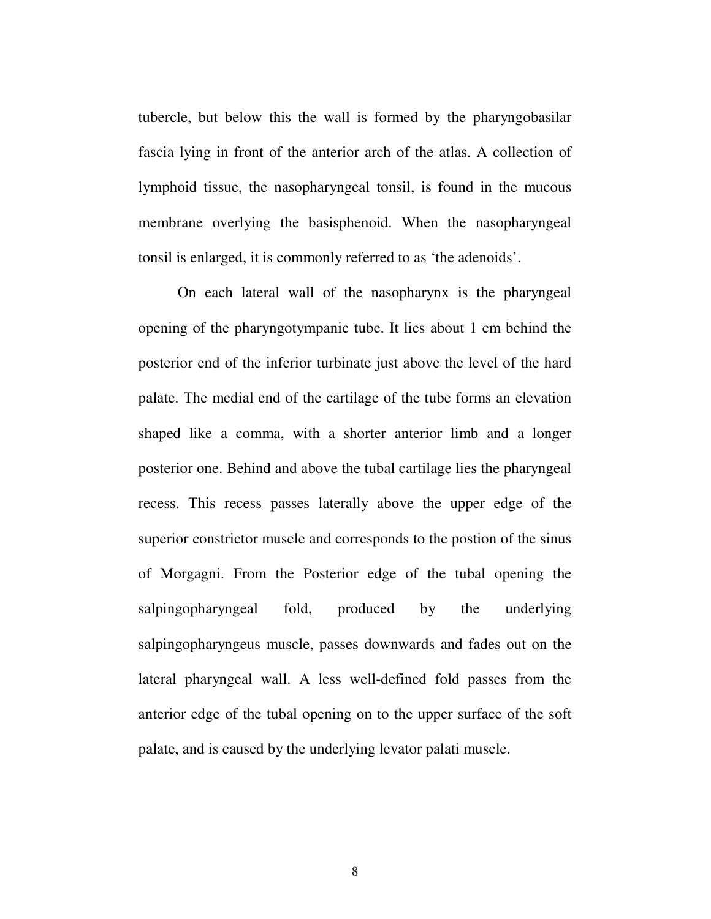tubercle, but below this the wall is formed by the pharyngobasilar fascia lying in front of the anterior arch of the atlas. A collection of lymphoid tissue, the nasopharyngeal tonsil, is found in the mucous membrane overlying the basisphenoid. When the nasopharyngeal tonsil is enlarged, it is commonly referred to as 'the adenoids'.

On each lateral wall of the nasopharynx is the pharyngeal opening of the pharyngotympanic tube. It lies about 1 cm behind the posterior end of the inferior turbinate just above the level of the hard palate. The medial end of the cartilage of the tube forms an elevation shaped like a comma, with a shorter anterior limb and a longer posterior one. Behind and above the tubal cartilage lies the pharyngeal recess. This recess passes laterally above the upper edge of the superior constrictor muscle and corresponds to the postion of the sinus of Morgagni. From the Posterior edge of the tubal opening the salpingopharyngeal fold, produced by the underlying salpingopharyngeus muscle, passes downwards and fades out on the lateral pharyngeal wall. A less well-defined fold passes from the anterior edge of the tubal opening on to the upper surface of the soft palate, and is caused by the underlying levator palati muscle.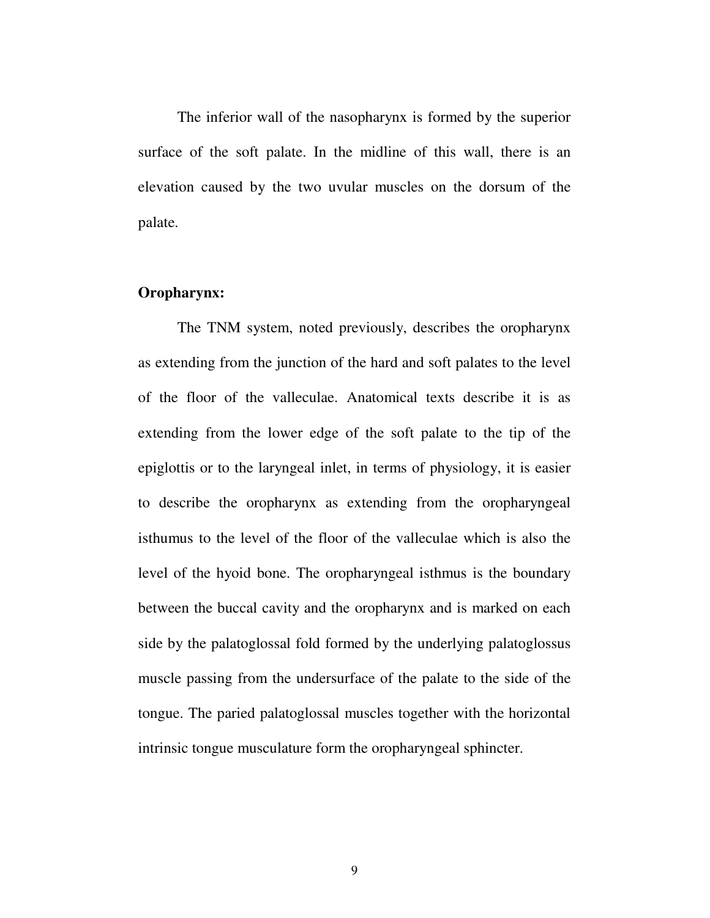The inferior wall of the nasopharynx is formed by the superior surface of the soft palate. In the midline of this wall, there is an elevation caused by the two uvular muscles on the dorsum of the palate.

**Oropharynx:**

The TNM system, noted previously, describes the oropharynx as extending from the junction of the hard and soft palates to the level of the floor of the valleculae. Anatomical texts describe it is as extending from the lower edge of the soft palate to the tip of the epiglottis or to the laryngeal inlet, in terms of physiology, it is easier to describe the oropharynx as extending from the oropharyngeal isthumus to the level of the floor of the valleculae which is also the level of the hyoid bone. The oropharyngeal isthmus is the boundary between the buccal cavity and the oropharynx and is marked on each side by the palatoglossal fold formed by the underlying palatoglossus muscle passing from the undersurface of the palate to the side of the tongue. The paried palatoglossal muscles together with the horizontal intrinsic tongue musculature form the oropharyngeal sphincter.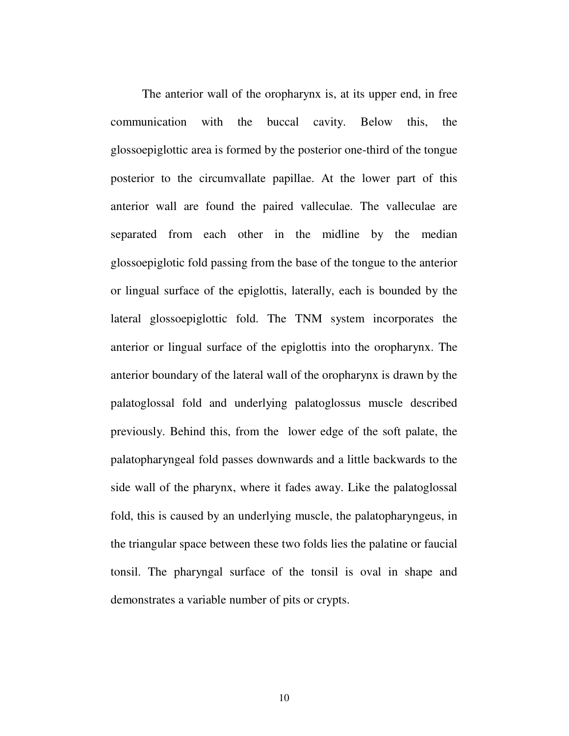The anterior wall of the oropharynx is, at its upper end, in free communication with the buccal cavity. Below this, the glossoepiglottic area is formed by the posterior one-third of the tongue posterior to the circumvallate papillae. At the lower part of this anterior wall are found the paired valleculae. The valleculae are separated from each other in the midline by the median glossoepiglotic fold passing from the base of the tongue to the anterior or lingual surface of the epiglottis, laterally, each is bounded by the lateral glossoepiglottic fold. The TNM system incorporates the anterior or lingual surface of the epiglottis into the oropharynx. The anterior boundary of the lateral wall of the oropharynx is drawn by the palatoglossal fold and underlying palatoglossus muscle described previously. Behind this, from the lower edge of the soft palate, the palatopharyngeal fold passes downwards and a little backwards to the side wall of the pharynx, where it fades away. Like the palatoglossal fold, this is caused by an underlying muscle, the palatopharyngeus, in the triangular space between these two folds lies the palatine or faucial tonsil. The pharyngal surface of the tonsil is oval in shape and demonstrates a variable number of pits or crypts.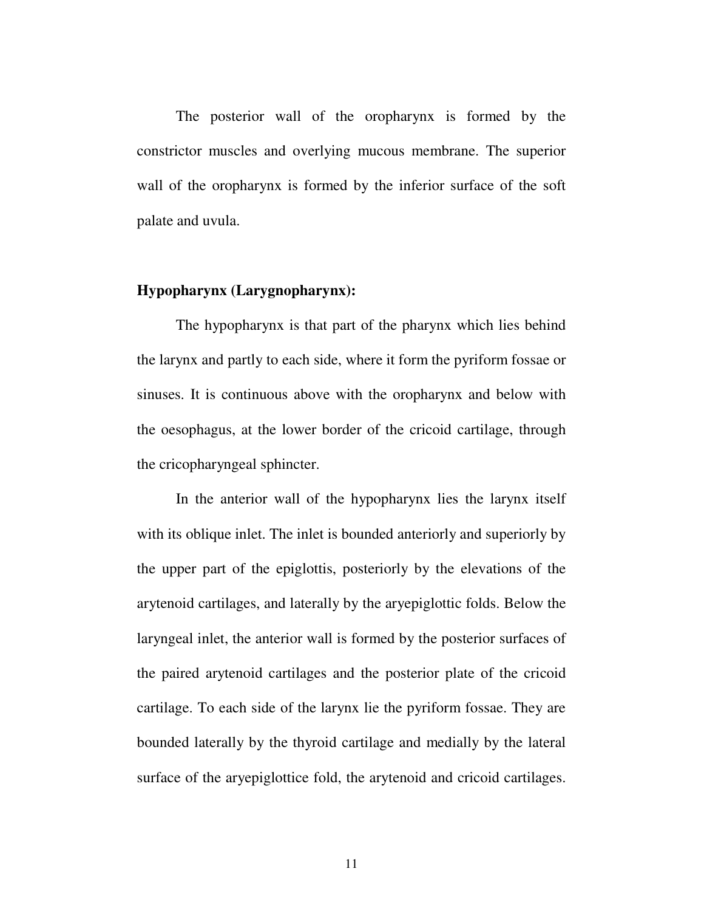The posterior wall of the oropharynx is formed by the constrictor muscles and overlying mucous membrane. The superior wall of the oropharynx is formed by the inferior surface of the soft palate and uvula.

**Hypopharynx (Larygnopharynx):**

The hypopharynx is that part of the pharynx which lies behind the larynx and partly to each side, where it form the pyriform fossae or sinuses. It is continuous above with the oropharynx and below with the oesophagus, at the lower border of the cricoid cartilage, through the cricopharyngeal sphincter.

In the anterior wall of the hypopharynx lies the larynx itself with its oblique inlet. The inlet is bounded anteriorly and superiorly by the upper part of the epiglottis, posteriorly by the elevations of the arytenoid cartilages, and laterally by the aryepiglottic folds. Below the laryngeal inlet, the anterior wall is formed by the posterior surfaces of the paired arytenoid cartilages and the posterior plate of the cricoid cartilage. To each side of the larynx lie the pyriform fossae. They are bounded laterally by the thyroid cartilage and medially by the lateral surface of the aryepiglottice fold, the arytenoid and cricoid cartilages.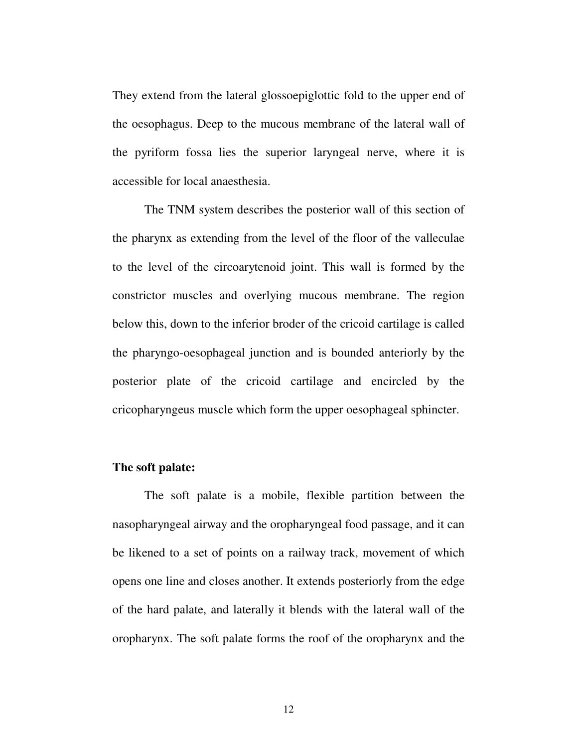They extend from the lateral glossoepiglottic fold to the upper end of the oesophagus. Deep to the mucous membrane of the lateral wall of the pyriform fossa lies the superior laryngeal nerve, where it is accessible for local anaesthesia.

The TNM system describes the posterior wall of this section of the pharynx as extending from the level of the floor of the valleculae to the level of the circoarytenoid joint. This wall is formed by the constrictor muscles and overlying mucous membrane. The region below this, down to the inferior broder of the cricoid cartilage is called the pharyngo-oesophageal junction and is bounded anteriorly by the posterior plate of the cricoid cartilage and encircled by the cricopharyngeus muscle which form the upper oesophageal sphincter.

**The soft palate:**

The soft palate is a mobile, flexible partition between the nasopharyngeal airway and the oropharyngeal food passage, and it can be likened to a set of points on a railway track, movement of which opens one line and closes another. It extends posteriorly from the edge of the hard palate, and laterally it blends with the lateral wall of the oropharynx. The soft palate forms the roof of the oropharynx and the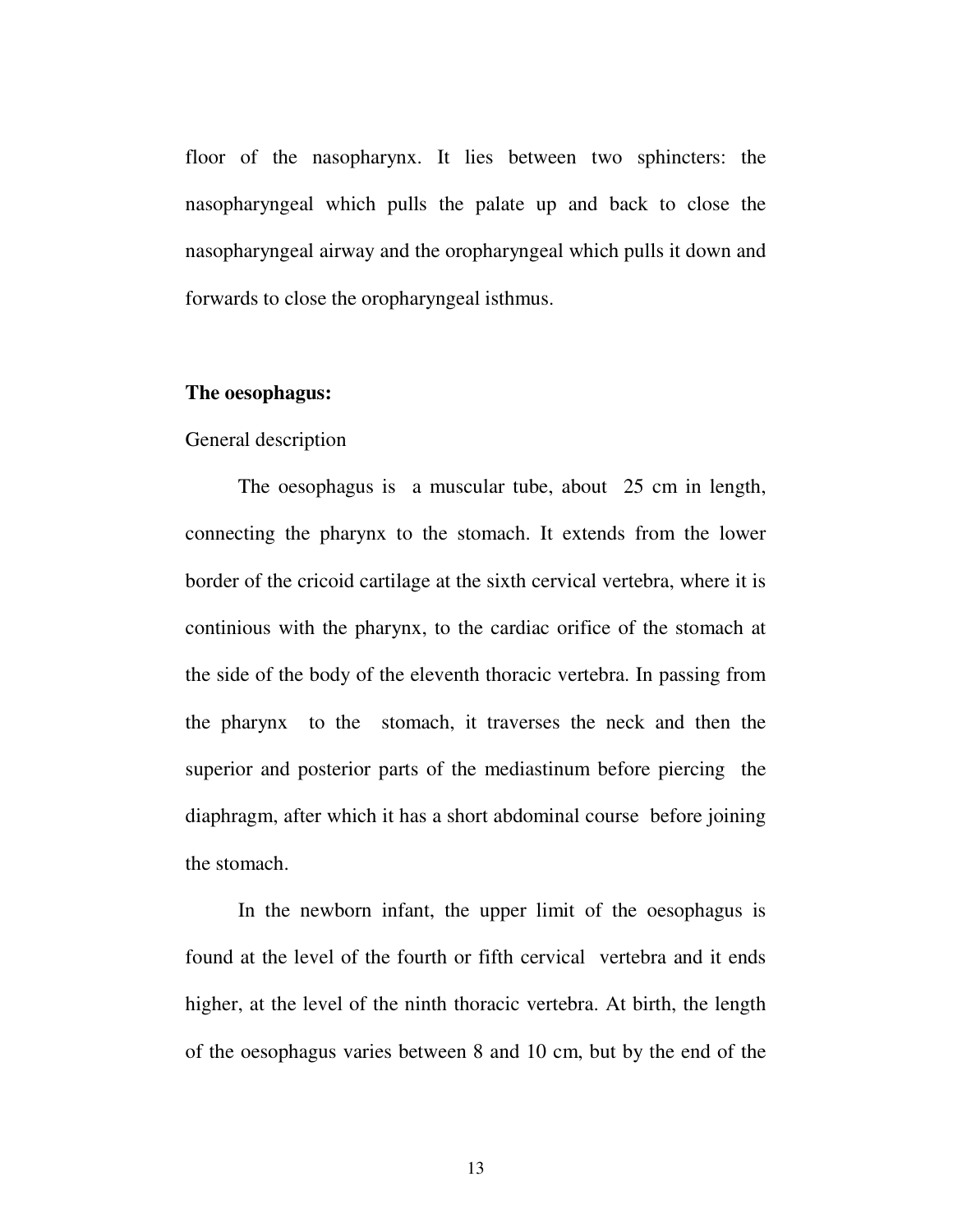floor of the nasopharynx. It lies between two sphincters: the nasopharyngeal which pulls the palate up and back to close the nasopharyngeal airway and the oropharyngeal which pulls it down and forwards to close the oropharyngeal isthmus.

**The oesophagus:**

General description

The oesophagus is a muscular tube, about 25 cm in length, connecting the pharynx to the stomach. It extends from the lower border of the cricoid cartilage at the sixth cervical vertebra, where it is continious with the pharynx, to the cardiac orifice of the stomach at the side of the body of the eleventh thoracic vertebra. In passing from the pharynx to the stomach, it traverses the neck and then the superior and posterior parts of the mediastinum before piercing the diaphragm, after which it has a short abdominal course before joining the stomach.

In the newborn infant, the upper limit of the oesophagus is found at the level of the fourth or fifth cervical vertebra and it ends higher, at the level of the ninth thoracic vertebra. At birth, the length of the oesophagus varies between 8 and 10 cm, but by the end of the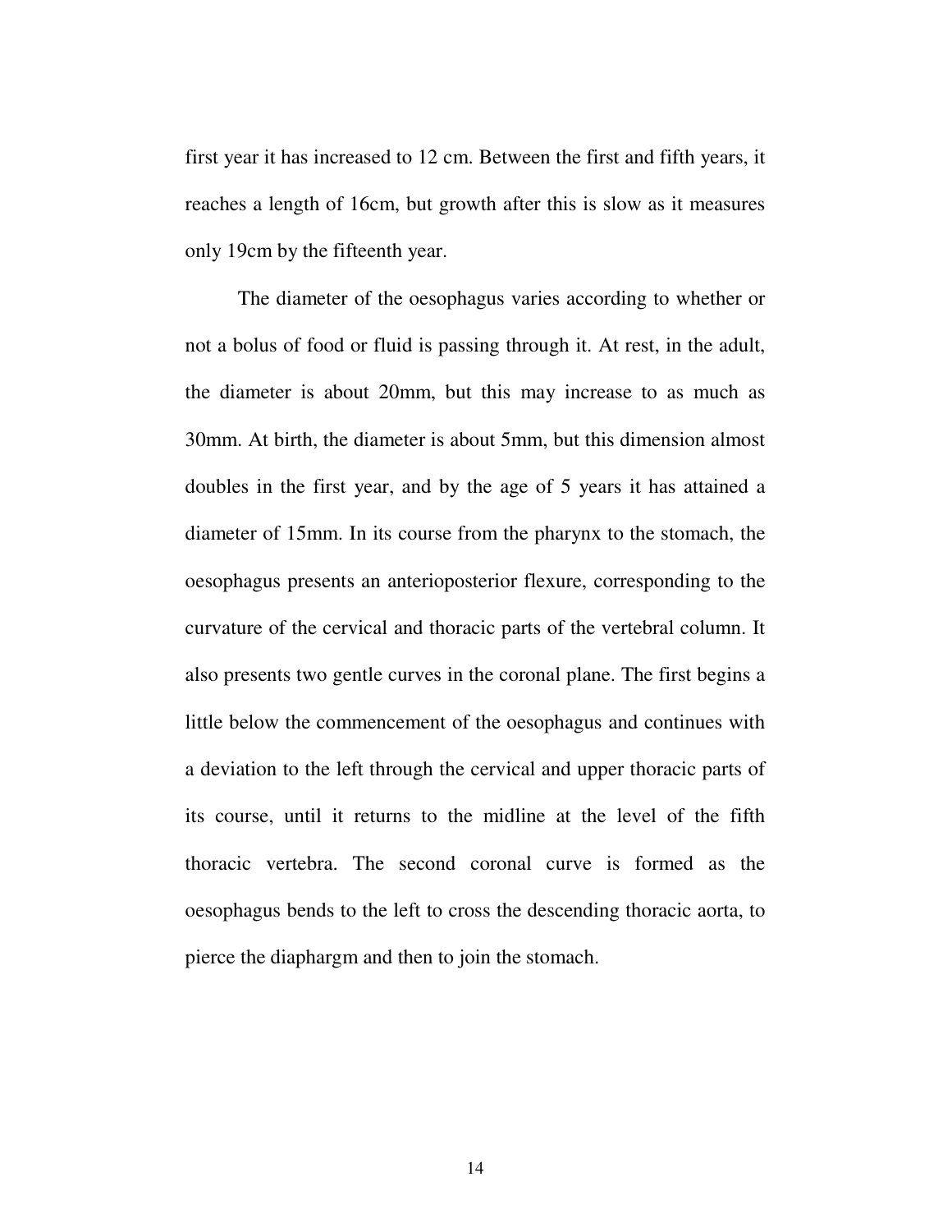first year it has increased to 12 cm. Between the first and fifth years, it reaches a length of 16cm, but growth after this is slow as it measures only 19cm by the fifteenth year.

The diameter of the oesophagus varies according to whether or not a bolus of food or fluid is passing through it. At rest, in the adult, the diameter is about 20mm, but this may increase to as much as 30mm. At birth, the diameter is about 5mm, but this dimension almost doubles in the first year, and by the age of 5 years it has attained a diameter of 15mm. In its course from the pharynx to the stomach, the oesophagus presents an anterioposterior flexure, corresponding to the curvature of the cervical and thoracic parts of the vertebral column. It also presents two gentle curves in the coronal plane. The first begins a little below the commencement of the oesophagus and continues with a deviation to the left through the cervical and upper thoracic parts of its course, until it returns to the midline at the level of the fifth thoracic vertebra. The second coronal curve is formed as the oesophagus bends to the left to cross the descending thoracic aorta, to pierce the diaphargm and then to join the stomach.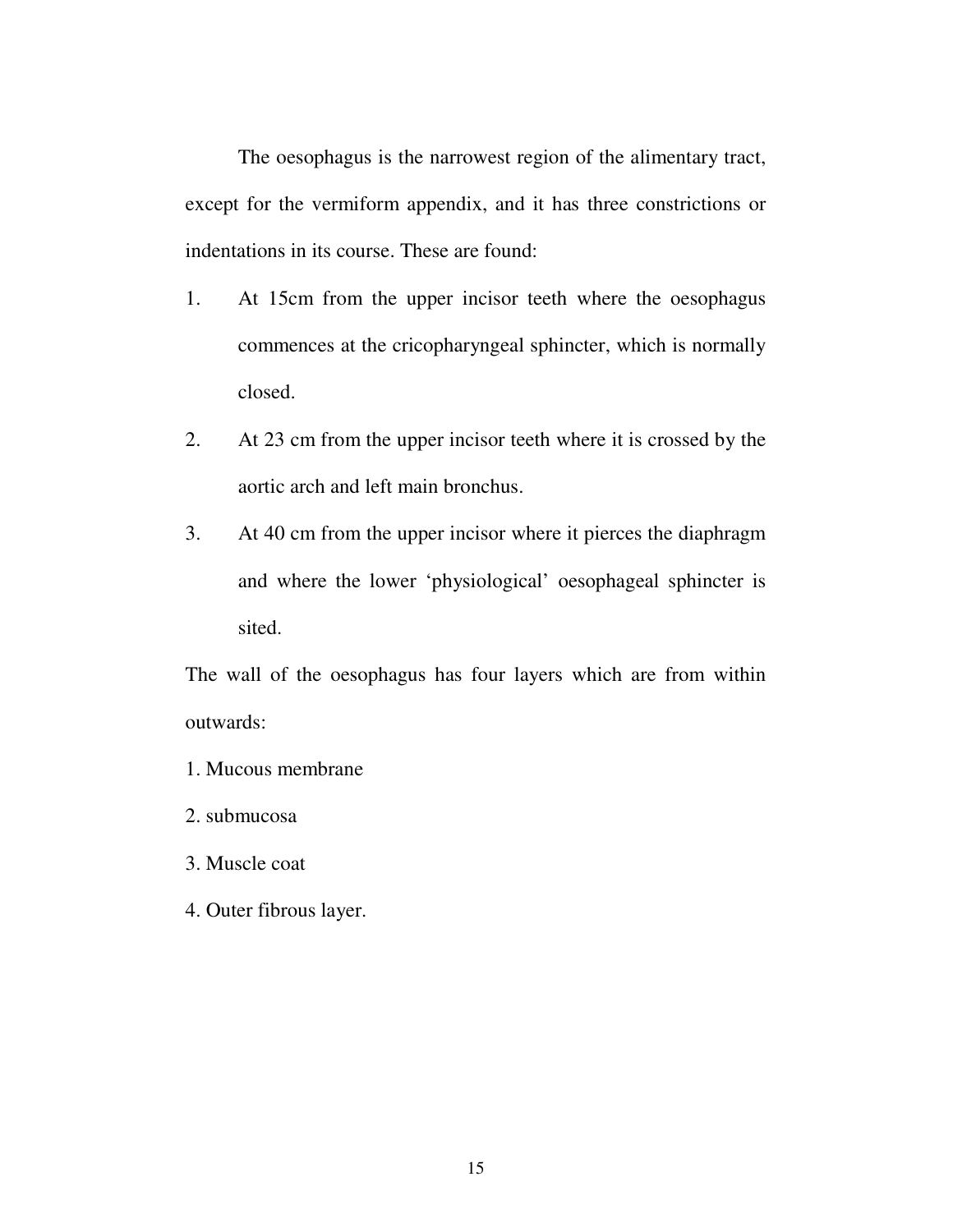The oesophagus is the narrowest region of the alimentary tract, except for the vermiform appendix, and it has three constrictions or indentations in its course. These are found:

1. At 15cm from the upper incisor teeth where the oesophagus commences at the cricopharyngeal sphincter, which is normally closed.
2. At 23 cm from the upper incisor teeth where it is crossed by the aortic arch and left main bronchus.
3. At 40 cm from the upper incisor where it pierces the diaphragm and where the lower 'physiological' oesophageal sphincter is sited.

The wall of the oesophagus has four layers which are from within outwards:

1. Mucous membrane
2. submucosa
3. Muscle coat
4. Outer fibrous layer.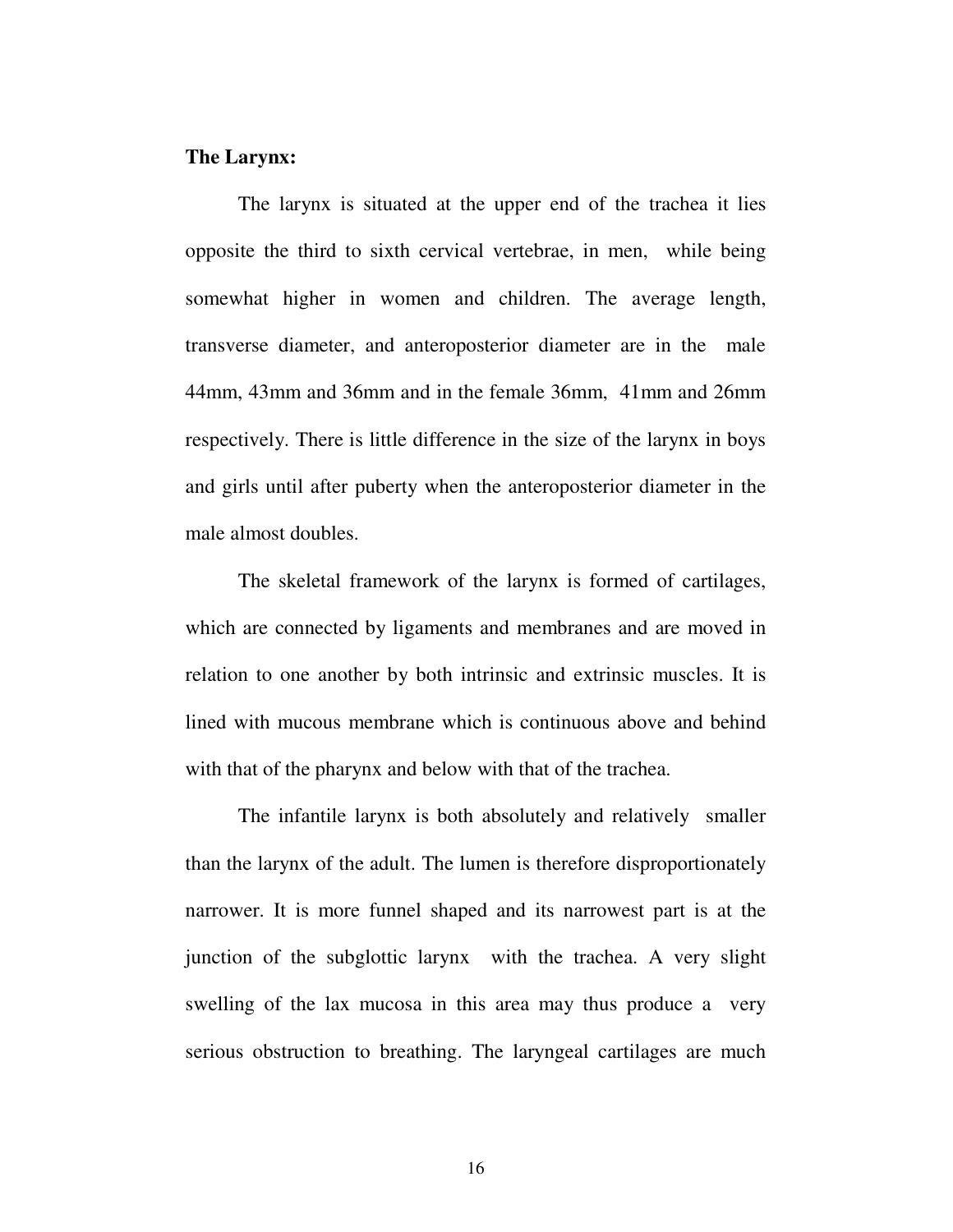**The Larynx:**

The larynx is situated at the upper end of the trachea it lies opposite the third to sixth cervical vertebrae, in men, while being somewhat higher in women and children. The average length, transverse diameter, and anteroposterior diameter are in the male 44mm, 43mm and 36mm and in the female 36mm, 41mm and 26mm respectively. There is little difference in the size of the larynx in boys and girls until after puberty when the anteroposterior diameter in the male almost doubles.

The skeletal framework of the larynx is formed of cartilages, which are connected by ligaments and membranes and are moved in relation to one another by both intrinsic and extrinsic muscles. It is lined with mucous membrane which is continuous above and behind with that of the pharynx and below with that of the trachea.

The infantile larynx is both absolutely and relatively smaller than the larynx of the adult. The lumen is therefore disproportionately narrower. It is more funnel shaped and its narrowest part is at the junction of the subglottic larynx with the trachea. A very slight swelling of the lax mucosa in this area may thus produce a very serious obstruction to breathing. The laryngeal cartilages are much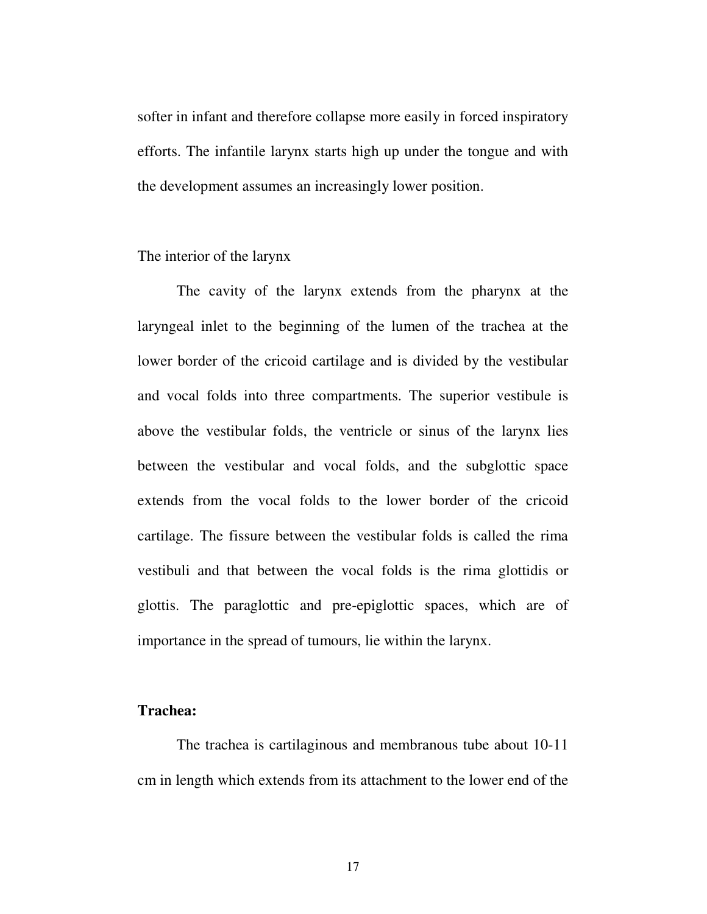softer in infant and therefore collapse more easily in forced inspiratory efforts. The infantile larynx starts high up under the tongue and with the development assumes an increasingly lower position.

The interior of the larynx

The cavity of the larynx extends from the pharynx at the laryngeal inlet to the beginning of the lumen of the trachea at the lower border of the cricoid cartilage and is divided by the vestibular and vocal folds into three compartments. The superior vestibule is above the vestibular folds, the ventricle or sinus of the larynx lies between the vestibular and vocal folds, and the subglottic space extends from the vocal folds to the lower border of the cricoid cartilage. The fissure between the vestibular folds is called the rima vestibuli and that between the vocal folds is the rima glottidis or glottis. The paraglottic and pre-epiglottic spaces, which are of importance in the spread of tumours, lie within the larynx.

**Trachea:**

The trachea is cartilaginous and membranous tube about 10-11 cm in length which extends from its attachment to the lower end of the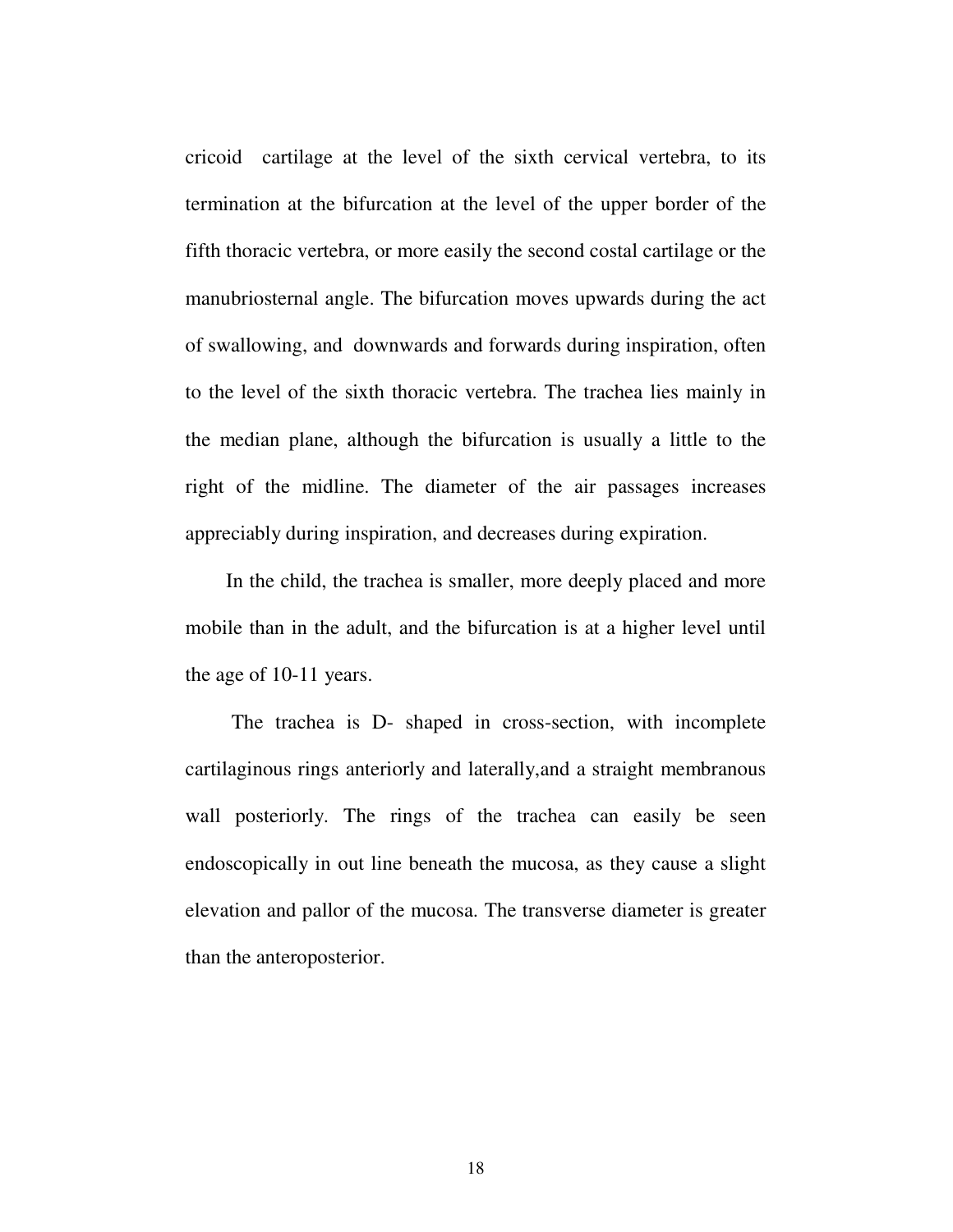cricoid cartilage at the level of the sixth cervical vertebra, to its termination at the bifurcation at the level of the upper border of the fifth thoracic vertebra, or more easily the second costal cartilage or the manubriosternal angle. The bifurcation moves upwards during the act of swallowing, and downwards and forwards during inspiration, often to the level of the sixth thoracic vertebra. The trachea lies mainly in the median plane, although the bifurcation is usually a little to the right of the midline. The diameter of the air passages increases appreciably during inspiration, and decreases during expiration.

In the child, the trachea is smaller, more deeply placed and more mobile than in the adult, and the bifurcation is at a higher level until the age of 10-11 years.

The trachea is D- shaped in cross-section, with incomplete cartilaginous rings anteriorly and laterally,and a straight membranous wall posteriorly. The rings of the trachea can easily be seen endoscopically in out line beneath the mucosa, as they cause a slight elevation and pallor of the mucosa. The transverse diameter is greater than the anteroposterior.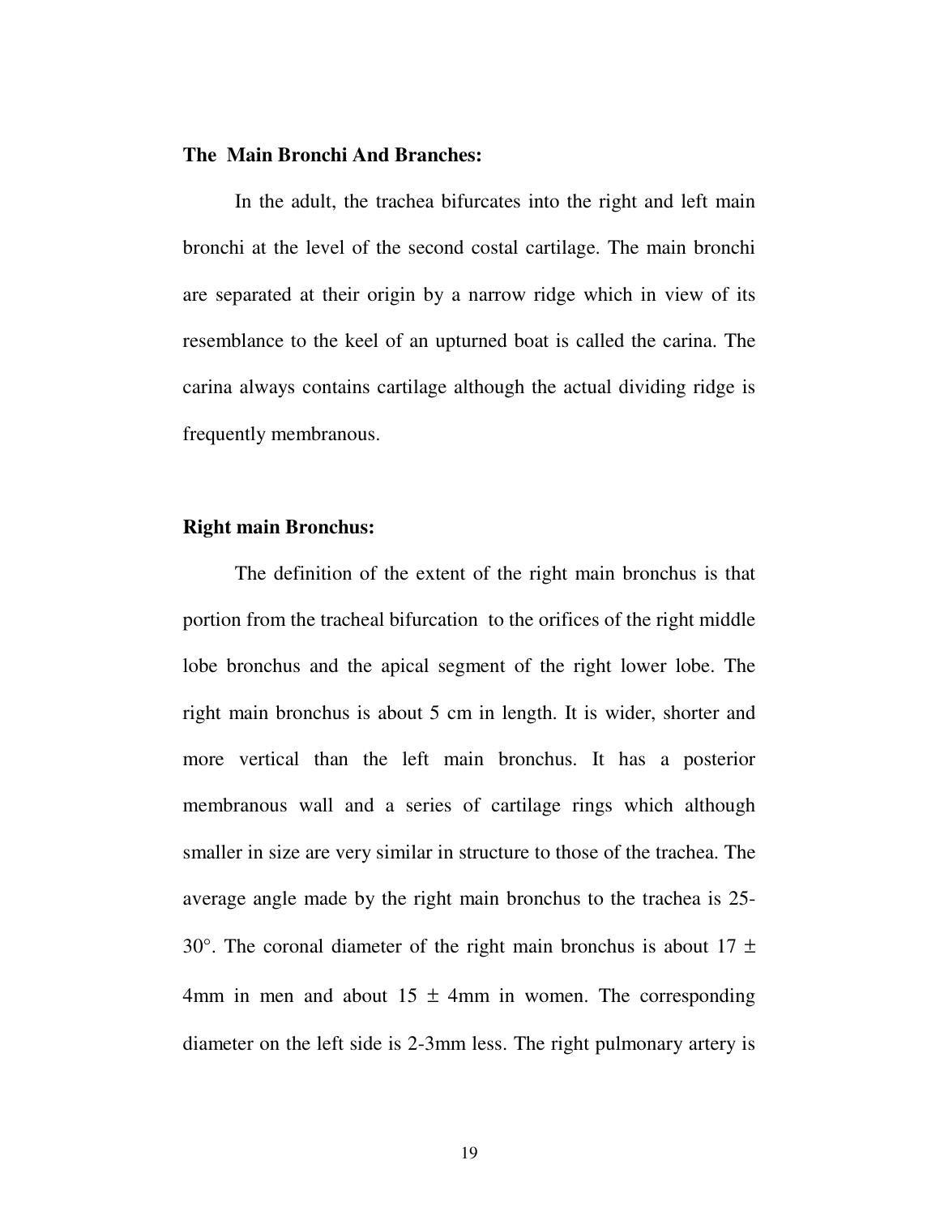**The Main Bronchi And Branches:**

In the adult, the trachea bifurcates into the right and left main bronchi at the level of the second costal cartilage. The main bronchi are separated at their origin by a narrow ridge which in view of its resemblance to the keel of an upturned boat is called the carina. The carina always contains cartilage although the actual dividing ridge is frequently membranous.

**Right main Bronchus:**

The definition of the extent of the right main bronchus is that portion from the tracheal bifurcation to the orifices of the right middle lobe bronchus and the apical segment of the right lower lobe. The right main bronchus is about 5 cm in length. It is wider, shorter and more vertical than the left main bronchus. It has a posterior membranous wall and a series of cartilage rings which although smaller in size are very similar in structure to those of the trachea. The average angle made by the right main bronchus to the trachea is 25-30°. The coronal diameter of the right main bronchus is about 17 ± 4mm in men and about 15 ± 4mm in women. The corresponding diameter on the left side is 2-3mm less. The right pulmonary artery is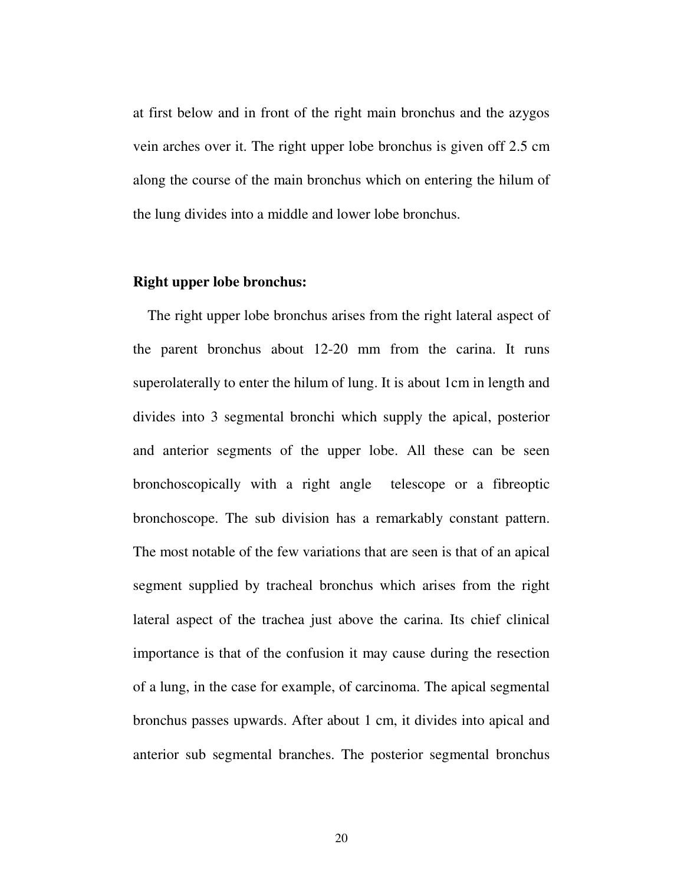at first below and in front of the right main bronchus and the azygos vein arches over it. The right upper lobe bronchus is given off 2.5 cm along the course of the main bronchus which on entering the hilum of the lung divides into a middle and lower lobe bronchus.

**Right upper lobe bronchus:**

The right upper lobe bronchus arises from the right lateral aspect of the parent bronchus about 12-20 mm from the carina. It runs superolaterally to enter the hilum of lung. It is about 1cm in length and divides into 3 segmental bronchi which supply the apical, posterior and anterior segments of the upper lobe. All these can be seen bronchoscopically with a right angle telescope or a fibreoptic bronchoscope. The sub division has a remarkably constant pattern. The most notable of the few variations that are seen is that of an apical segment supplied by tracheal bronchus which arises from the right lateral aspect of the trachea just above the carina. Its chief clinical importance is that of the confusion it may cause during the resection of a lung, in the case for example, of carcinoma. The apical segmental bronchus passes upwards. After about 1 cm, it divides into apical and anterior sub segmental branches. The posterior segmental bronchus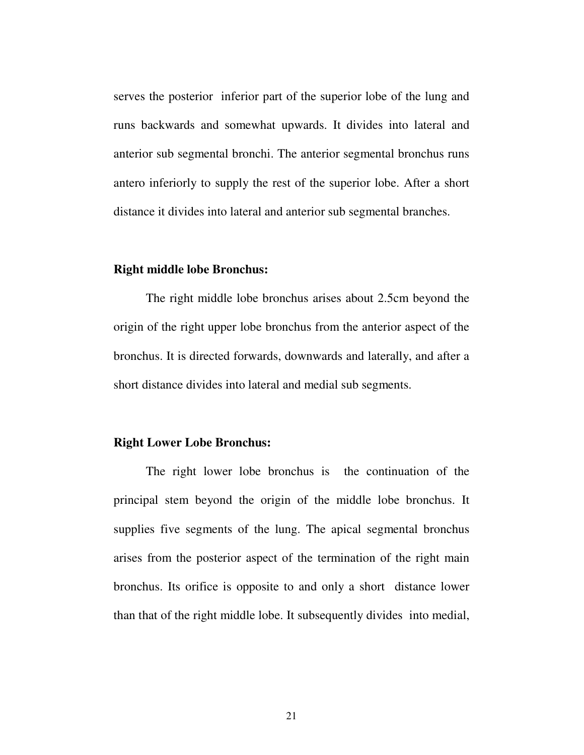serves the posterior inferior part of the superior lobe of the lung and runs backwards and somewhat upwards. It divides into lateral and anterior sub segmental bronchi. The anterior segmental bronchus runs antero inferiorly to supply the rest of the superior lobe. After a short distance it divides into lateral and anterior sub segmental branches.

**Right middle lobe Bronchus:**

The right middle lobe bronchus arises about 2.5cm beyond the origin of the right upper lobe bronchus from the anterior aspect of the bronchus. It is directed forwards, downwards and laterally, and after a short distance divides into lateral and medial sub segments.

**Right Lower Lobe Bronchus:**

The right lower lobe bronchus is the continuation of the principal stem beyond the origin of the middle lobe bronchus. It supplies five segments of the lung. The apical segmental bronchus arises from the posterior aspect of the termination of the right main bronchus. Its orifice is opposite to and only a short distance lower than that of the right middle lobe. It subsequently divides into medial,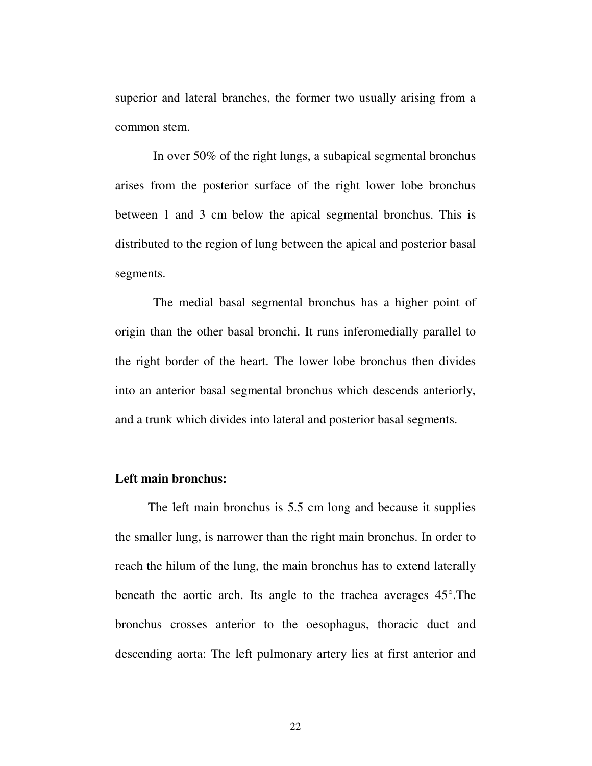superior and lateral branches, the former two usually arising from a common stem.

In over 50% of the right lungs, a subapical segmental bronchus arises from the posterior surface of the right lower lobe bronchus between 1 and 3 cm below the apical segmental bronchus. This is distributed to the region of lung between the apical and posterior basal segments.

The medial basal segmental bronchus has a higher point of origin than the other basal bronchi. It runs inferomedially parallel to the right border of the heart. The lower lobe bronchus then divides into an anterior basal segmental bronchus which descends anteriorly, and a trunk which divides into lateral and posterior basal segments.

**Left main bronchus:**

The left main bronchus is 5.5 cm long and because it supplies the smaller lung, is narrower than the right main bronchus. In order to reach the hilum of the lung, the main bronchus has to extend laterally beneath the aortic arch. Its angle to the trachea averages 45°.The bronchus crosses anterior to the oesophagus, thoracic duct and descending aorta: The left pulmonary artery lies at first anterior and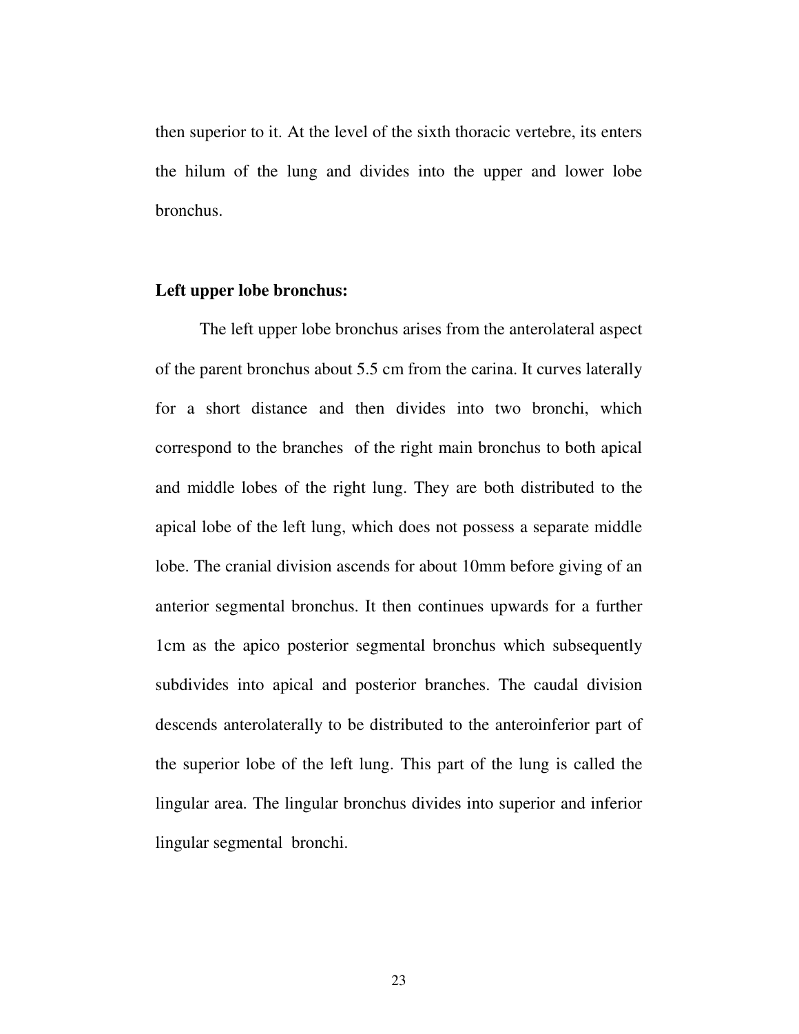then superior to it. At the level of the sixth thoracic vertebre, its enters the hilum of the lung and divides into the upper and lower lobe bronchus.

**Left upper lobe bronchus:**

The left upper lobe bronchus arises from the anterolateral aspect of the parent bronchus about 5.5 cm from the carina. It curves laterally for a short distance and then divides into two bronchi, which correspond to the branches of the right main bronchus to both apical and middle lobes of the right lung. They are both distributed to the apical lobe of the left lung, which does not possess a separate middle lobe. The cranial division ascends for about 10mm before giving of an anterior segmental bronchus. It then continues upwards for a further 1cm as the apico posterior segmental bronchus which subsequently subdivides into apical and posterior branches. The caudal division descends anterolaterally to be distributed to the anteroinferior part of the superior lobe of the left lung. This part of the lung is called the lingular area. The lingular bronchus divides into superior and inferior lingular segmental bronchi.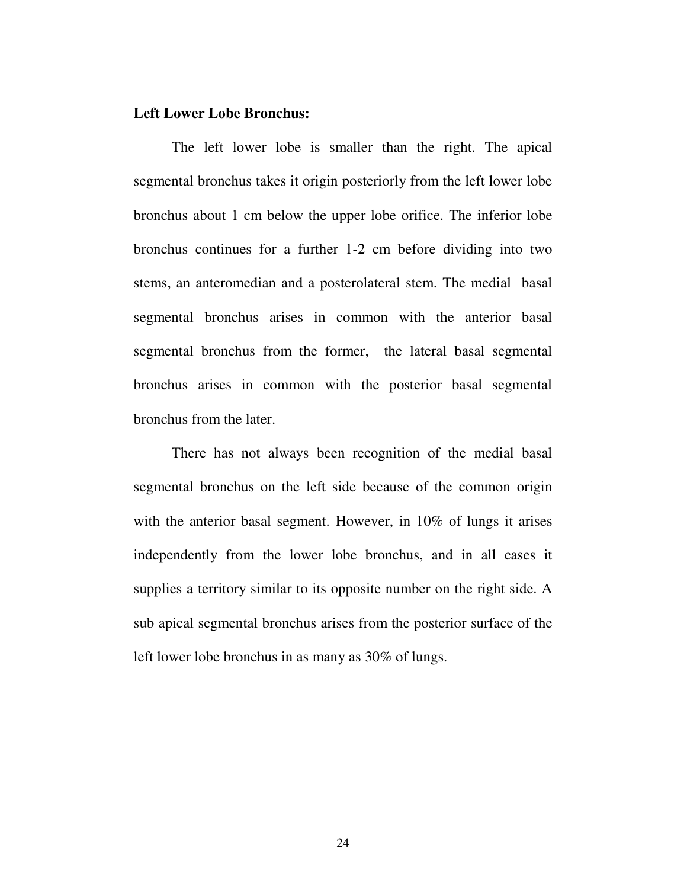**Left Lower Lobe Bronchus:**

The left lower lobe is smaller than the right. The apical segmental bronchus takes it origin posteriorly from the left lower lobe bronchus about 1 cm below the upper lobe orifice. The inferior lobe bronchus continues for a further 1-2 cm before dividing into two stems, an anteromedian and a posterolateral stem. The medial basal segmental bronchus arises in common with the anterior basal segmental bronchus from the former, the lateral basal segmental bronchus arises in common with the posterior basal segmental bronchus from the later.

There has not always been recognition of the medial basal segmental bronchus on the left side because of the common origin with the anterior basal segment. However, in 10% of lungs it arises independently from the lower lobe bronchus, and in all cases it supplies a territory similar to its opposite number on the right side. A sub apical segmental bronchus arises from the posterior surface of the left lower lobe bronchus in as many as 30% of lungs.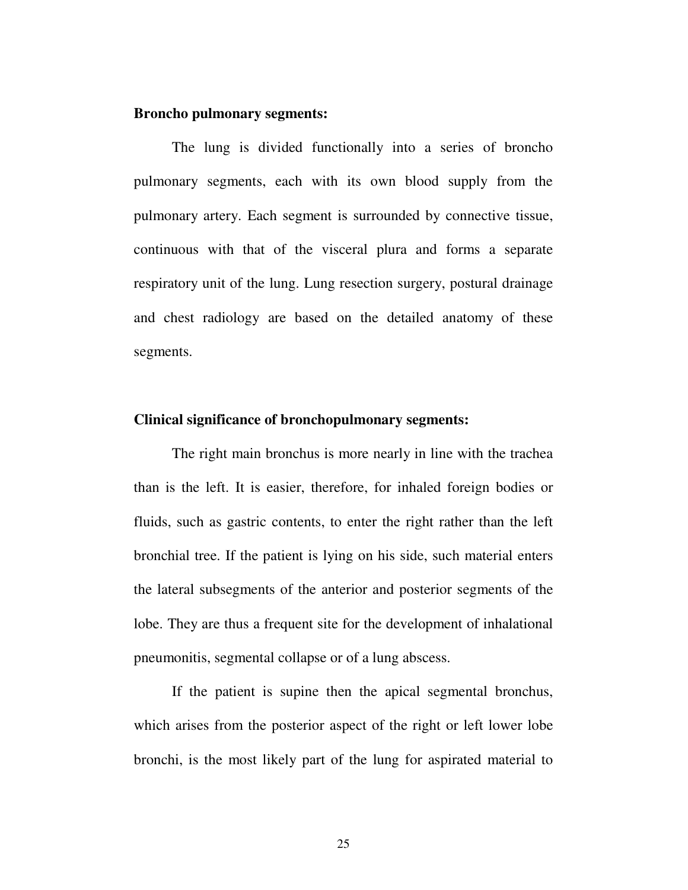**Broncho pulmonary segments:**

The lung is divided functionally into a series of broncho pulmonary segments, each with its own blood supply from the pulmonary artery. Each segment is surrounded by connective tissue, continuous with that of the visceral plura and forms a separate respiratory unit of the lung. Lung resection surgery, postural drainage and chest radiology are based on the detailed anatomy of these segments.

**Clinical significance of bronchopulmonary segments:**

The right main bronchus is more nearly in line with the trachea than is the left. It is easier, therefore, for inhaled foreign bodies or fluids, such as gastric contents, to enter the right rather than the left bronchial tree. If the patient is lying on his side, such material enters the lateral subsegments of the anterior and posterior segments of the lobe. They are thus a frequent site for the development of inhalational pneumonitis, segmental collapse or of a lung abscess.

If the patient is supine then the apical segmental bronchus, which arises from the posterior aspect of the right or left lower lobe bronchi, is the most likely part of the lung for aspirated material to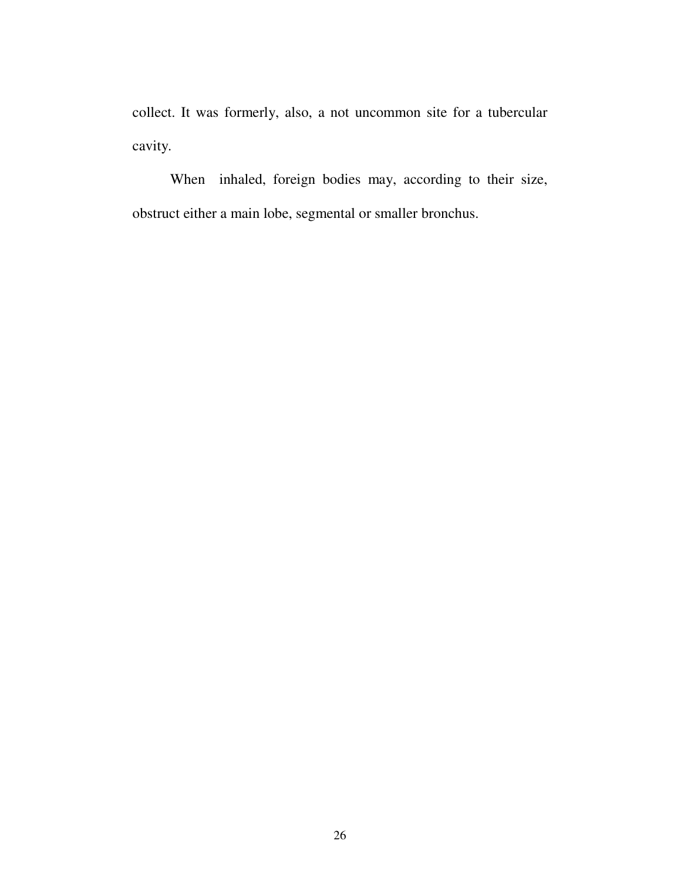collect. It was formerly, also, a not uncommon site for a tubercular cavity.

When inhaled, foreign bodies may, according to their size, obstruct either a main lobe, segmental or smaller bronchus.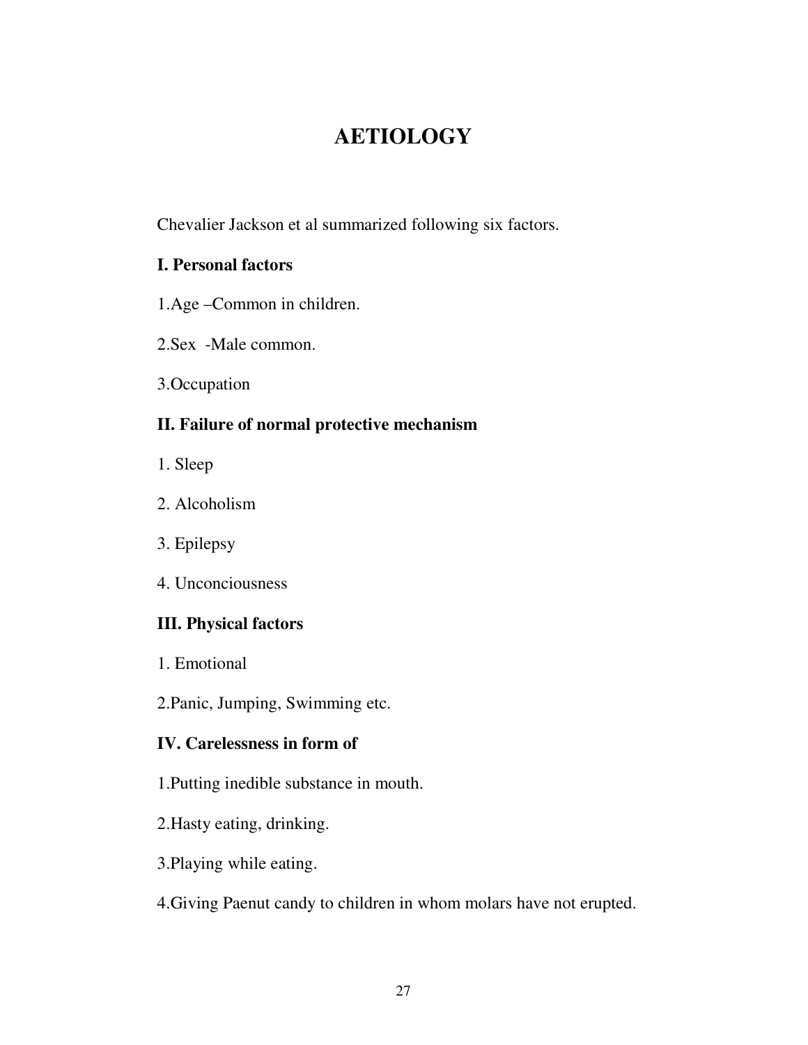# AETIOLOGY

Chevalier Jackson et al summarized following six factors.

**I. Personal factors**

1.Age –Common in children.

2.Sex -Male common.

3.Occupation

**II. Failure of normal protective mechanism**

1. Sleep

2. Alcoholism

3. Epilepsy

4. Unconciousness

**III. Physical factors**

1. Emotional

2.Panic, Jumping, Swimming etc.

**IV. Carelessness in form of**

1.Putting inedible substance in mouth.

2.Hasty eating, drinking.

3.Playing while eating.

4.Giving Paenut candy to children in whom molars have not erupted.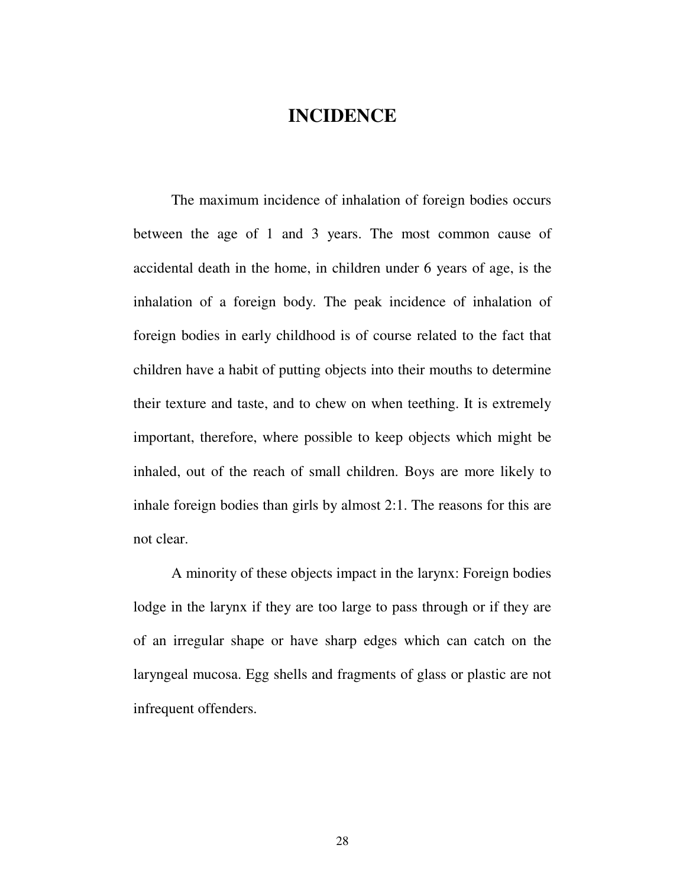# INCIDENCE

The maximum incidence of inhalation of foreign bodies occurs between the age of 1 and 3 years. The most common cause of accidental death in the home, in children under 6 years of age, is the inhalation of a foreign body. The peak incidence of inhalation of foreign bodies in early childhood is of course related to the fact that children have a habit of putting objects into their mouths to determine their texture and taste, and to chew on when teething. It is extremely important, therefore, where possible to keep objects which might be inhaled, out of the reach of small children. Boys are more likely to inhale foreign bodies than girls by almost 2:1. The reasons for this are not clear.

A minority of these objects impact in the larynx: Foreign bodies lodge in the larynx if they are too large to pass through or if they are of an irregular shape or have sharp edges which can catch on the laryngeal mucosa. Egg shells and fragments of glass or plastic are not infrequent offenders.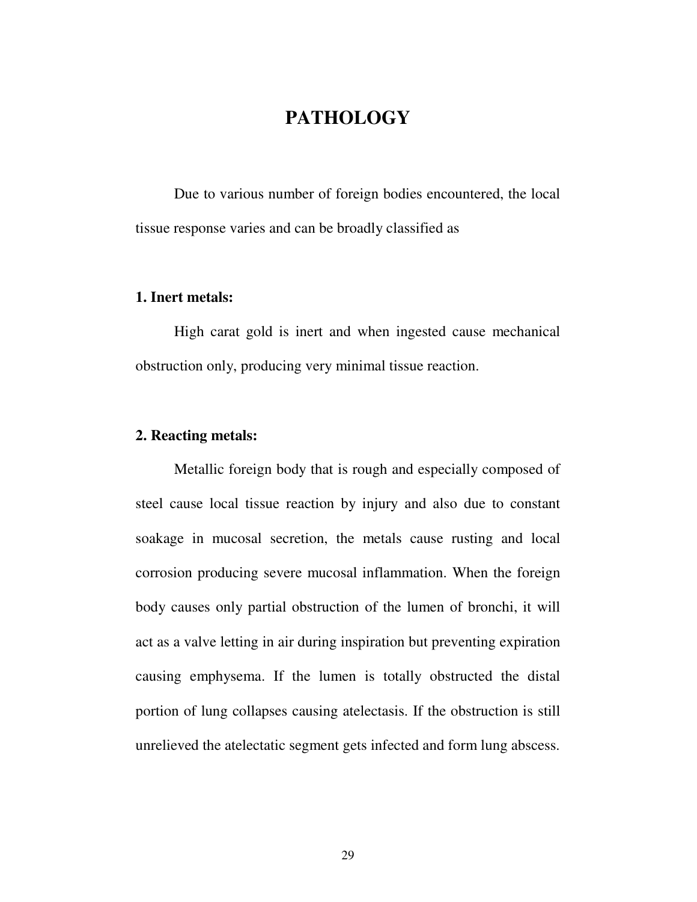# PATHOLOGY

Due to various number of foreign bodies encountered, the local tissue response varies and can be broadly classified as

**1. Inert metals:**

High carat gold is inert and when ingested cause mechanical obstruction only, producing very minimal tissue reaction.

**2. Reacting metals:**

Metallic foreign body that is rough and especially composed of steel cause local tissue reaction by injury and also due to constant soakage in mucosal secretion, the metals cause rusting and local corrosion producing severe mucosal inflammation. When the foreign body causes only partial obstruction of the lumen of bronchi, it will act as a valve letting in air during inspiration but preventing expiration causing emphysema. If the lumen is totally obstructed the distal portion of lung collapses causing atelectasis. If the obstruction is still unrelieved the atelectatic segment gets infected and form lung abscess.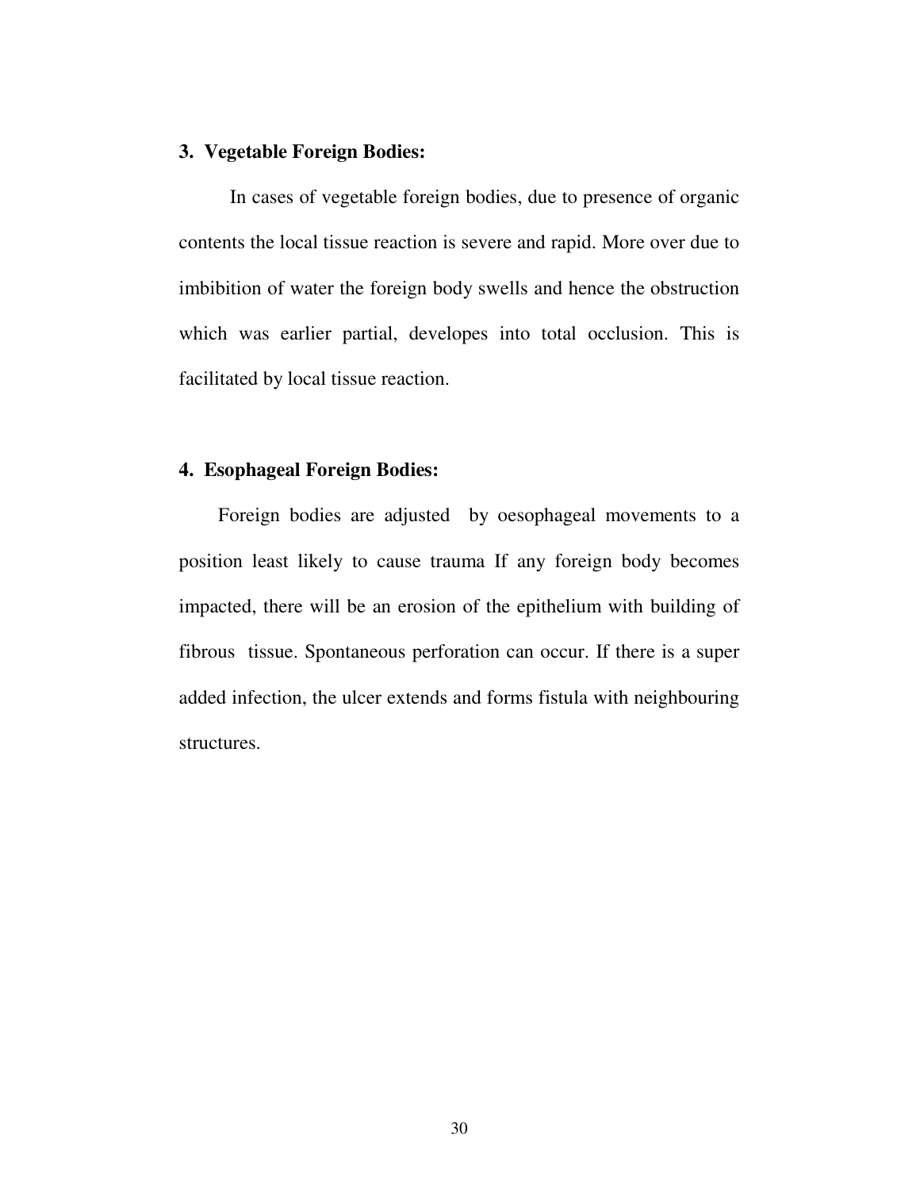**3. Vegetable Foreign Bodies:**

In cases of vegetable foreign bodies, due to presence of organic contents the local tissue reaction is severe and rapid. More over due to imbibition of water the foreign body swells and hence the obstruction which was earlier partial, developes into total occlusion. This is facilitated by local tissue reaction.

**4. Esophageal Foreign Bodies:**

Foreign bodies are adjusted by oesophageal movements to a position least likely to cause trauma If any foreign body becomes impacted, there will be an erosion of the epithelium with building of fibrous tissue. Spontaneous perforation can occur. If there is a super added infection, the ulcer extends and forms fistula with neighbouring structures.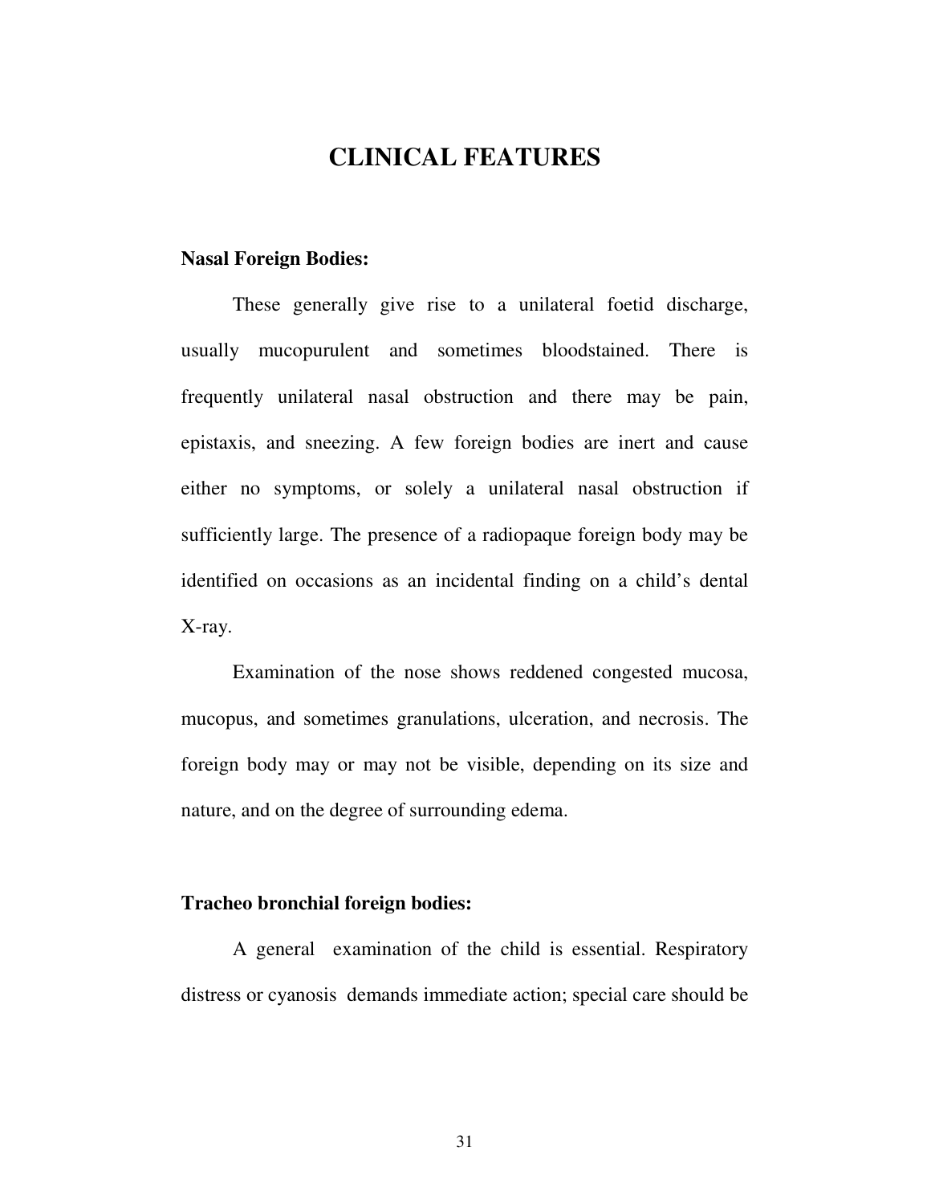# CLINICAL FEATURES

**Nasal Foreign Bodies:**

These generally give rise to a unilateral foetid discharge, usually mucopurulent and sometimes bloodstained. There is frequently unilateral nasal obstruction and there may be pain, epistaxis, and sneezing. A few foreign bodies are inert and cause either no symptoms, or solely a unilateral nasal obstruction if sufficiently large. The presence of a radiopaque foreign body may be identified on occasions as an incidental finding on a child's dental X-ray.

Examination of the nose shows reddened congested mucosa, mucopus, and sometimes granulations, ulceration, and necrosis. The foreign body may or may not be visible, depending on its size and nature, and on the degree of surrounding edema.

**Tracheo bronchial foreign bodies:**

A general examination of the child is essential. Respiratory distress or cyanosis demands immediate action; special care should be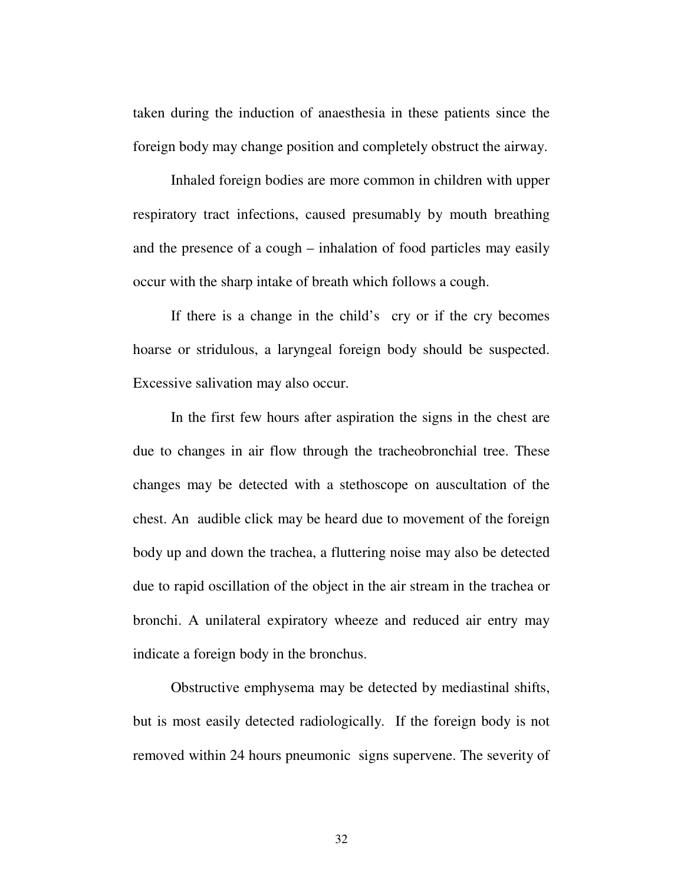taken during the induction of anaesthesia in these patients since the foreign body may change position and completely obstruct the airway.

Inhaled foreign bodies are more common in children with upper respiratory tract infections, caused presumably by mouth breathing and the presence of a cough – inhalation of food particles may easily occur with the sharp intake of breath which follows a cough.

If there is a change in the child's cry or if the cry becomes hoarse or stridulous, a laryngeal foreign body should be suspected. Excessive salivation may also occur.

In the first few hours after aspiration the signs in the chest are due to changes in air flow through the tracheobronchial tree. These changes may be detected with a stethoscope on auscultation of the chest. An audible click may be heard due to movement of the foreign body up and down the trachea, a fluttering noise may also be detected due to rapid oscillation of the object in the air stream in the trachea or bronchi. A unilateral expiratory wheeze and reduced air entry may indicate a foreign body in the bronchus.

Obstructive emphysema may be detected by mediastinal shifts, but is most easily detected radiologically. If the foreign body is not removed within 24 hours pneumonic signs supervene. The severity of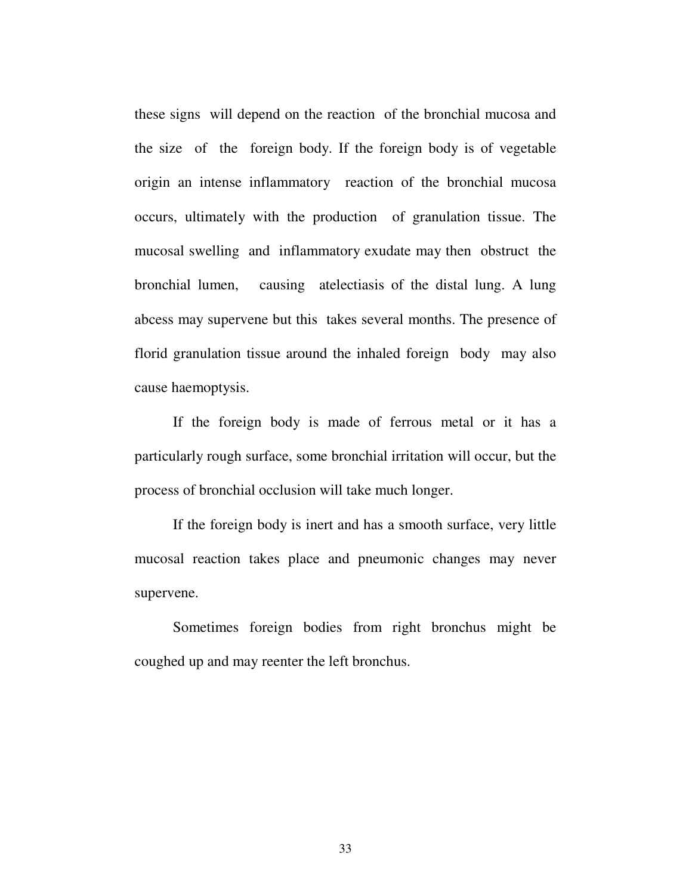these signs will depend on the reaction of the bronchial mucosa and the size of the foreign body. If the foreign body is of vegetable origin an intense inflammatory reaction of the bronchial mucosa occurs, ultimately with the production of granulation tissue. The mucosal swelling and inflammatory exudate may then obstruct the bronchial lumen, causing atelectiasis of the distal lung. A lung abcess may supervene but this takes several months. The presence of florid granulation tissue around the inhaled foreign body may also cause haemoptysis.

If the foreign body is made of ferrous metal or it has a particularly rough surface, some bronchial irritation will occur, but the process of bronchial occlusion will take much longer.

If the foreign body is inert and has a smooth surface, very little mucosal reaction takes place and pneumonic changes may never supervene.

Sometimes foreign bodies from right bronchus might be coughed up and may reenter the left bronchus.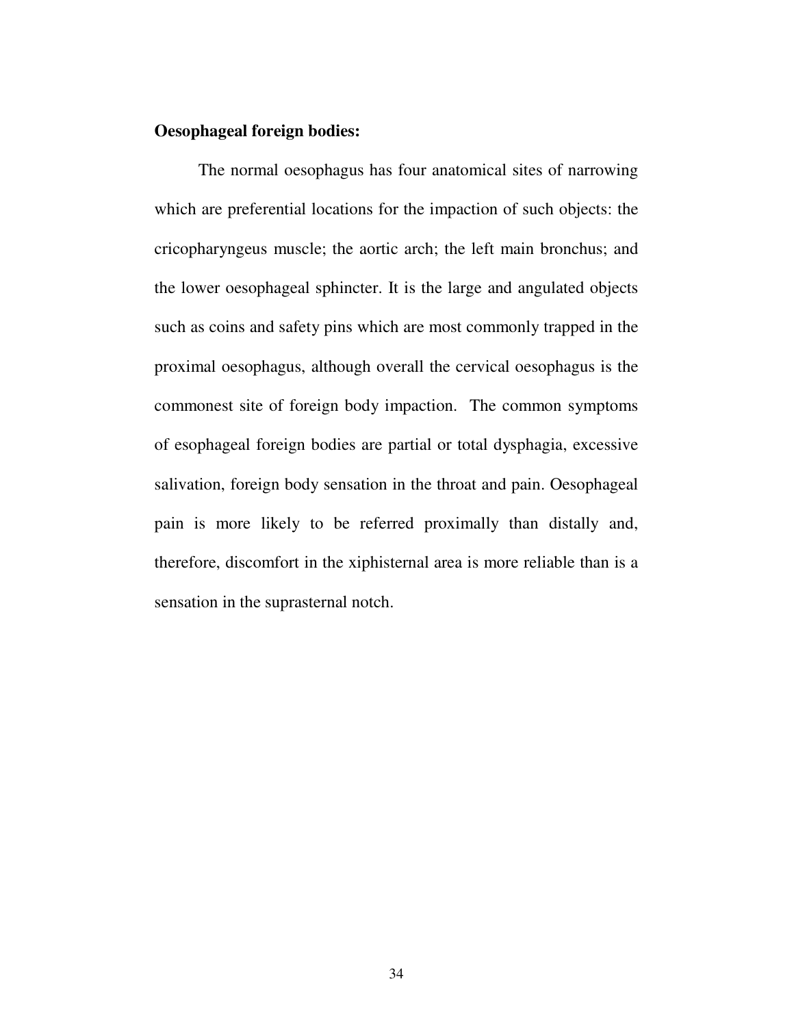**Oesophageal foreign bodies:**

The normal oesophagus has four anatomical sites of narrowing which are preferential locations for the impaction of such objects: the cricopharyngeus muscle; the aortic arch; the left main bronchus; and the lower oesophageal sphincter. It is the large and angulated objects such as coins and safety pins which are most commonly trapped in the proximal oesophagus, although overall the cervical oesophagus is the commonest site of foreign body impaction. The common symptoms of esophageal foreign bodies are partial or total dysphagia, excessive salivation, foreign body sensation in the throat and pain. Oesophageal pain is more likely to be referred proximally than distally and, therefore, discomfort in the xiphisternal area is more reliable than is a sensation in the suprasternal notch.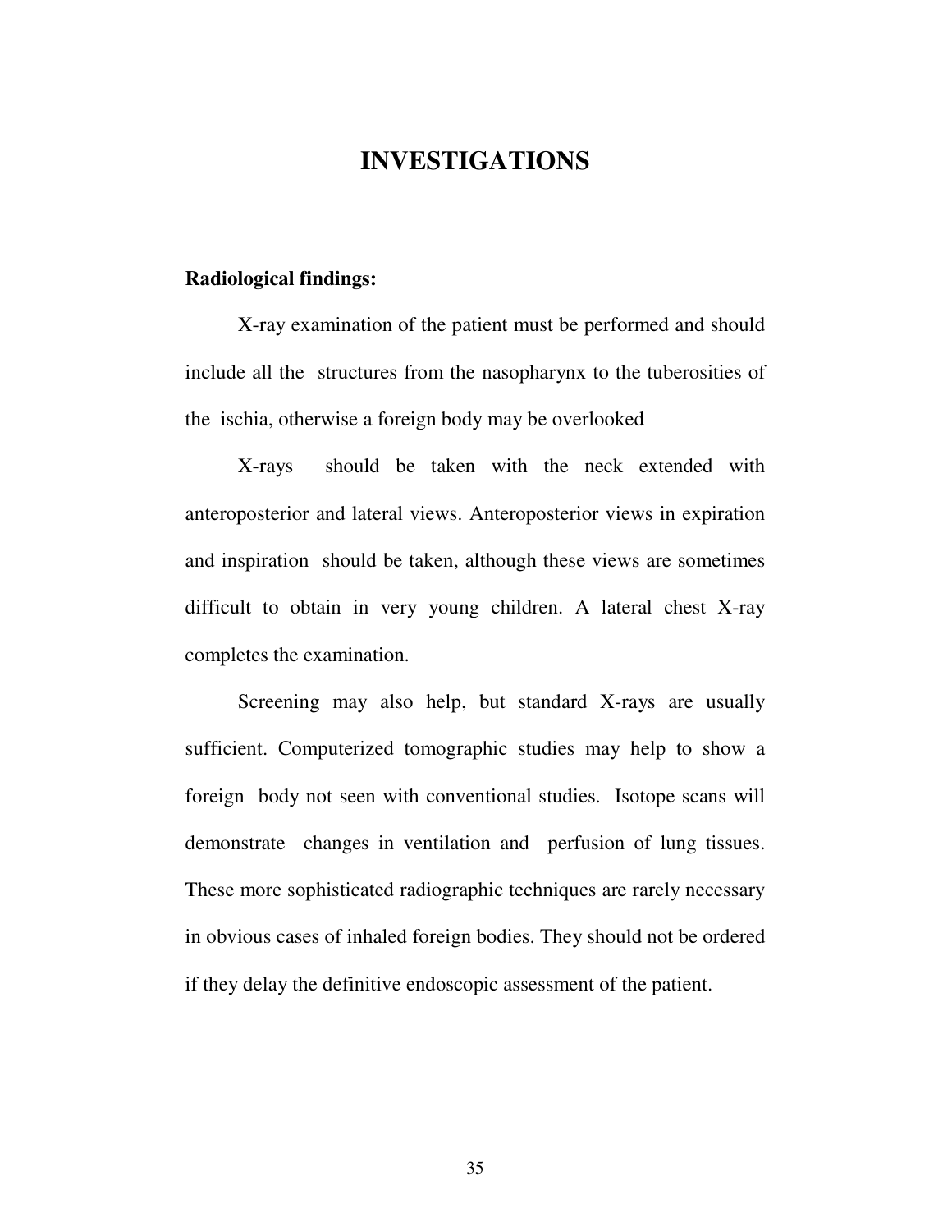# INVESTIGATIONS

**Radiological findings:**

X-ray examination of the patient must be performed and should include all the structures from the nasopharynx to the tuberosities of the ischia, otherwise a foreign body may be overlooked

X-rays should be taken with the neck extended with anteroposterior and lateral views. Anteroposterior views in expiration and inspiration should be taken, although these views are sometimes difficult to obtain in very young children. A lateral chest X-ray completes the examination.

Screening may also help, but standard X-rays are usually sufficient. Computerized tomographic studies may help to show a foreign body not seen with conventional studies. Isotope scans will demonstrate changes in ventilation and perfusion of lung tissues. These more sophisticated radiographic techniques are rarely necessary in obvious cases of inhaled foreign bodies. They should not be ordered if they delay the definitive endoscopic assessment of the patient.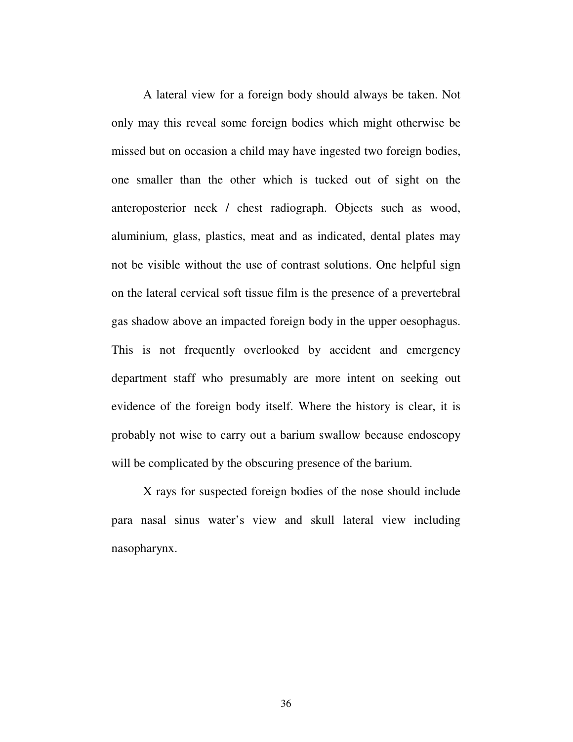A lateral view for a foreign body should always be taken. Not only may this reveal some foreign bodies which might otherwise be missed but on occasion a child may have ingested two foreign bodies, one smaller than the other which is tucked out of sight on the anteroposterior neck / chest radiograph. Objects such as wood, aluminium, glass, plastics, meat and as indicated, dental plates may not be visible without the use of contrast solutions. One helpful sign on the lateral cervical soft tissue film is the presence of a prevertebral gas shadow above an impacted foreign body in the upper oesophagus. This is not frequently overlooked by accident and emergency department staff who presumably are more intent on seeking out evidence of the foreign body itself. Where the history is clear, it is probably not wise to carry out a barium swallow because endoscopy will be complicated by the obscuring presence of the barium.

X rays for suspected foreign bodies of the nose should include para nasal sinus water's view and skull lateral view including nasopharynx.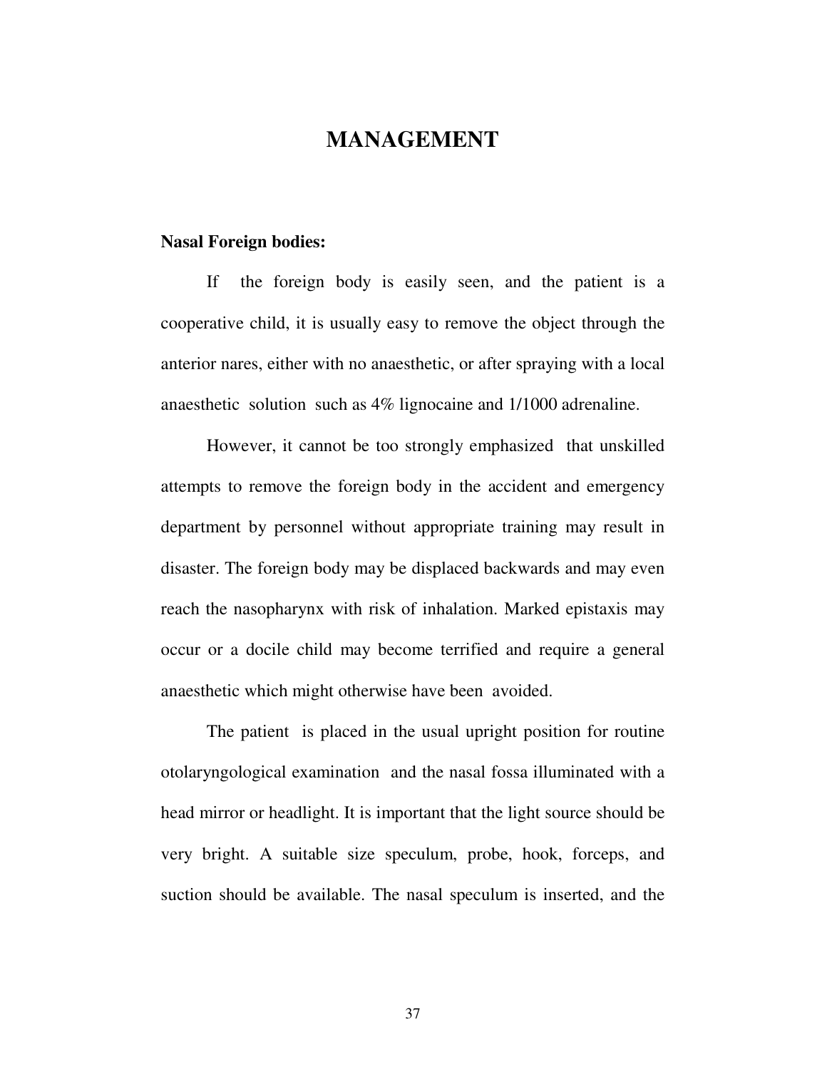# MANAGEMENT

**Nasal Foreign bodies:**

If the foreign body is easily seen, and the patient is a cooperative child, it is usually easy to remove the object through the anterior nares, either with no anaesthetic, or after spraying with a local anaesthetic solution such as 4% lignocaine and 1/1000 adrenaline.

However, it cannot be too strongly emphasized that unskilled attempts to remove the foreign body in the accident and emergency department by personnel without appropriate training may result in disaster. The foreign body may be displaced backwards and may even reach the nasopharynx with risk of inhalation. Marked epistaxis may occur or a docile child may become terrified and require a general anaesthetic which might otherwise have been avoided.

The patient is placed in the usual upright position for routine otolaryngological examination and the nasal fossa illuminated with a head mirror or headlight. It is important that the light source should be very bright. A suitable size speculum, probe, hook, forceps, and suction should be available. The nasal speculum is inserted, and the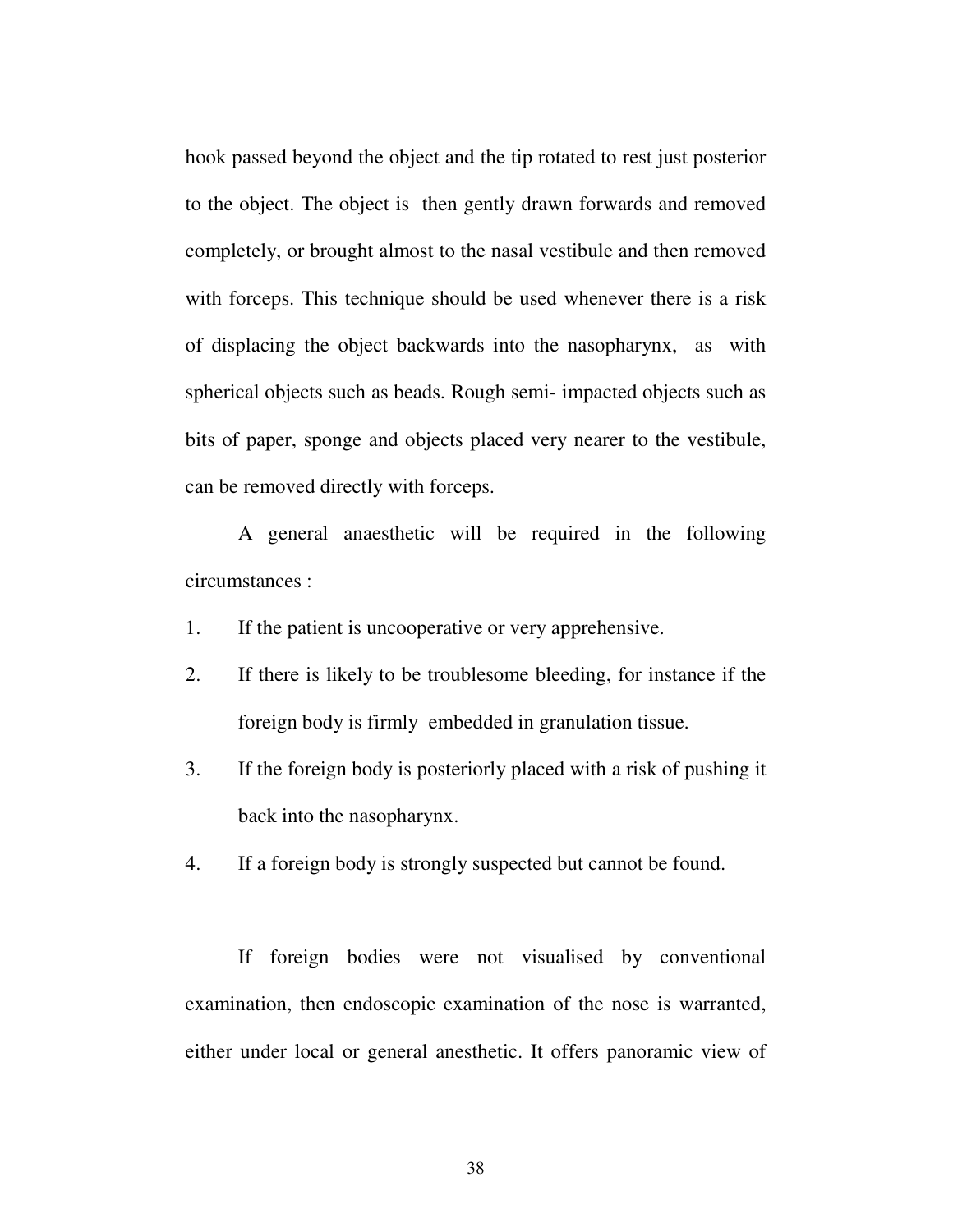hook passed beyond the object and the tip rotated to rest just posterior to the object. The object is then gently drawn forwards and removed completely, or brought almost to the nasal vestibule and then removed with forceps. This technique should be used whenever there is a risk of displacing the object backwards into the nasopharynx, as with spherical objects such as beads. Rough semi- impacted objects such as bits of paper, sponge and objects placed very nearer to the vestibule, can be removed directly with forceps.

A general anaesthetic will be required in the following circumstances :

1. If the patient is uncooperative or very apprehensive.
2. If there is likely to be troublesome bleeding, for instance if the foreign body is firmly embedded in granulation tissue.
3. If the foreign body is posteriorly placed with a risk of pushing it back into the nasopharynx.
4. If a foreign body is strongly suspected but cannot be found.

If foreign bodies were not visualised by conventional examination, then endoscopic examination of the nose is warranted, either under local or general anesthetic. It offers panoramic view of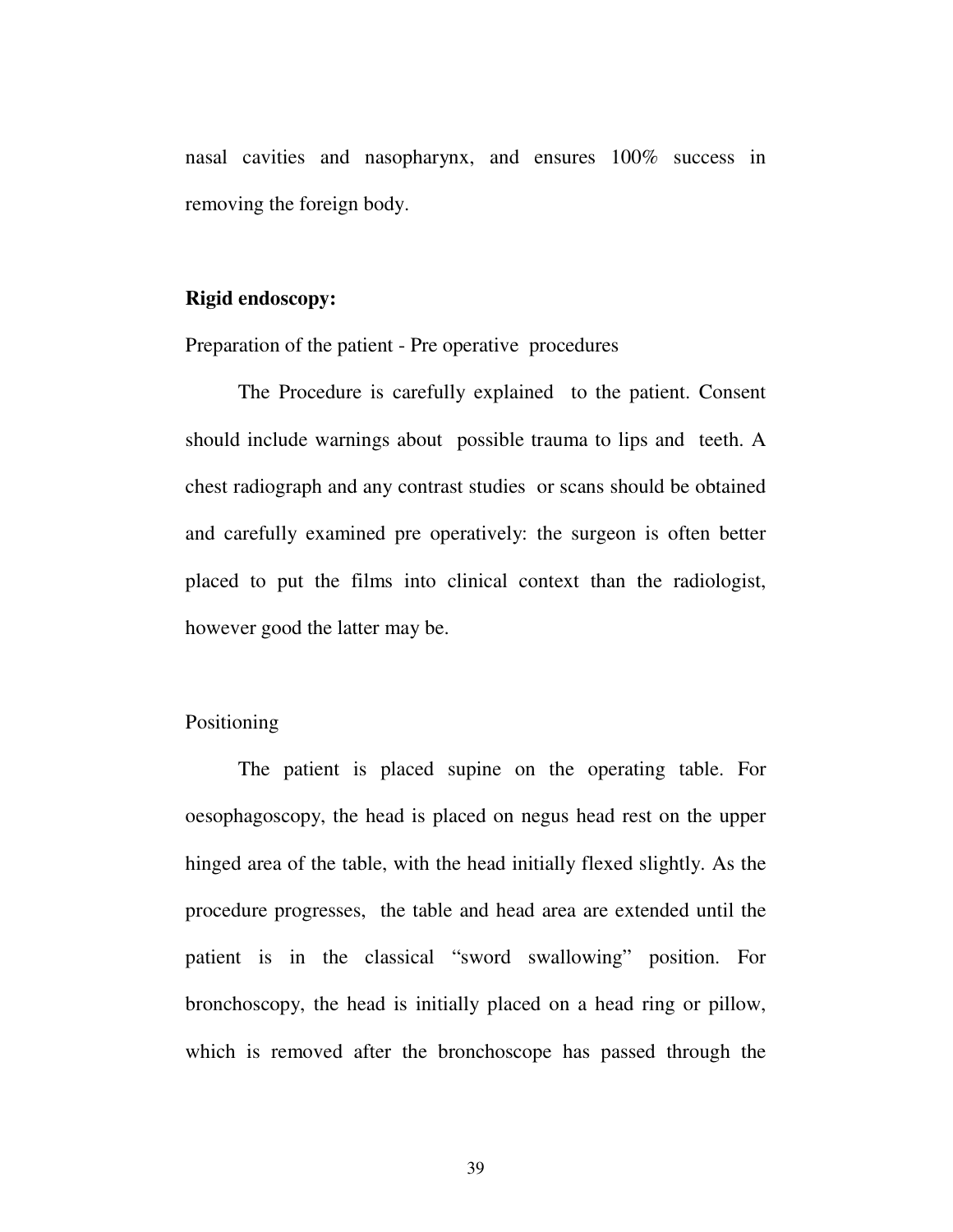nasal cavities and nasopharynx, and ensures 100% success in removing the foreign body.

**Rigid endoscopy:**

Preparation of the patient - Pre operative procedures

The Procedure is carefully explained to the patient. Consent should include warnings about possible trauma to lips and teeth. A chest radiograph and any contrast studies or scans should be obtained and carefully examined pre operatively: the surgeon is often better placed to put the films into clinical context than the radiologist, however good the latter may be.

Positioning

The patient is placed supine on the operating table. For oesophagoscopy, the head is placed on negus head rest on the upper hinged area of the table, with the head initially flexed slightly. As the procedure progresses, the table and head area are extended until the patient is in the classical "sword swallowing" position. For bronchoscopy, the head is initially placed on a head ring or pillow, which is removed after the bronchoscope has passed through the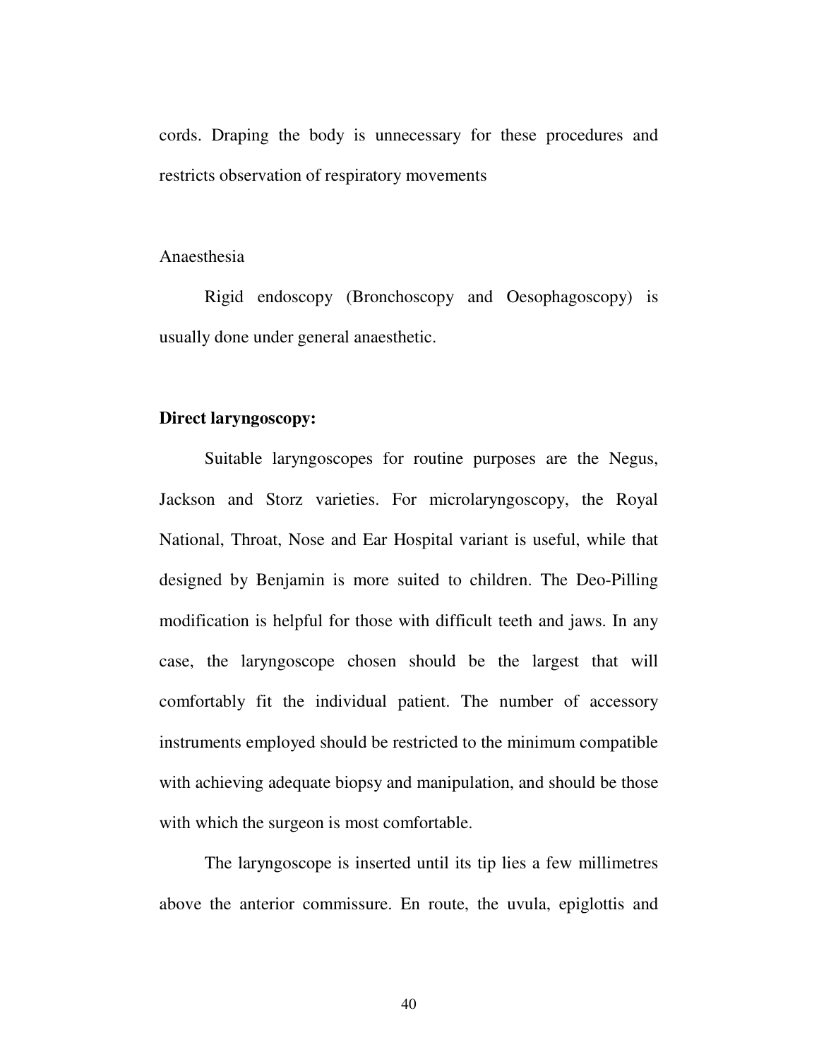cords. Draping the body is unnecessary for these procedures and restricts observation of respiratory movements

Anaesthesia

Rigid endoscopy (Bronchoscopy and Oesophagoscopy) is usually done under general anaesthetic.

**Direct laryngoscopy:**

Suitable laryngoscopes for routine purposes are the Negus, Jackson and Storz varieties. For microlaryngoscopy, the Royal National, Throat, Nose and Ear Hospital variant is useful, while that designed by Benjamin is more suited to children. The Deo-Pilling modification is helpful for those with difficult teeth and jaws. In any case, the laryngoscope chosen should be the largest that will comfortably fit the individual patient. The number of accessory instruments employed should be restricted to the minimum compatible with achieving adequate biopsy and manipulation, and should be those with which the surgeon is most comfortable.

The laryngoscope is inserted until its tip lies a few millimetres above the anterior commissure. En route, the uvula, epiglottis and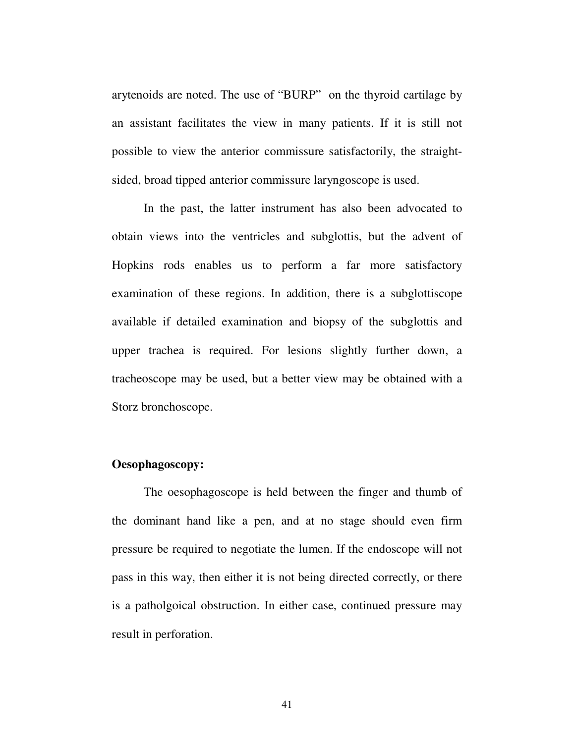arytenoids are noted. The use of "BURP" on the thyroid cartilage by an assistant facilitates the view in many patients. If it is still not possible to view the anterior commissure satisfactorily, the straight-sided, broad tipped anterior commissure laryngoscope is used.

In the past, the latter instrument has also been advocated to obtain views into the ventricles and subglottis, but the advent of Hopkins rods enables us to perform a far more satisfactory examination of these regions. In addition, there is a subglottiscope available if detailed examination and biopsy of the subglottis and upper trachea is required. For lesions slightly further down, a tracheoscope may be used, but a better view may be obtained with a Storz bronchoscope.

**Oesophagoscopy:**

The oesophagoscope is held between the finger and thumb of the dominant hand like a pen, and at no stage should even firm pressure be required to negotiate the lumen. If the endoscope will not pass in this way, then either it is not being directed correctly, or there is a patholgoical obstruction. In either case, continued pressure may result in perforation.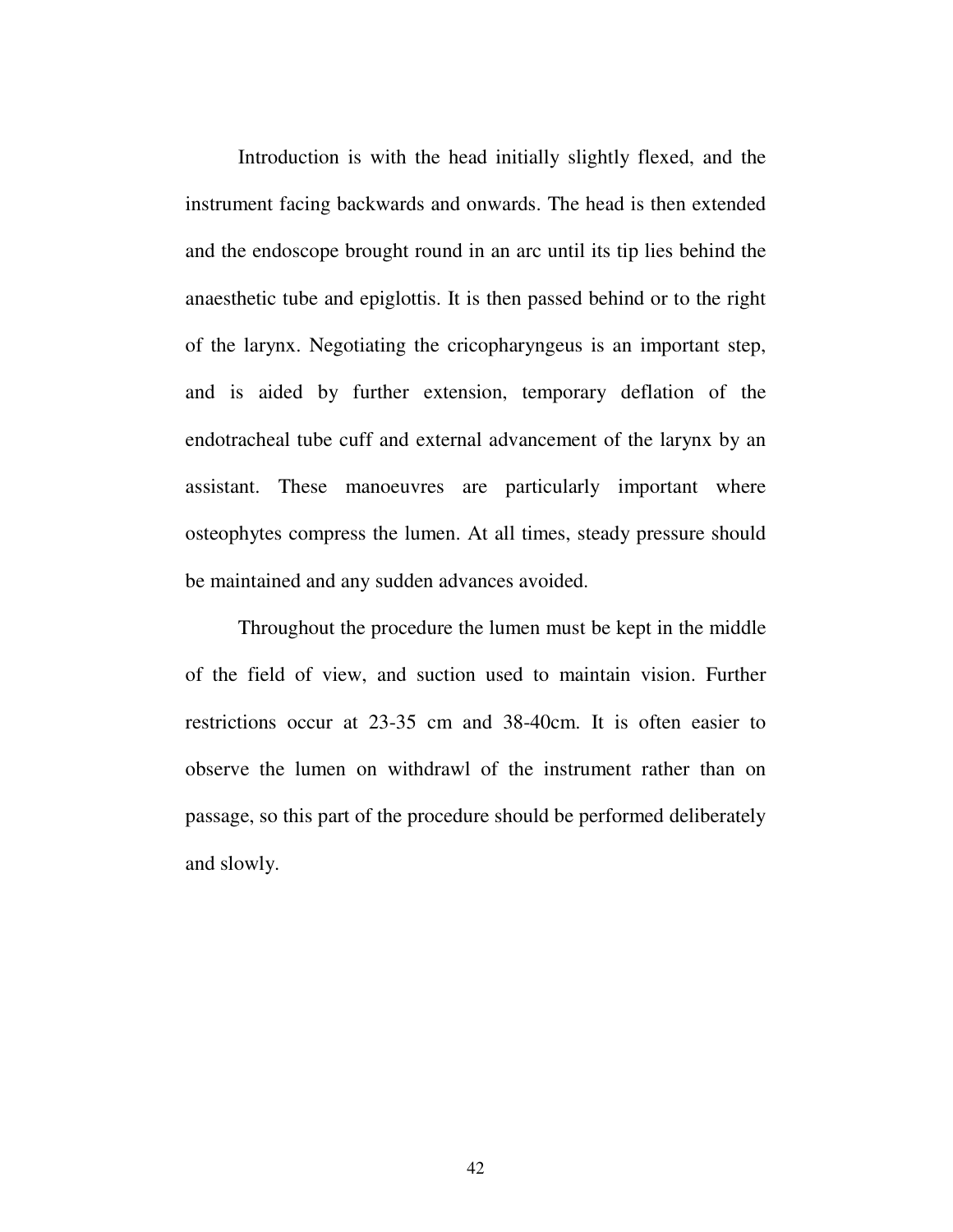Introduction is with the head initially slightly flexed, and the instrument facing backwards and onwards. The head is then extended and the endoscope brought round in an arc until its tip lies behind the anaesthetic tube and epiglottis. It is then passed behind or to the right of the larynx. Negotiating the cricopharyngeus is an important step, and is aided by further extension, temporary deflation of the endotracheal tube cuff and external advancement of the larynx by an assistant. These manoeuvres are particularly important where osteophytes compress the lumen. At all times, steady pressure should be maintained and any sudden advances avoided.

Throughout the procedure the lumen must be kept in the middle of the field of view, and suction used to maintain vision. Further restrictions occur at 23-35 cm and 38-40cm. It is often easier to observe the lumen on withdrawl of the instrument rather than on passage, so this part of the procedure should be performed deliberately and slowly.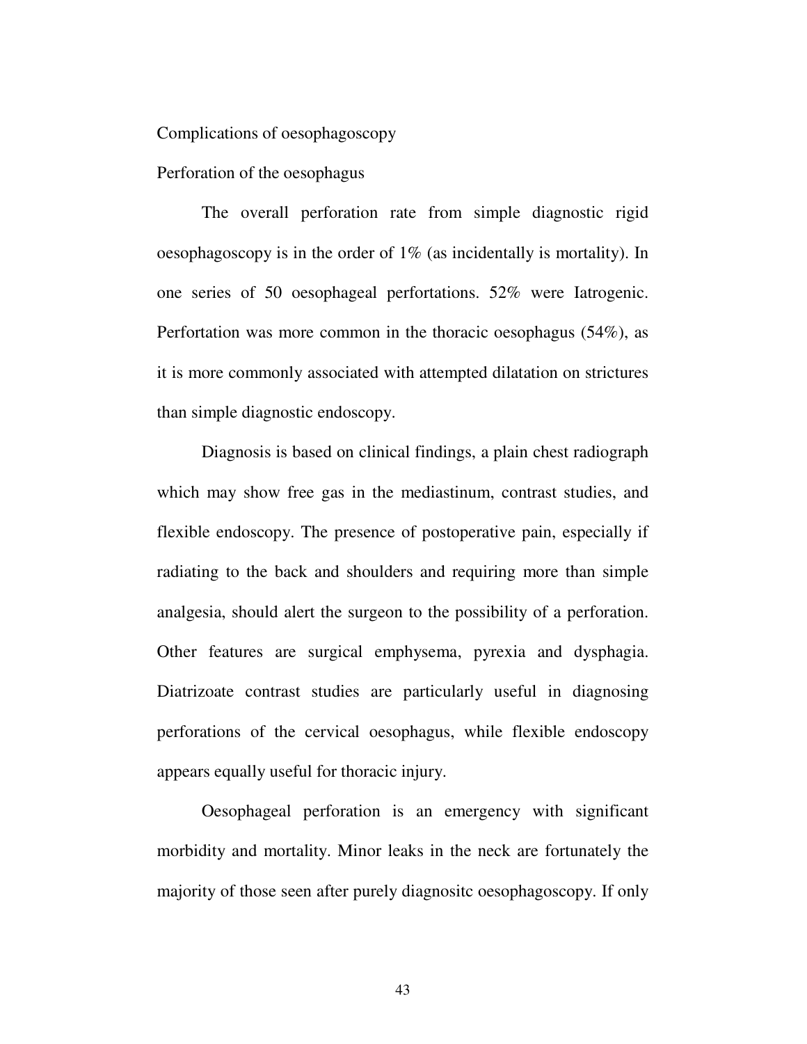## Complications of oesophagoscopy

### Perforation of the oesophagus

The overall perforation rate from simple diagnostic rigid oesophagoscopy is in the order of 1% (as incidentally is mortality). In one series of 50 oesophageal perfortations. 52% were Iatrogenic. Perfortation was more common in the thoracic oesophagus (54%), as it is more commonly associated with attempted dilatation on strictures than simple diagnostic endoscopy.

Diagnosis is based on clinical findings, a plain chest radiograph which may show free gas in the mediastinum, contrast studies, and flexible endoscopy. The presence of postoperative pain, especially if radiating to the back and shoulders and requiring more than simple analgesia, should alert the surgeon to the possibility of a perforation. Other features are surgical emphysema, pyrexia and dysphagia. Diatrizoate contrast studies are particularly useful in diagnosing perforations of the cervical oesophagus, while flexible endoscopy appears equally useful for thoracic injury.

Oesophageal perforation is an emergency with significant morbidity and mortality. Minor leaks in the neck are fortunately the majority of those seen after purely diagnositc oesophagoscopy. If only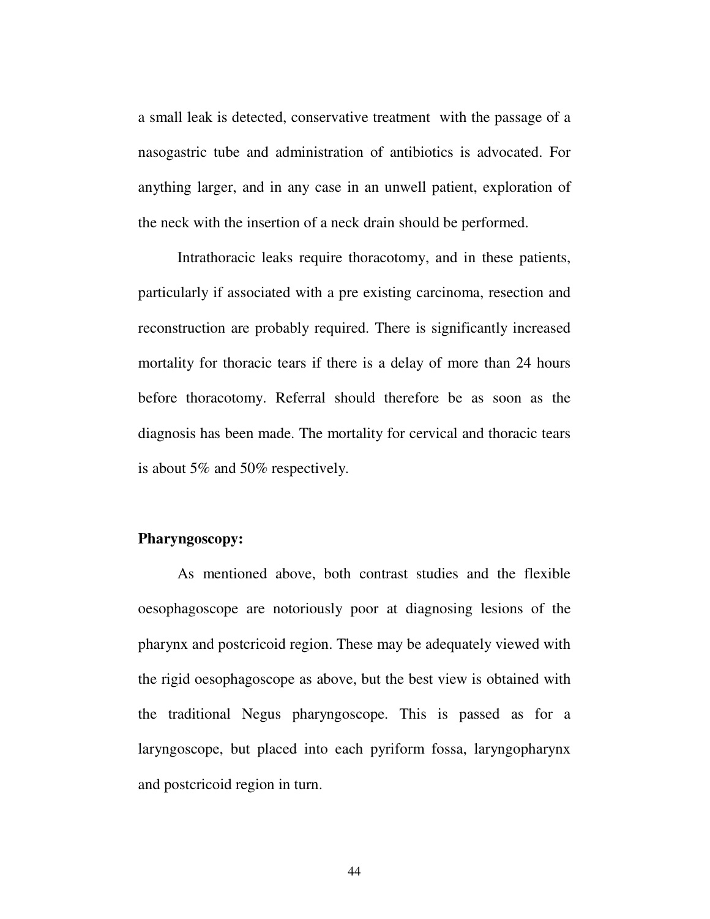a small leak is detected, conservative treatment with the passage of a nasogastric tube and administration of antibiotics is advocated. For anything larger, and in any case in an unwell patient, exploration of the neck with the insertion of a neck drain should be performed.

Intrathoracic leaks require thoracotomy, and in these patients, particularly if associated with a pre existing carcinoma, resection and reconstruction are probably required. There is significantly increased mortality for thoracic tears if there is a delay of more than 24 hours before thoracotomy. Referral should therefore be as soon as the diagnosis has been made. The mortality for cervical and thoracic tears is about 5% and 50% respectively.

**Pharyngoscopy:**

As mentioned above, both contrast studies and the flexible oesophagoscope are notoriously poor at diagnosing lesions of the pharynx and postcricoid region. These may be adequately viewed with the rigid oesophagoscope as above, but the best view is obtained with the traditional Negus pharyngoscope. This is passed as for a laryngoscope, but placed into each pyriform fossa, laryngopharynx and postcricoid region in turn.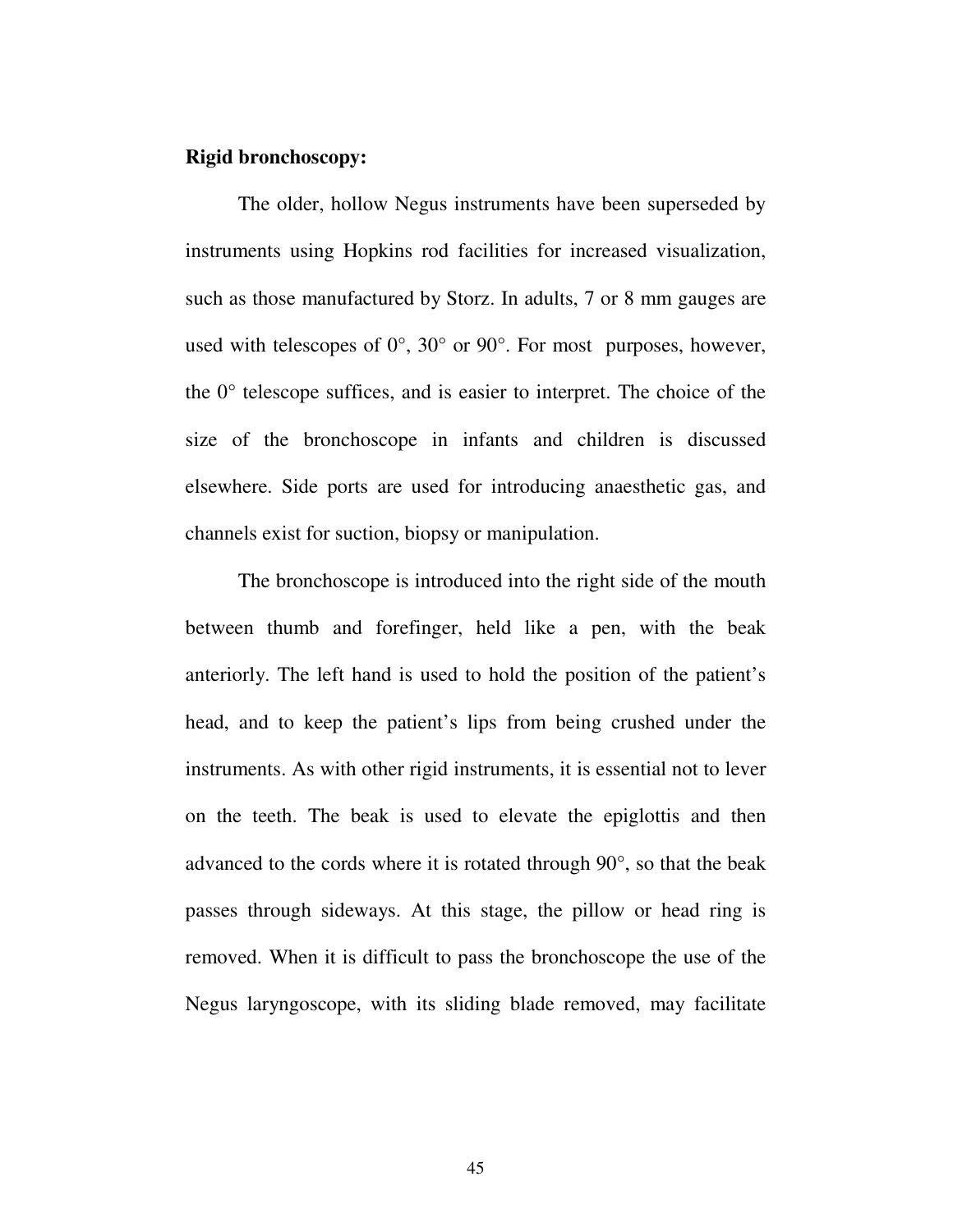**Rigid bronchoscopy:**

The older, hollow Negus instruments have been superseded by instruments using Hopkins rod facilities for increased visualization, such as those manufactured by Storz. In adults, 7 or 8 mm gauges are used with telescopes of 0°, 30° or 90°. For most purposes, however, the 0° telescope suffices, and is easier to interpret. The choice of the size of the bronchoscope in infants and children is discussed elsewhere. Side ports are used for introducing anaesthetic gas, and channels exist for suction, biopsy or manipulation.

The bronchoscope is introduced into the right side of the mouth between thumb and forefinger, held like a pen, with the beak anteriorly. The left hand is used to hold the position of the patient's head, and to keep the patient's lips from being crushed under the instruments. As with other rigid instruments, it is essential not to lever on the teeth. The beak is used to elevate the epiglottis and then advanced to the cords where it is rotated through 90°, so that the beak passes through sideways. At this stage, the pillow or head ring is removed. When it is difficult to pass the bronchoscope the use of the Negus laryngoscope, with its sliding blade removed, may facilitate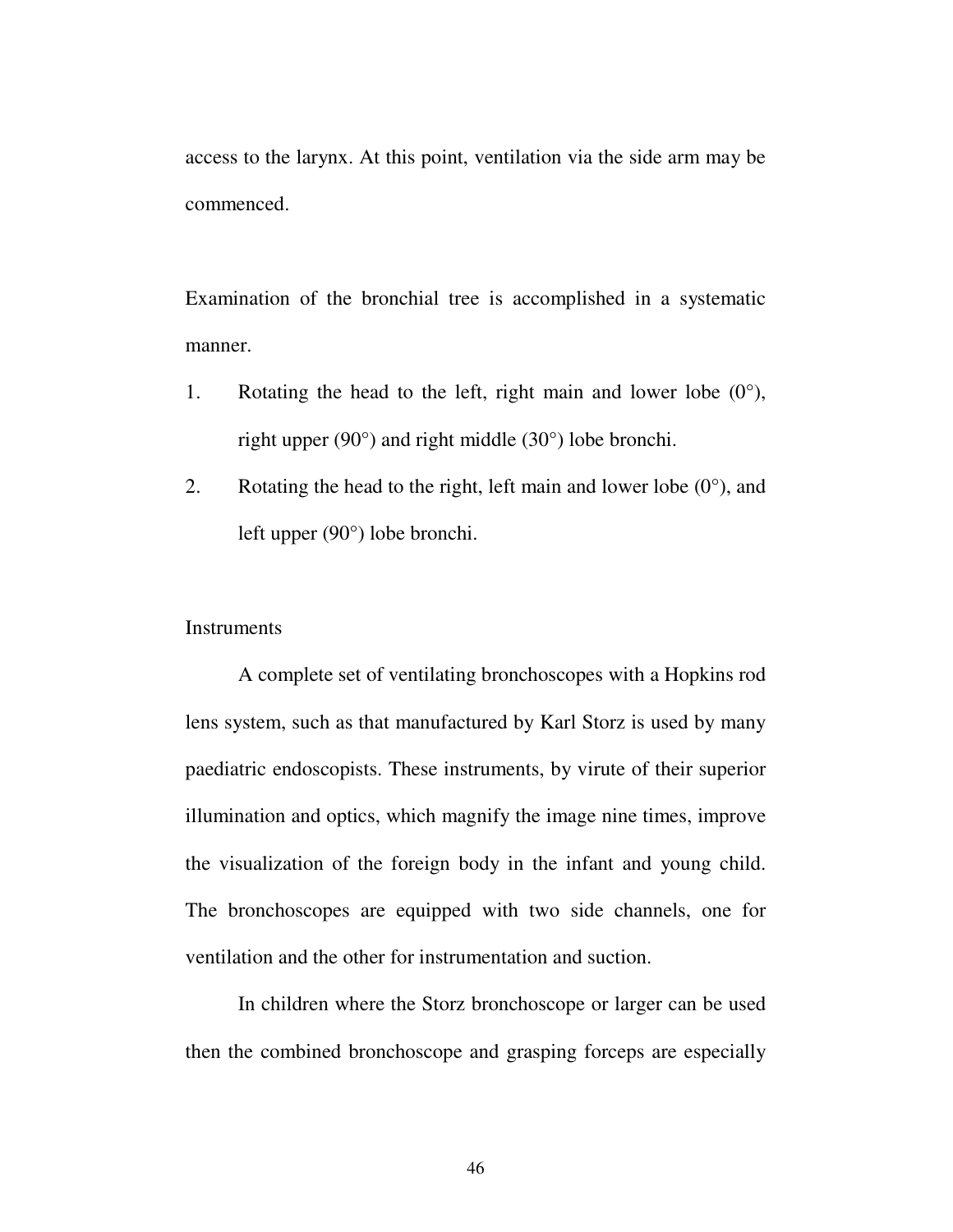access to the larynx. At this point, ventilation via the side arm may be commenced.

Examination of the bronchial tree is accomplished in a systematic manner.

1. Rotating the head to the left, right main and lower lobe (0°), right upper (90°) and right middle (30°) lobe bronchi.
2. Rotating the head to the right, left main and lower lobe (0°), and left upper (90°) lobe bronchi.

Instruments

A complete set of ventilating bronchoscopes with a Hopkins rod lens system, such as that manufactured by Karl Storz is used by many paediatric endoscopists. These instruments, by virute of their superior illumination and optics, which magnify the image nine times, improve the visualization of the foreign body in the infant and young child. The bronchoscopes are equipped with two side channels, one for ventilation and the other for instrumentation and suction.

In children where the Storz bronchoscope or larger can be used then the combined bronchoscope and grasping forceps are especially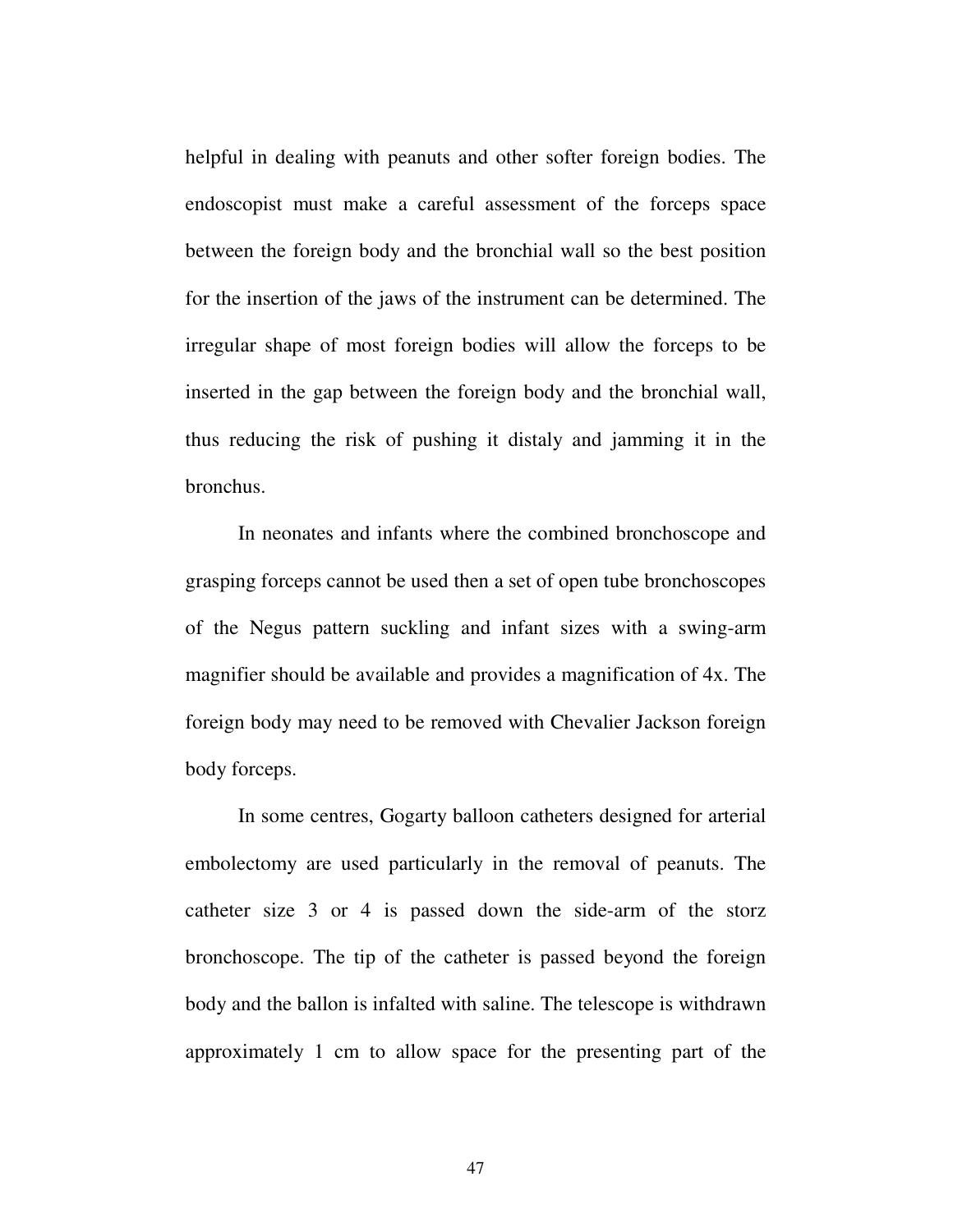helpful in dealing with peanuts and other softer foreign bodies. The endoscopist must make a careful assessment of the forceps space between the foreign body and the bronchial wall so the best position for the insertion of the jaws of the instrument can be determined. The irregular shape of most foreign bodies will allow the forceps to be inserted in the gap between the foreign body and the bronchial wall, thus reducing the risk of pushing it distaly and jamming it in the bronchus.

In neonates and infants where the combined bronchoscope and grasping forceps cannot be used then a set of open tube bronchoscopes of the Negus pattern suckling and infant sizes with a swing-arm magnifier should be available and provides a magnification of 4x. The foreign body may need to be removed with Chevalier Jackson foreign body forceps.

In some centres, Gogarty balloon catheters designed for arterial embolectomy are used particularly in the removal of peanuts. The catheter size 3 or 4 is passed down the side-arm of the storz bronchoscope. The tip of the catheter is passed beyond the foreign body and the ballon is infalted with saline. The telescope is withdrawn approximately 1 cm to allow space for the presenting part of the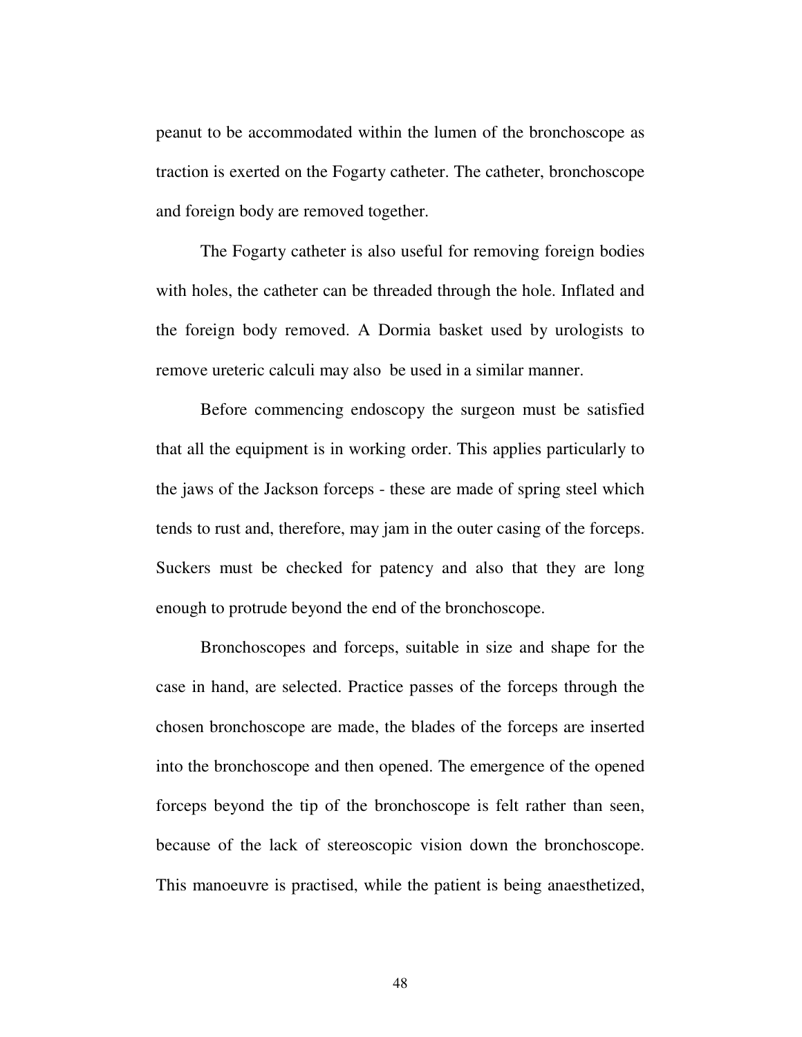peanut to be accommodated within the lumen of the bronchoscope as traction is exerted on the Fogarty catheter. The catheter, bronchoscope and foreign body are removed together.

The Fogarty catheter is also useful for removing foreign bodies with holes, the catheter can be threaded through the hole. Inflated and the foreign body removed. A Dormia basket used by urologists to remove ureteric calculi may also be used in a similar manner.

Before commencing endoscopy the surgeon must be satisfied that all the equipment is in working order. This applies particularly to the jaws of the Jackson forceps - these are made of spring steel which tends to rust and, therefore, may jam in the outer casing of the forceps. Suckers must be checked for patency and also that they are long enough to protrude beyond the end of the bronchoscope.

Bronchoscopes and forceps, suitable in size and shape for the case in hand, are selected. Practice passes of the forceps through the chosen bronchoscope are made, the blades of the forceps are inserted into the bronchoscope and then opened. The emergence of the opened forceps beyond the tip of the bronchoscope is felt rather than seen, because of the lack of stereoscopic vision down the bronchoscope. This manoeuvre is practised, while the patient is being anaesthetized,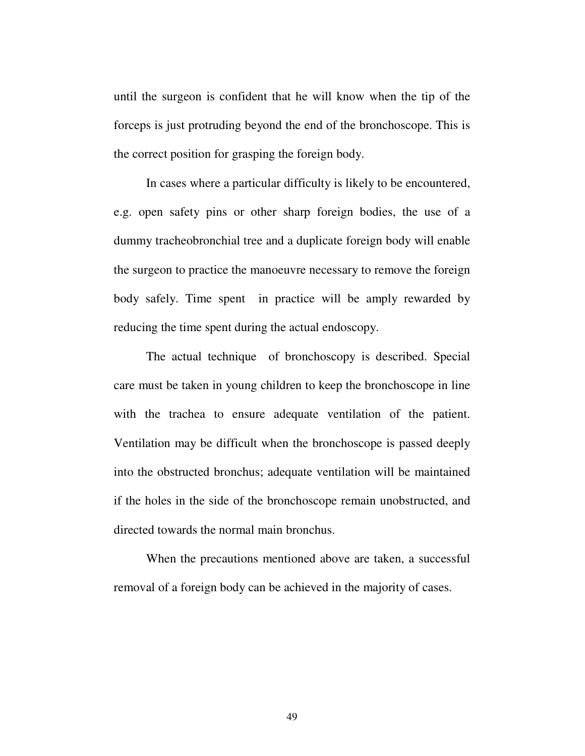until the surgeon is confident that he will know when the tip of the forceps is just protruding beyond the end of the bronchoscope. This is the correct position for grasping the foreign body.

In cases where a particular difficulty is likely to be encountered, e.g. open safety pins or other sharp foreign bodies, the use of a dummy tracheobronchial tree and a duplicate foreign body will enable the surgeon to practice the manoeuvre necessary to remove the foreign body safely. Time spent in practice will be amply rewarded by reducing the time spent during the actual endoscopy.

The actual technique of bronchoscopy is described. Special care must be taken in young children to keep the bronchoscope in line with the trachea to ensure adequate ventilation of the patient. Ventilation may be difficult when the bronchoscope is passed deeply into the obstructed bronchus; adequate ventilation will be maintained if the holes in the side of the bronchoscope remain unobstructed, and directed towards the normal main bronchus.

When the precautions mentioned above are taken, a successful removal of a foreign body can be achieved in the majority of cases.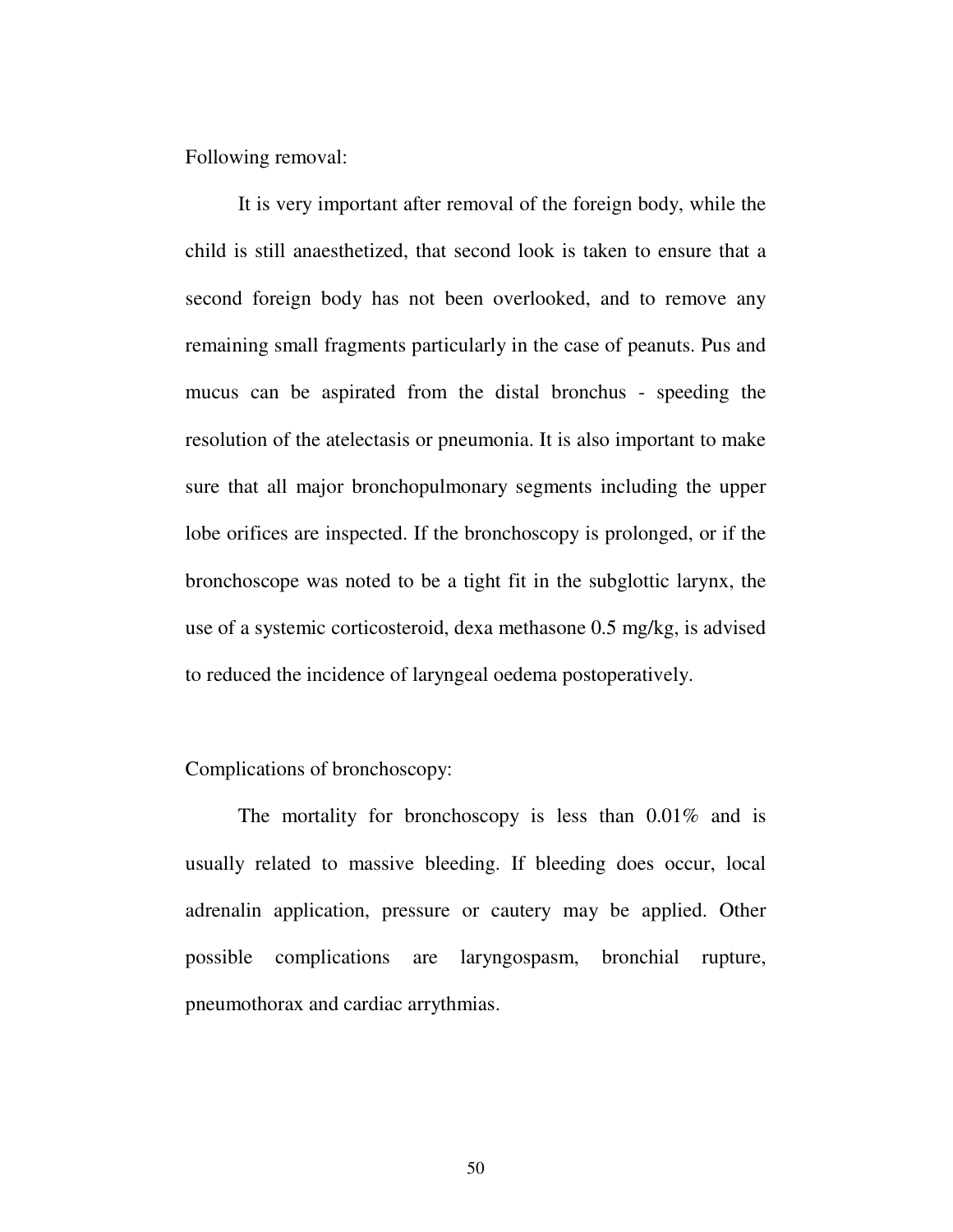Following removal:

It is very important after removal of the foreign body, while the child is still anaesthetized, that second look is taken to ensure that a second foreign body has not been overlooked, and to remove any remaining small fragments particularly in the case of peanuts. Pus and mucus can be aspirated from the distal bronchus - speeding the resolution of the atelectasis or pneumonia. It is also important to make sure that all major bronchopulmonary segments including the upper lobe orifices are inspected. If the bronchoscopy is prolonged, or if the bronchoscope was noted to be a tight fit in the subglottic larynx, the use of a systemic corticosteroid, dexa methasone 0.5 mg/kg, is advised to reduced the incidence of laryngeal oedema postoperatively.

Complications of bronchoscopy:

The mortality for bronchoscopy is less than 0.01% and is usually related to massive bleeding. If bleeding does occur, local adrenalin application, pressure or cautery may be applied. Other possible complications are laryngospasm, bronchial rupture, pneumothorax and cardiac arrythmias.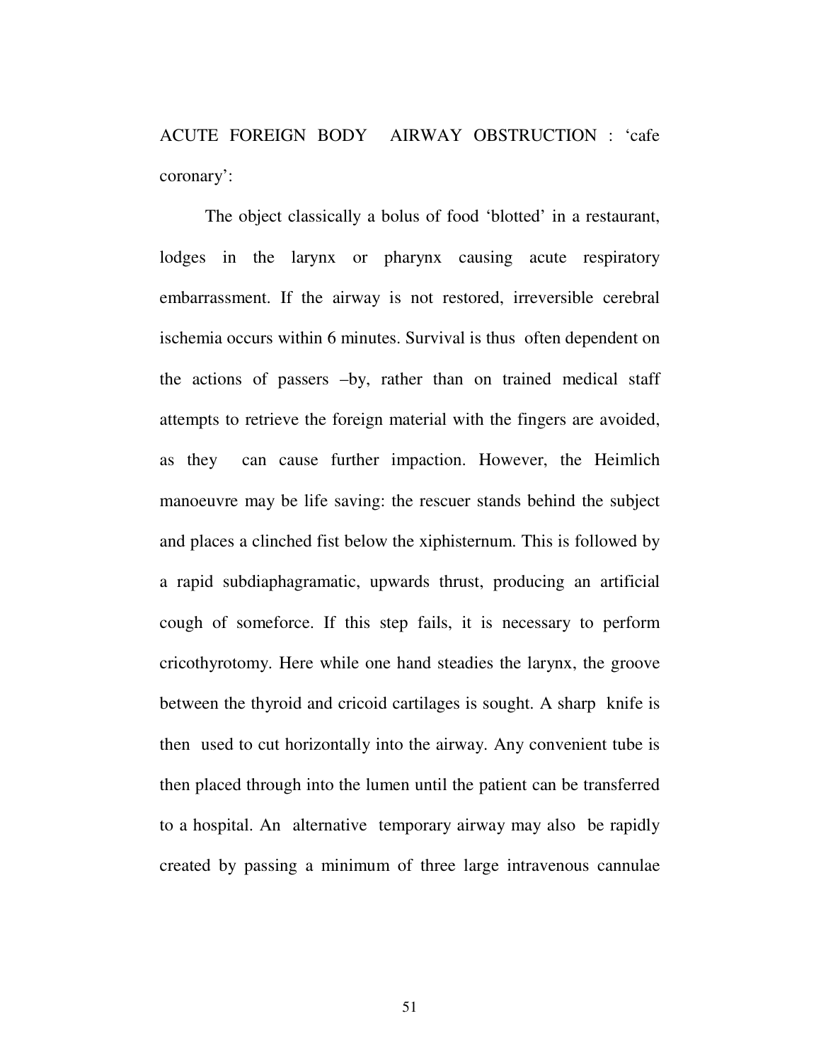ACUTE FOREIGN BODY AIRWAY OBSTRUCTION : 'cafe coronary':

The object classically a bolus of food 'blotted' in a restaurant, lodges in the larynx or pharynx causing acute respiratory embarrassment. If the airway is not restored, irreversible cerebral ischemia occurs within 6 minutes. Survival is thus often dependent on the actions of passers –by, rather than on trained medical staff attempts to retrieve the foreign material with the fingers are avoided, as they can cause further impaction. However, the Heimlich manoeuvre may be life saving: the rescuer stands behind the subject and places a clinched fist below the xiphisternum. This is followed by a rapid subdiaphragramatic, upwards thrust, producing an artificial cough of someforce. If this step fails, it is necessary to perform cricothyrotomy. Here while one hand steadies the larynx, the groove between the thyroid and cricoid cartilages is sought. A sharp knife is then used to cut horizontally into the airway. Any convenient tube is then placed through into the lumen until the patient can be transferred to a hospital. An alternative temporary airway may also be rapidly created by passing a minimum of three large intravenous cannulae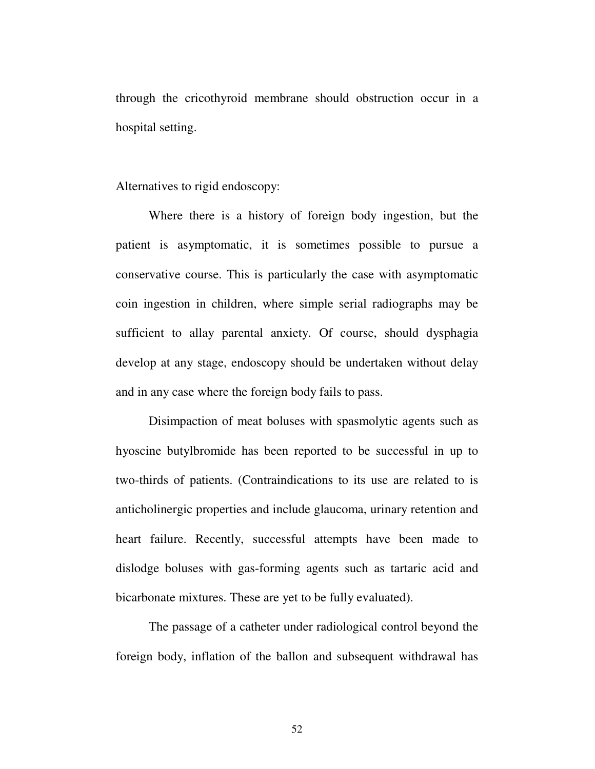through the cricothyroid membrane should obstruction occur in a hospital setting.

Alternatives to rigid endoscopy:

Where there is a history of foreign body ingestion, but the patient is asymptomatic, it is sometimes possible to pursue a conservative course. This is particularly the case with asymptomatic coin ingestion in children, where simple serial radiographs may be sufficient to allay parental anxiety. Of course, should dysphagia develop at any stage, endoscopy should be undertaken without delay and in any case where the foreign body fails to pass.

Disimpaction of meat boluses with spasmolytic agents such as hyoscine butylbromide has been reported to be successful in up to two-thirds of patients. (Contraindications to its use are related to is anticholinergic properties and include glaucoma, urinary retention and heart failure. Recently, successful attempts have been made to dislodge boluses with gas-forming agents such as tartaric acid and bicarbonate mixtures. These are yet to be fully evaluated).

The passage of a catheter under radiological control beyond the foreign body, inflation of the ballon and subsequent withdrawal has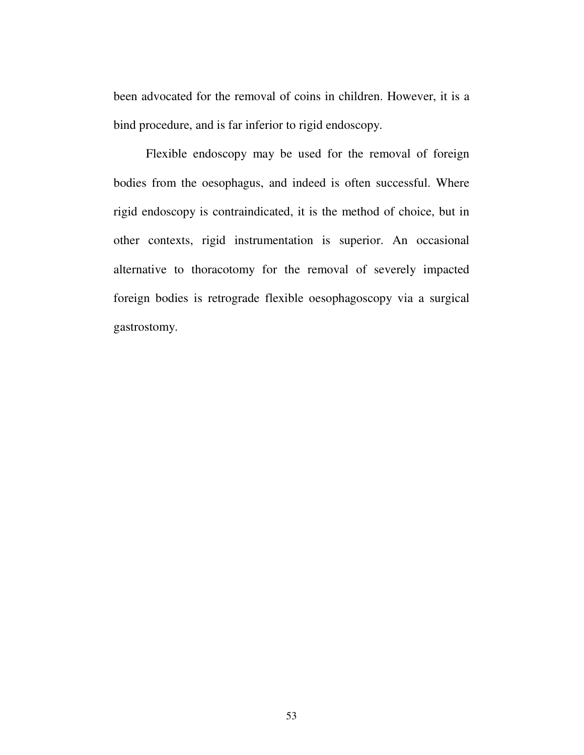been advocated for the removal of coins in children. However, it is a bind procedure, and is far inferior to rigid endoscopy.

Flexible endoscopy may be used for the removal of foreign bodies from the oesophagus, and indeed is often successful. Where rigid endoscopy is contraindicated, it is the method of choice, but in other contexts, rigid instrumentation is superior. An occasional alternative to thoracotomy for the removal of severely impacted foreign bodies is retrograde flexible oesophagoscopy via a surgical gastrostomy.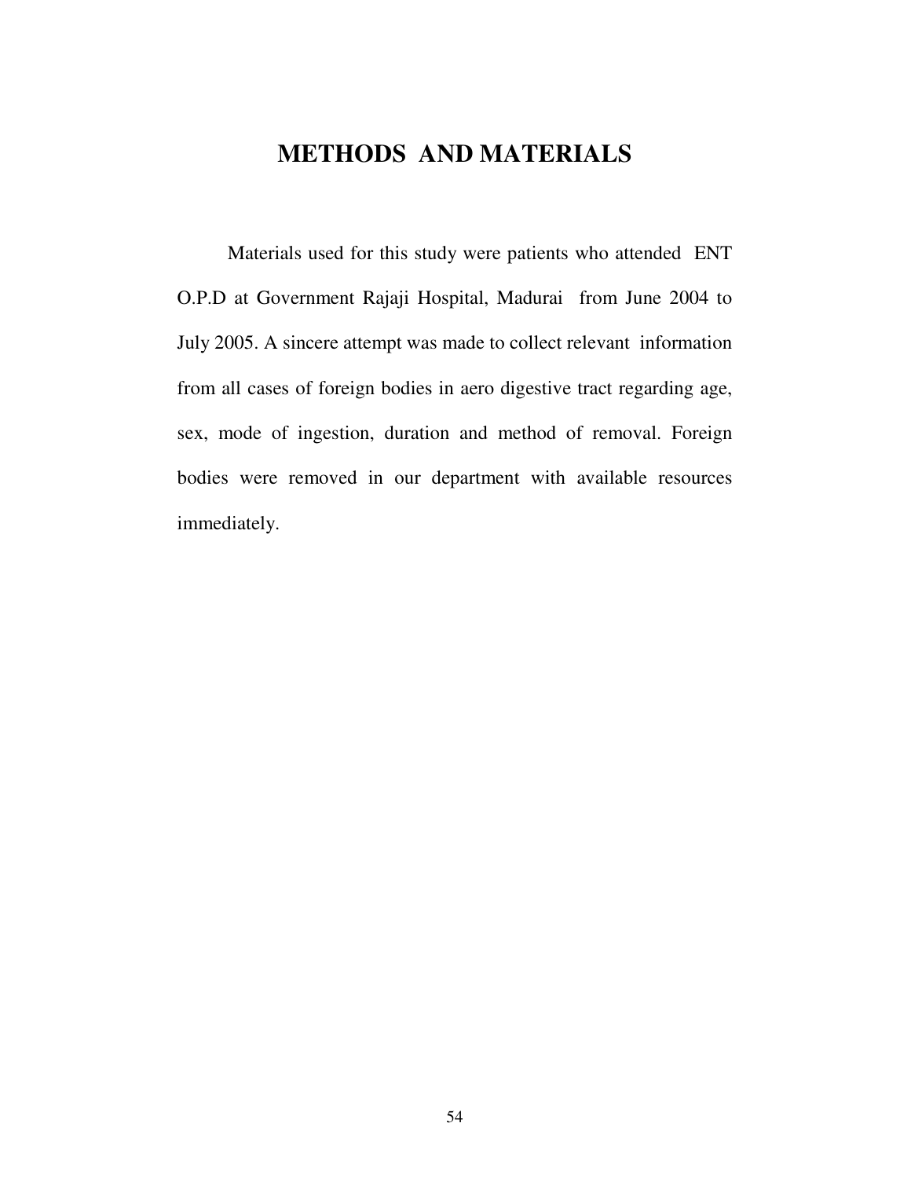# METHODS AND MATERIALS

Materials used for this study were patients who attended ENT O.P.D at Government Rajaji Hospital, Madurai from June 2004 to July 2005. A sincere attempt was made to collect relevant information from all cases of foreign bodies in aero digestive tract regarding age, sex, mode of ingestion, duration and method of removal. Foreign bodies were removed in our department with available resources immediately.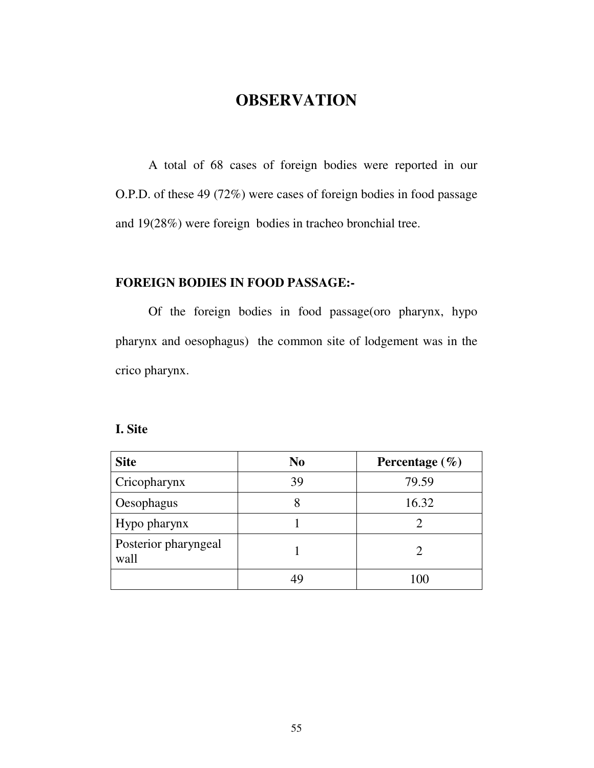# OBSERVATION

A total of 68 cases of foreign bodies were reported in our O.P.D. of these 49 (72%) were cases of foreign bodies in food passage and 19(28%) were foreign bodies in tracheo bronchial tree.

**FOREIGN BODIES IN FOOD PASSAGE:-**

Of the foreign bodies in food passage(oro pharynx, hypo pharynx and oesophagus) the common site of lodgement was in the crico pharynx.

**I. Site**

| Site | No | Percentage (%) |
|---|---|---|
| Cricopharynx | 39 | 79.59 |
| Oesophagus | 8 | 16.32 |
| Hypo pharynx | 1 | 2 |
| Posterior pharyngeal wall | 1 | 2 |
| | 49 | 100 |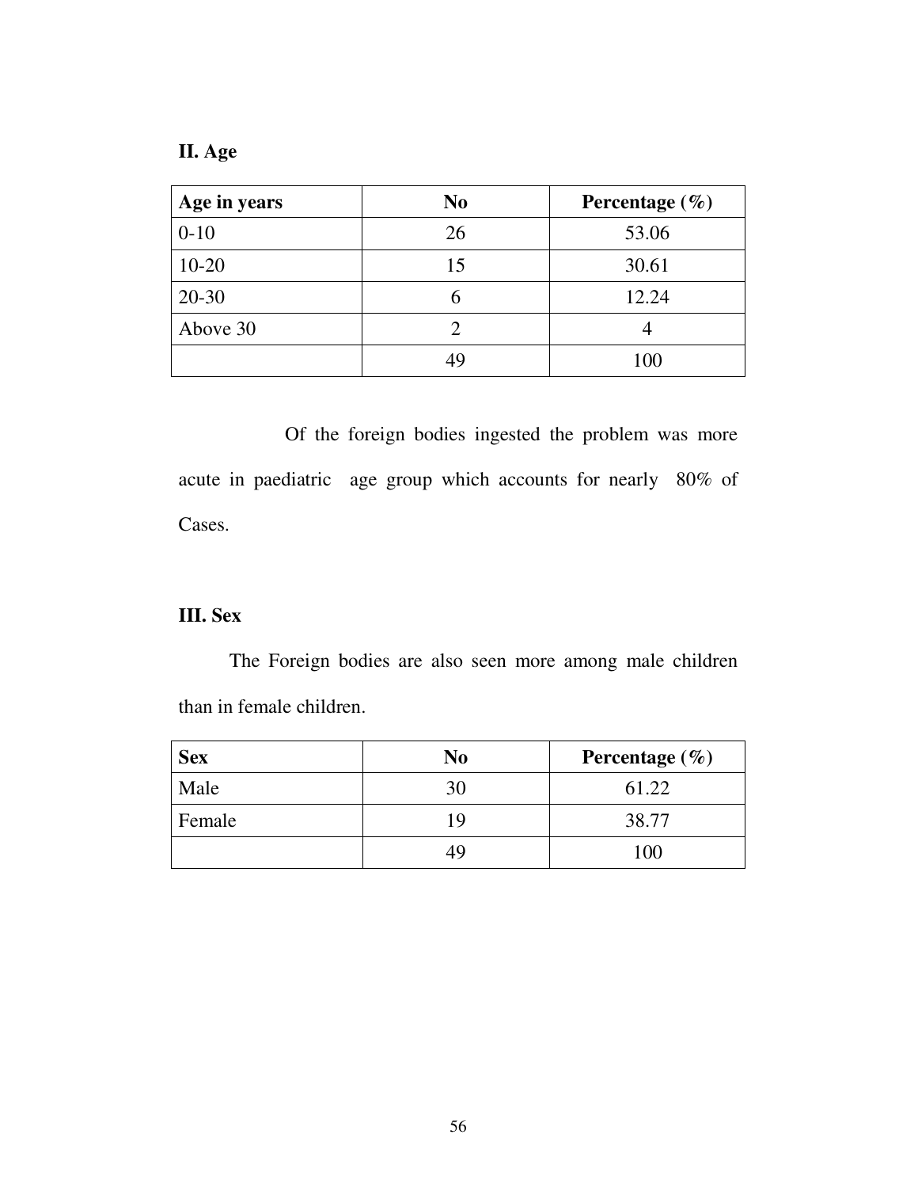## II. Age

| Age in years | No | Percentage (%) |
|---|---|---|
| 0-10 | 26 | 53.06 |
| 10-20 | 15 | 30.61 |
| 20-30 | 6 | 12.24 |
| Above 30 | 2 | 4 |
| | 49 | 100 |

Of the foreign bodies ingested the problem was more acute in paediatric age group which accounts for nearly 80% of Cases.

## III. Sex

The Foreign bodies are also seen more among male children than in female children.

| Sex | No | Percentage (%) |
|---|---|---|
| Male | 30 | 61.22 |
| Female | 19 | 38.77 |
| | 49 | 100 |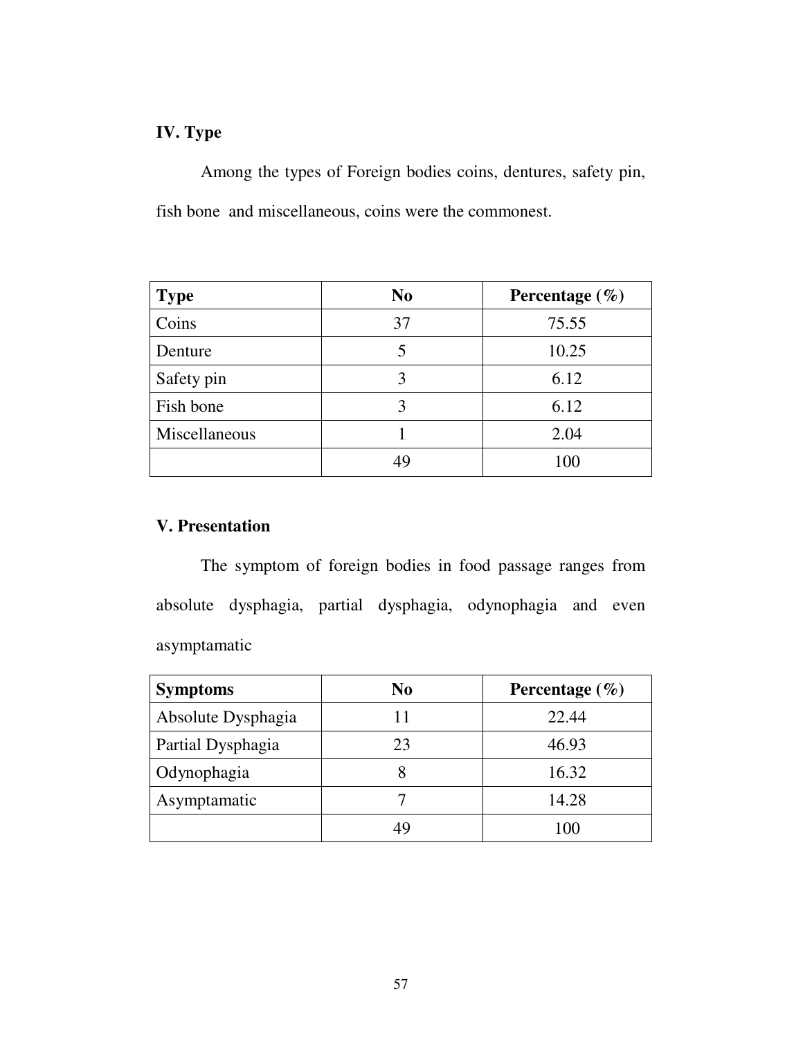## IV. Type

Among the types of Foreign bodies coins, dentures, safety pin, fish bone and miscellaneous, coins were the commonest.

| Type | No | Percentage (%) |
|---|---|---|
| Coins | 37 | 75.55 |
| Denture | 5 | 10.25 |
| Safety pin | 3 | 6.12 |
| Fish bone | 3 | 6.12 |
| Miscellaneous | 1 | 2.04 |
| | 49 | 100 |

## V. Presentation

The symptom of foreign bodies in food passage ranges from absolute dysphagia, partial dysphagia, odynophagia and even asymptamatic

| Symptoms | No | Percentage (%) |
|---|---|---|
| Absolute Dysphagia | 11 | 22.44 |
| Partial Dysphagia | 23 | 46.93 |
| Odynophagia | 8 | 16.32 |
| Asymptamatic | 7 | 14.28 |
| | 49 | 100 |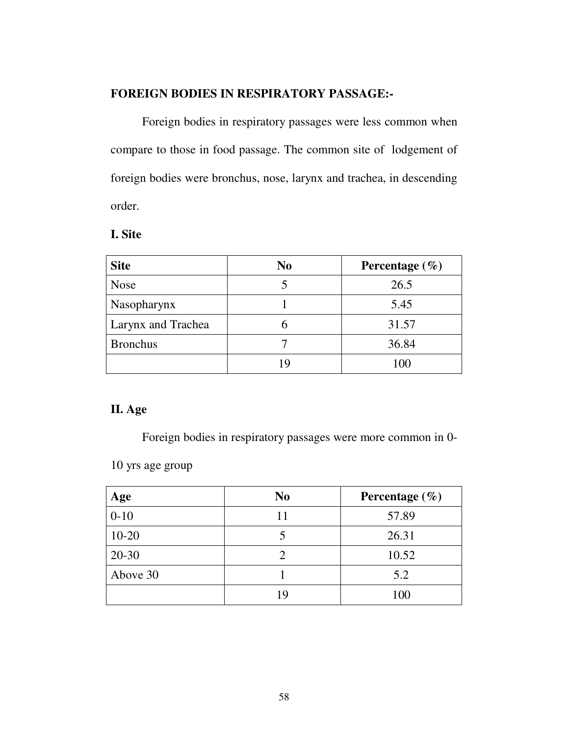**FOREIGN BODIES IN RESPIRATORY PASSAGE:-**

Foreign bodies in respiratory passages were less common when compare to those in food passage. The common site of lodgement of foreign bodies were bronchus, nose, larynx and trachea, in descending order.

**I. Site**

| Site | No | Percentage (%) |
|---|---|---|
| Nose | 5 | 26.5 |
| Nasopharynx | 1 | 5.45 |
| Larynx and Trachea | 6 | 31.57 |
| Bronchus | 7 | 36.84 |
| | 19 | 100 |

**II. Age**

Foreign bodies in respiratory passages were more common in 0-10 yrs age group

| Age | No | Percentage (%) |
|---|---|---|
| 0-10 | 11 | 57.89 |
| 10-20 | 5 | 26.31 |
| 20-30 | 2 | 10.52 |
| Above 30 | 1 | 5.2 |
| | 19 | 100 |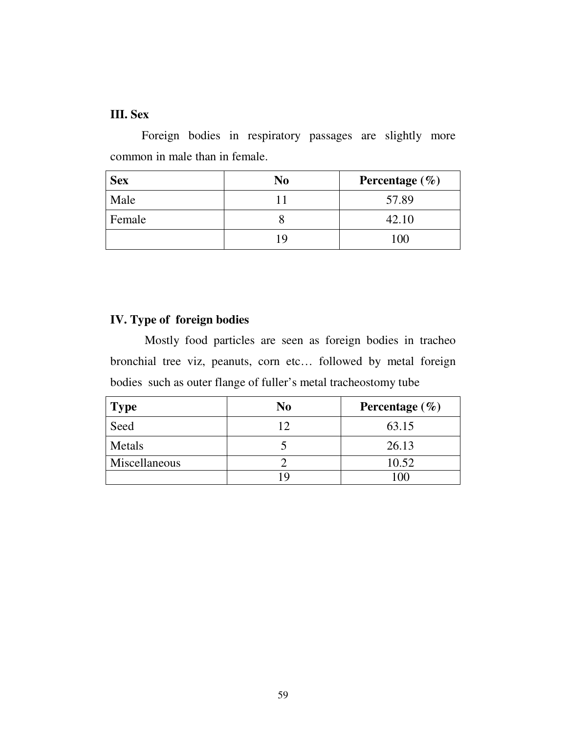### III. Sex

Foreign bodies in respiratory passages are slightly more common in male than in female.

| Sex | No | Percentage (%) |
|---|---|---|
| Male | 11 | 57.89 |
| Female | 8 | 42.10 |
| | 19 | 100 |

### IV. Type of foreign bodies

Mostly food particles are seen as foreign bodies in tracheo bronchial tree viz, peanuts, corn etc… followed by metal foreign bodies such as outer flange of fuller's metal tracheostomy tube

| Type | No | Percentage (%) |
|---|---|---|
| Seed | 12 | 63.15 |
| Metals | 5 | 26.13 |
| Miscellaneous | 2 | 10.52 |
| | 19 | 100 |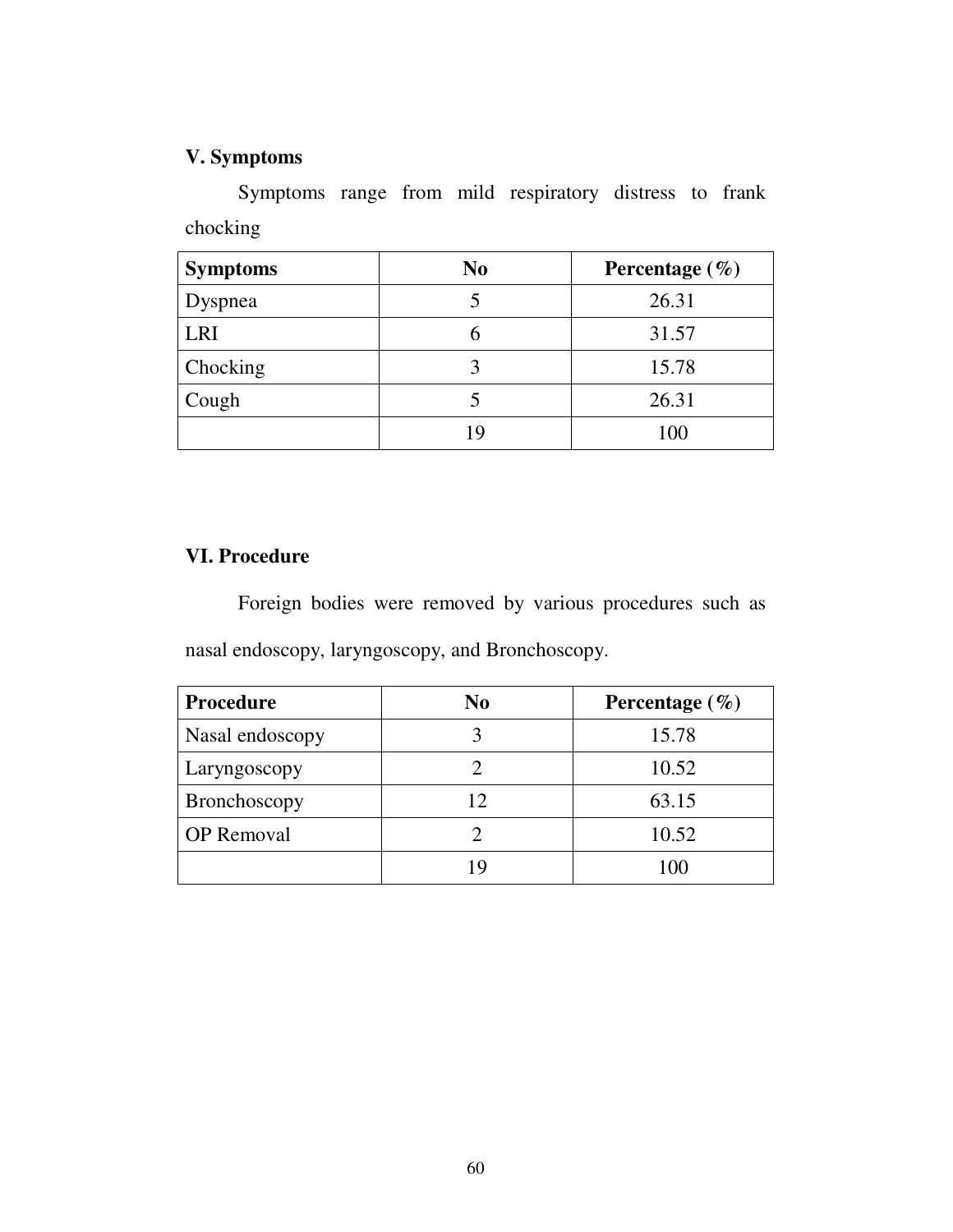### V. Symptoms

Symptoms range from mild respiratory distress to frank chocking

| Symptoms | No | Percentage (%) |
|---|---|---|
| Dyspnea | 5 | 26.31 |
| LRI | 6 | 31.57 |
| Chocking | 3 | 15.78 |
| Cough | 5 | 26.31 |
| | 19 | 100 |

### VI. Procedure

Foreign bodies were removed by various procedures such as nasal endoscopy, laryngoscopy, and Bronchoscopy.

| Procedure | No | Percentage (%) |
|---|---|---|
| Nasal endoscopy | 3 | 15.78 |
| Laryngoscopy | 2 | 10.52 |
| Bronchoscopy | 12 | 63.15 |
| OP Removal | 2 | 10.52 |
| | 19 | 100 |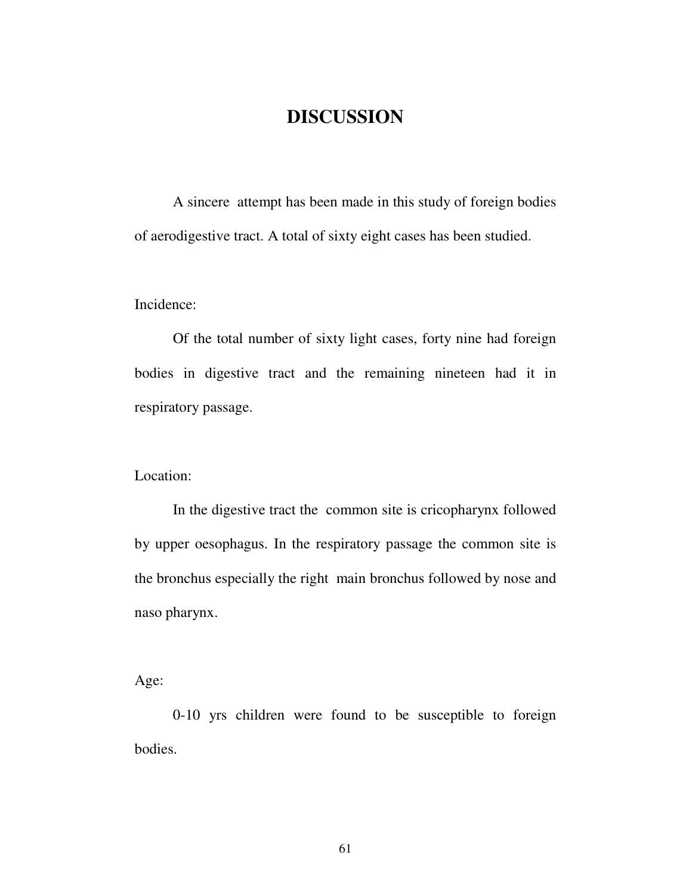# DISCUSSION

A sincere attempt has been made in this study of foreign bodies of aerodigestive tract. A total of sixty eight cases has been studied.

Incidence:

Of the total number of sixty light cases, forty nine had foreign bodies in digestive tract and the remaining nineteen had it in respiratory passage.

Location:

In the digestive tract the common site is cricopharynx followed by upper oesophagus. In the respiratory passage the common site is the bronchus especially the right main bronchus followed by nose and naso pharynx.

Age:

0-10 yrs children were found to be susceptible to foreign bodies.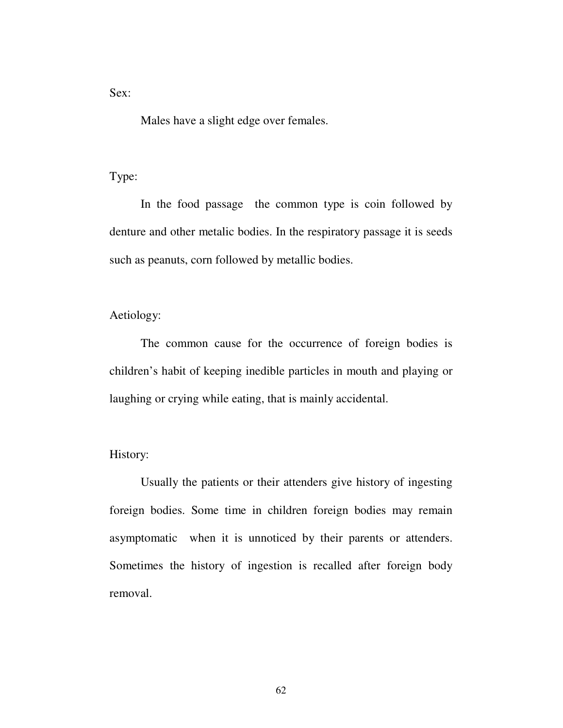Sex:

Males have a slight edge over females.

Type:

In the food passage the common type is coin followed by denture and other metalic bodies. In the respiratory passage it is seeds such as peanuts, corn followed by metallic bodies.

Aetiology:

The common cause for the occurrence of foreign bodies is children's habit of keeping inedible particles in mouth and playing or laughing or crying while eating, that is mainly accidental.

History:

Usually the patients or their attenders give history of ingesting foreign bodies. Some time in children foreign bodies may remain asymptomatic when it is unnoticed by their parents or attenders. Sometimes the history of ingestion is recalled after foreign body removal.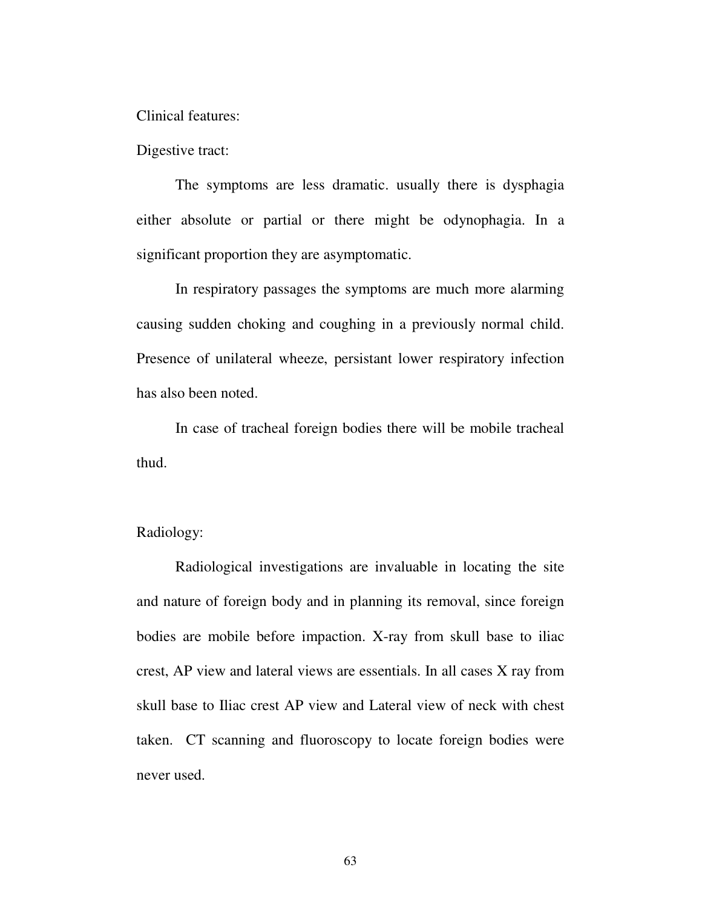Clinical features:

Digestive tract:

The symptoms are less dramatic. usually there is dysphagia either absolute or partial or there might be odynophagia. In a significant proportion they are asymptomatic.

In respiratory passages the symptoms are much more alarming causing sudden choking and coughing in a previously normal child. Presence of unilateral wheeze, persistant lower respiratory infection has also been noted.

In case of tracheal foreign bodies there will be mobile tracheal thud.

Radiology:

Radiological investigations are invaluable in locating the site and nature of foreign body and in planning its removal, since foreign bodies are mobile before impaction. X-ray from skull base to iliac crest, AP view and lateral views are essentials. In all cases X ray from skull base to Iliac crest AP view and Lateral view of neck with chest taken. CT scanning and fluoroscopy to locate foreign bodies were never used.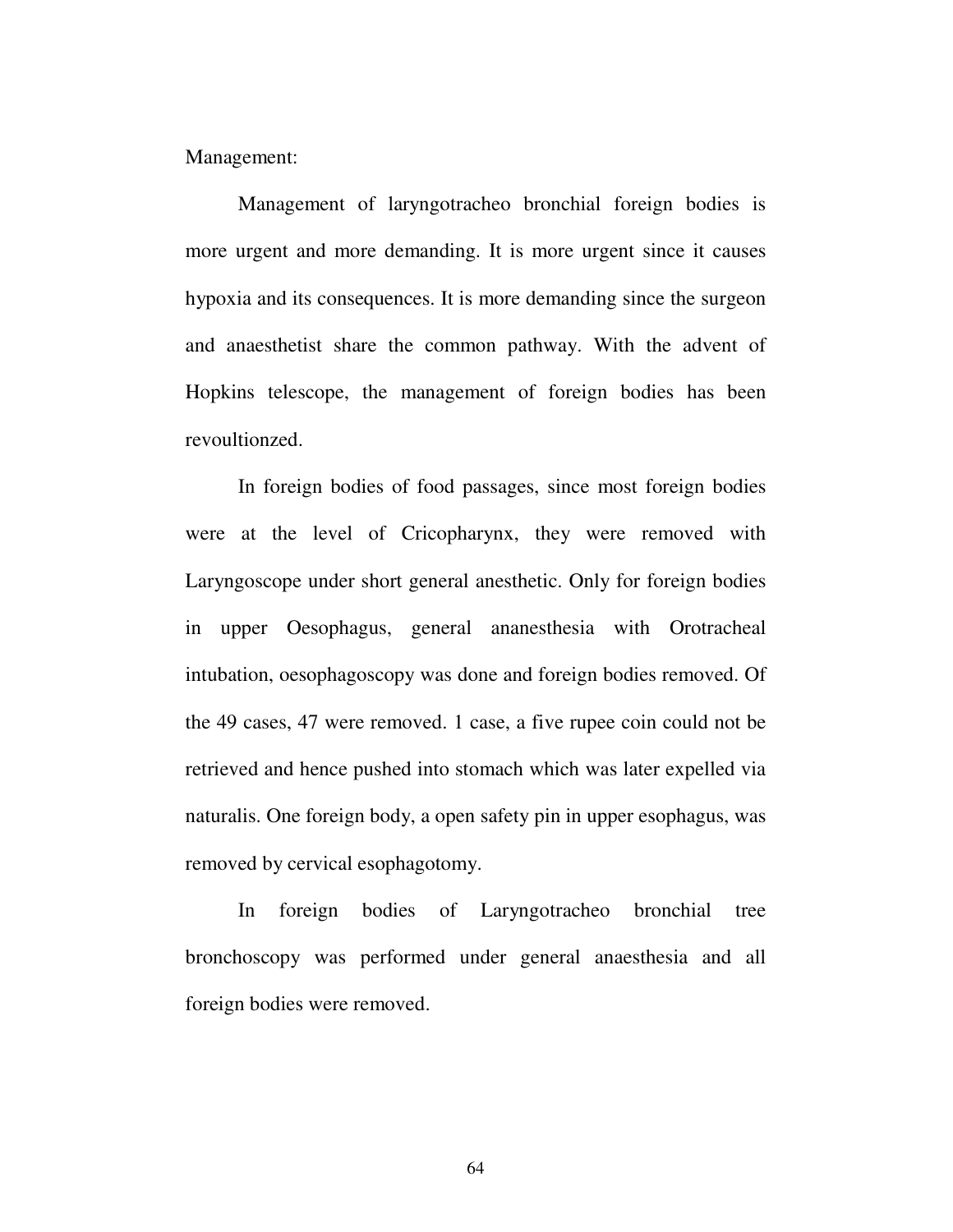Management:

Management of laryngotracheo bronchial foreign bodies is more urgent and more demanding. It is more urgent since it causes hypoxia and its consequences. It is more demanding since the surgeon and anaesthetist share the common pathway. With the advent of Hopkins telescope, the management of foreign bodies has been revoultionzed.

In foreign bodies of food passages, since most foreign bodies were at the level of Cricopharynx, they were removed with Laryngoscope under short general anesthetic. Only for foreign bodies in upper Oesophagus, general ananesthesia with Orotracheal intubation, oesophagoscopy was done and foreign bodies removed. Of the 49 cases, 47 were removed. 1 case, a five rupee coin could not be retrieved and hence pushed into stomach which was later expelled via naturalis. One foreign body, a open safety pin in upper esophagus, was removed by cervical esophagotomy.

In foreign bodies of Laryngotracheo bronchial tree bronchoscopy was performed under general anaesthesia and all foreign bodies were removed.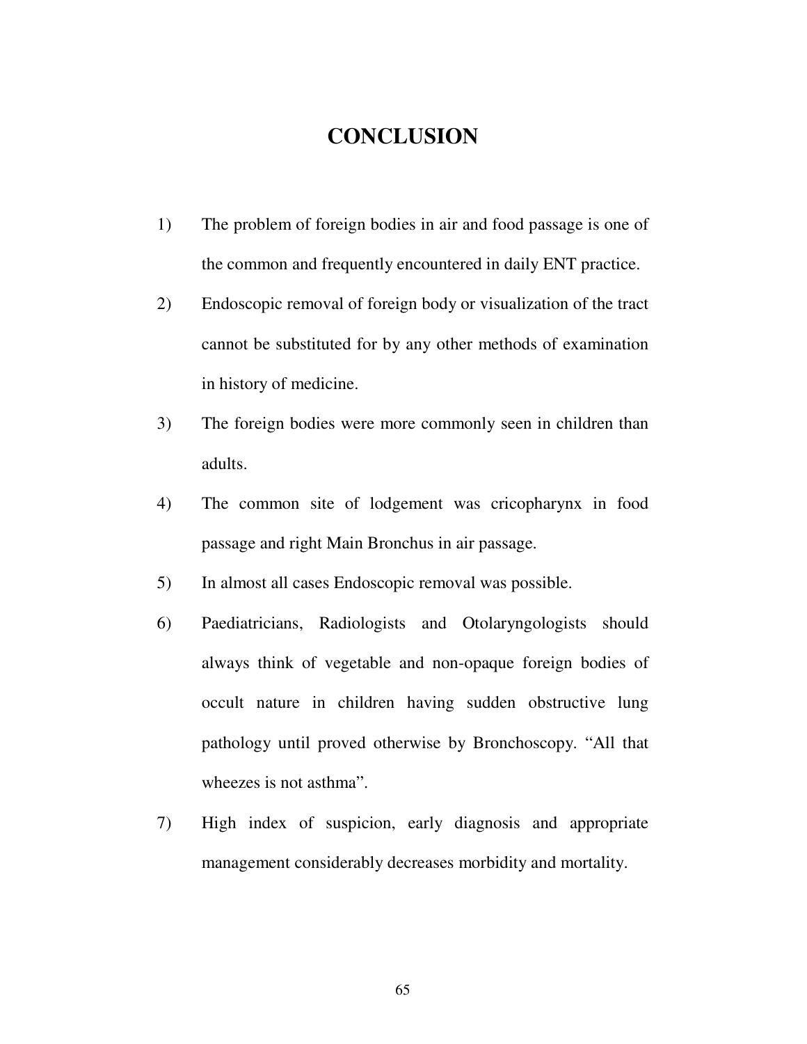# CONCLUSION

1) The problem of foreign bodies in air and food passage is one of the common and frequently encountered in daily ENT practice.

2) Endoscopic removal of foreign body or visualization of the tract cannot be substituted for by any other methods of examination in history of medicine.

3) The foreign bodies were more commonly seen in children than adults.

4) The common site of lodgement was cricopharynx in food passage and right Main Bronchus in air passage.

5) In almost all cases Endoscopic removal was possible.

6) Paediatricians, Radiologists and Otolaryngologists should always think of vegetable and non-opaque foreign bodies of occult nature in children having sudden obstructive lung pathology until proved otherwise by Bronchoscopy. “All that wheezes is not asthma”.

7) High index of suspicion, early diagnosis and appropriate management considerably decreases morbidity and mortality.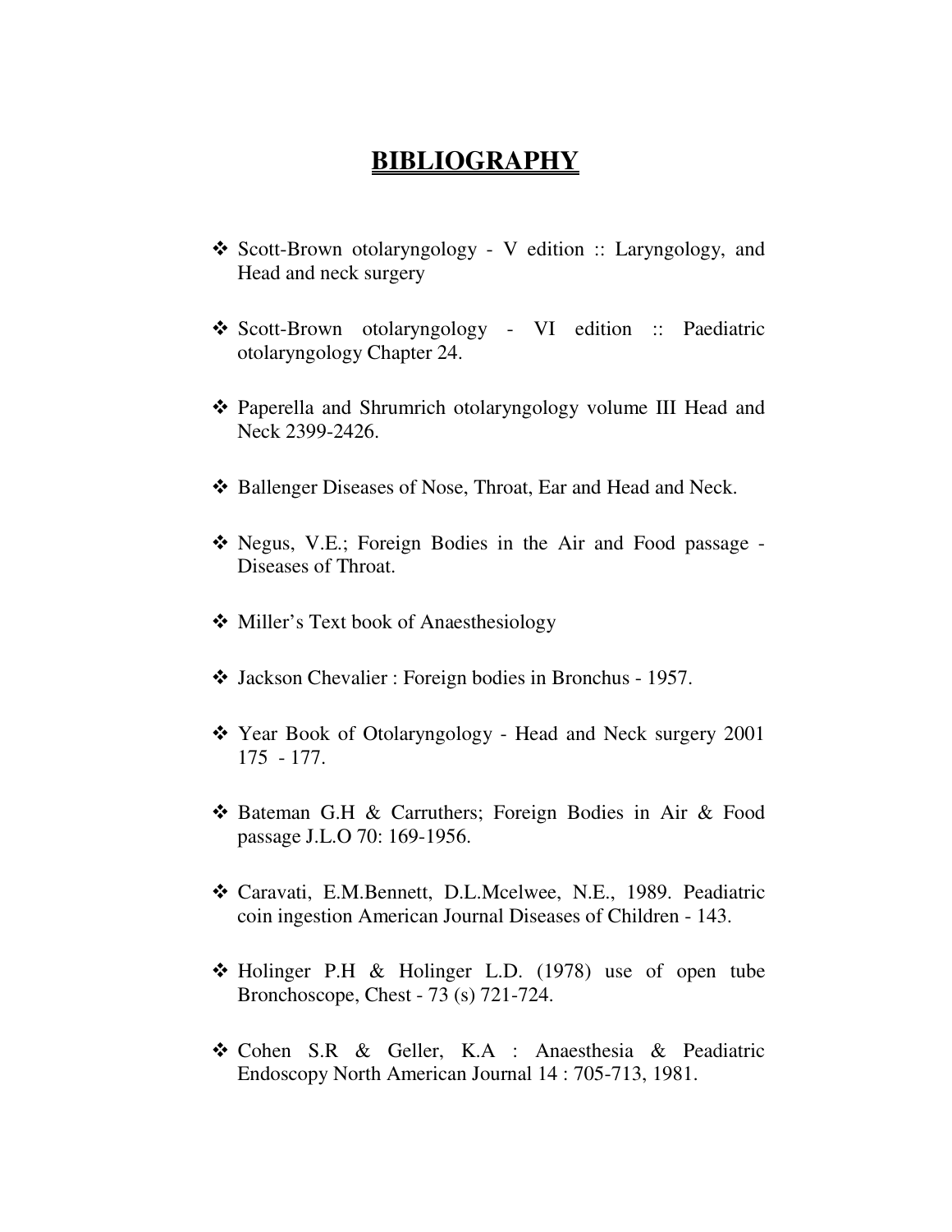# BIBLIOGRAPHY

- Scott-Brown otolaryngology - V edition :: Laryngology, and Head and neck surgery
- Scott-Brown otolaryngology - VI edition :: Paediatric otolaryngology Chapter 24.
- Paperella and Shrumrich otolaryngology volume III Head and Neck 2399-2426.
- Ballenger Diseases of Nose, Throat, Ear and Head and Neck.
- Negus, V.E.; Foreign Bodies in the Air and Food passage - Diseases of Throat.
- Miller's Text book of Anaesthesiology
- Jackson Chevalier : Foreign bodies in Bronchus - 1957.
- Year Book of Otolaryngology - Head and Neck surgery 2001 175 - 177.
- Bateman G.H & Carruthers; Foreign Bodies in Air & Food passage J.L.O 70: 169-1956.
- Caravati, E.M.Bennett, D.L.Mcelwee, N.E., 1989. Peadiatric coin ingestion American Journal Diseases of Children - 143.
- Holinger P.H & Holinger L.D. (1978) use of open tube Bronchoscope, Chest - 73 (s) 721-724.
- Cohen S.R & Geller, K.A : Anaesthesia & Peadiatric Endoscopy North American Journal 14 : 705-713, 1981.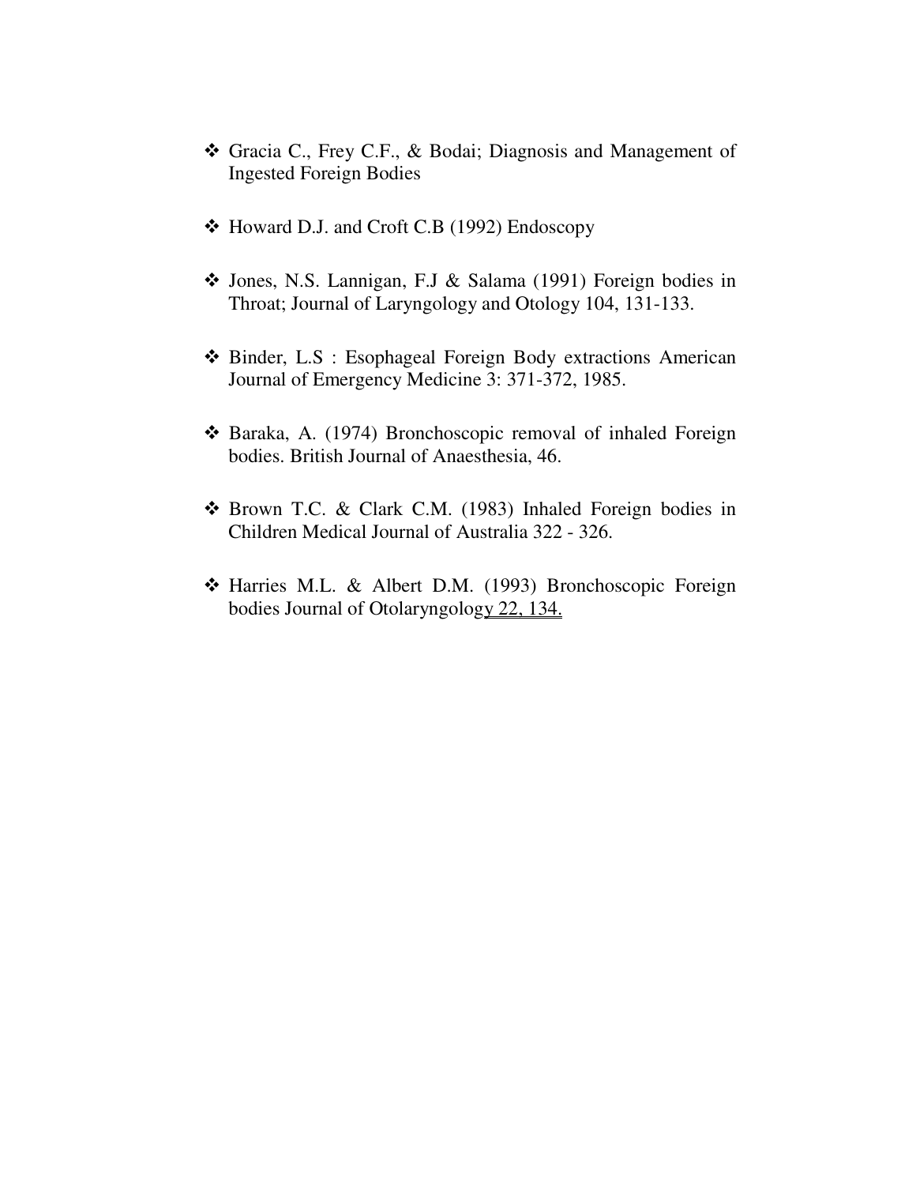- Gracia C., Frey C.F., & Bodai; Diagnosis and Management of Ingested Foreign Bodies

- Howard D.J. and Croft C.B (1992) Endoscopy

- Jones, N.S. Lannigan, F.J & Salama (1991) Foreign bodies in Throat; Journal of Laryngology and Otology 104, 131-133.

- Binder, L.S : Esophageal Foreign Body extractions American Journal of Emergency Medicine 3: 371-372, 1985.

- Baraka, A. (1974) Bronchoscopic removal of inhaled Foreign bodies. British Journal of Anaesthesia, 46.

- Brown T.C. & Clark C.M. (1983) Inhaled Foreign bodies in Children Medical Journal of Australia 322 - 326.

- Harries M.L. & Albert D.M. (1993) Bronchoscopic Foreign bodies Journal of Otolaryngology 22, 134.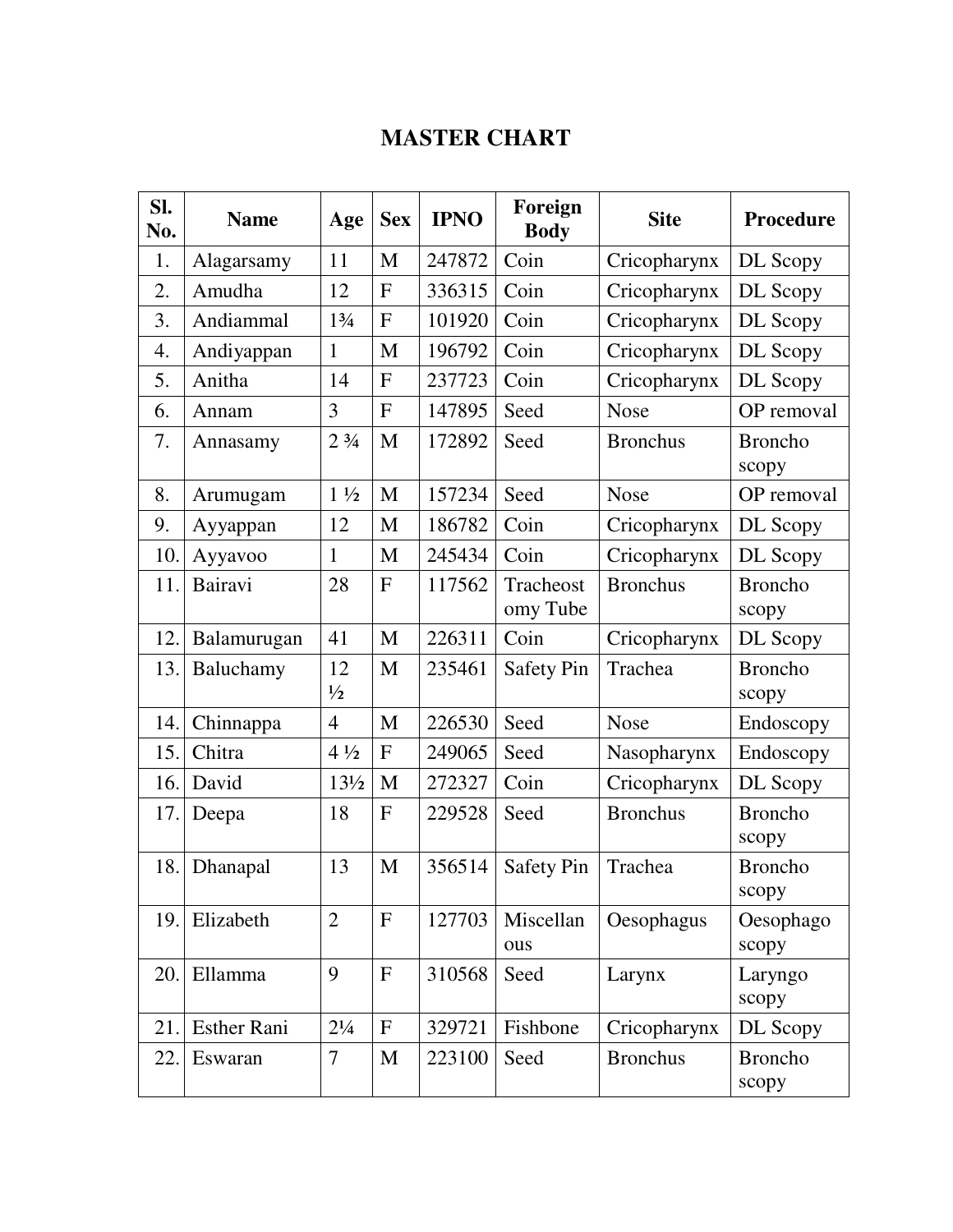# MASTER CHART

| Sl. No. | Name | Age | Sex | IPNO | Foreign Body | Site | Procedure |
|---|---|---|---|---|---|---|---|
| 1. | Alagarsamy | 11 | M | 247872 | Coin | Cricopharynx | DL Scopy |
| 2. | Amudha | 12 | F | 336315 | Coin | Cricopharynx | DL Scopy |
| 3. | Andiammal | 1¾ | F | 101920 | Coin | Cricopharynx | DL Scopy |
| 4. | Andiyappan | 1 | M | 196792 | Coin | Cricopharynx | DL Scopy |
| 5. | Anitha | 14 | F | 237723 | Coin | Cricopharynx | DL Scopy |
| 6. | Annam | 3 | F | 147895 | Seed | Nose | OP removal |
| 7. | Annasamy | 2 ¾ | M | 172892 | Seed | Bronchus | Broncho scopy |
| 8. | Arumugam | 1 ½ | M | 157234 | Seed | Nose | OP removal |
| 9. | Ayyappan | 12 | M | 186782 | Coin | Cricopharynx | DL Scopy |
| 10. | Ayyavoo | 1 | M | 245434 | Coin | Cricopharynx | DL Scopy |
| 11. | Bairavi | 28 | F | 117562 | Tracheostomy Tube | Bronchus | Broncho scopy |
| 12. | Balamurugan | 41 | M | 226311 | Coin | Cricopharynx | DL Scopy |
| 13. | Baluchamy | 12 ½ | M | 235461 | Safety Pin | Trachea | Broncho scopy |
| 14. | Chinnappa | 4 | M | 226530 | Seed | Nose | Endoscopy |
| 15. | Chitra | 4 ½ | F | 249065 | Seed | Nasopharynx | Endoscopy |
| 16. | David | 13½ | M | 272327 | Coin | Cricopharynx | DL Scopy |
| 17. | Deepa | 18 | F | 229528 | Seed | Bronchus | Broncho scopy |
| 18. | Dhanapal | 13 | M | 356514 | Safety Pin | Trachea | Broncho scopy |
| 19. | Elizabeth | 2 | F | 127703 | Miscellaneous | Oesophagus | Oesophago scopy |
| 20. | Ellamma | 9 | F | 310568 | Seed | Larynx | Laryngo scopy |
| 21. | Esther Rani | 2¼ | F | 329721 | Fishbone | Cricopharynx | DL Scopy |
| 22. | Eswaran | 7 | M | 223100 | Seed | Bronchus | Broncho scopy |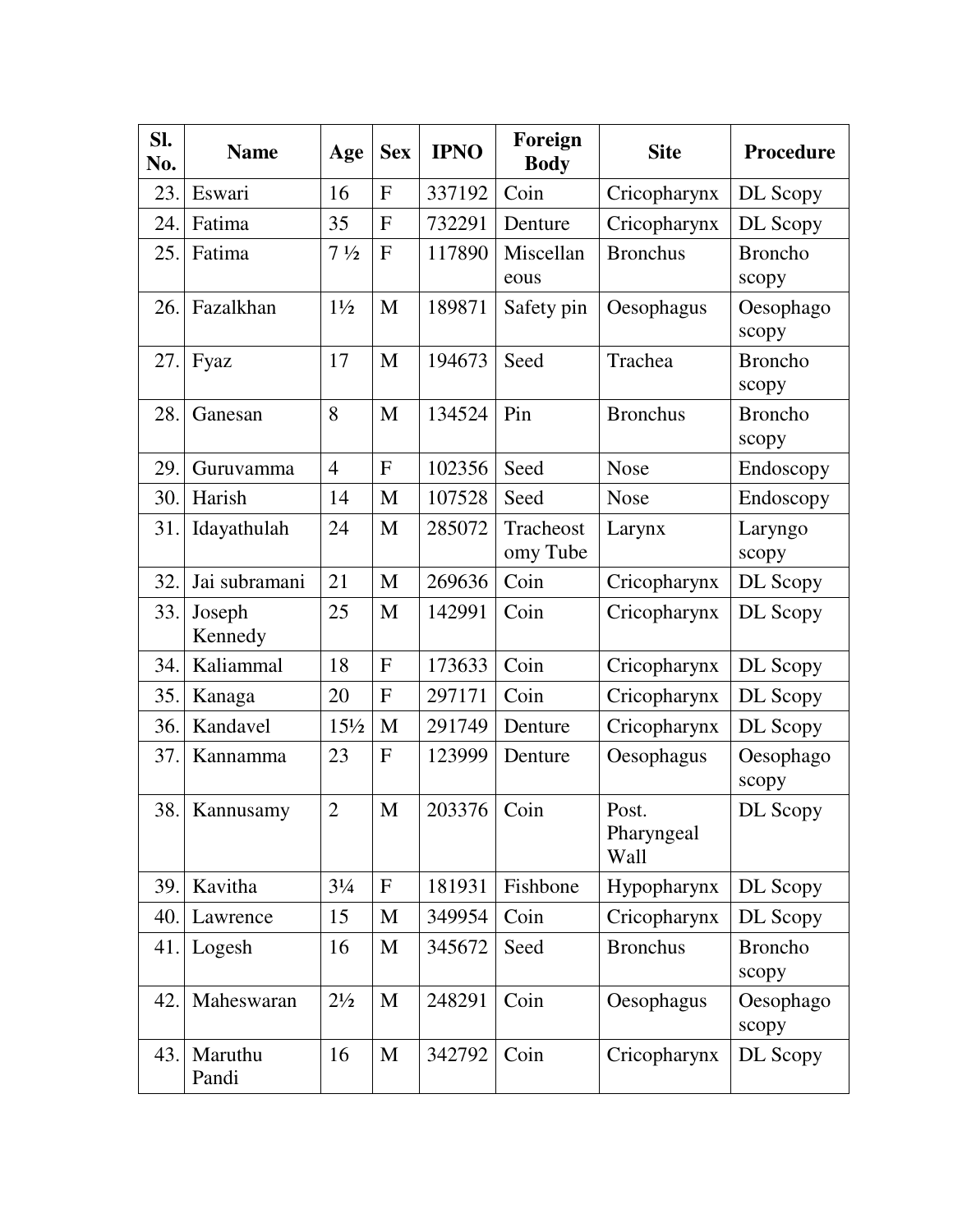| Sl. No. | Name | Age | Sex | IPNO | Foreign Body | Site | Procedure |
|---|---|---|---|---|---|---|---|
| 23. | Eswari | 16 | F | 337192 | Coin | Cricopharynx | DL Scopy |
| 24. | Fatima | 35 | F | 732291 | Denture | Cricopharynx | DL Scopy |
| 25. | Fatima | 7 ½ | F | 117890 | Miscellaneous | Bronchus | Bronchoscopy |
| 26. | Fazalkhan | 1½ | M | 189871 | Safety pin | Oesophagus | Oesophagoscopy |
| 27. | Fyaz | 17 | M | 194673 | Seed | Trachea | Bronchoscopy |
| 28. | Ganesan | 8 | M | 134524 | Pin | Bronchus | Bronchoscopy |
| 29. | Guruvamma | 4 | F | 102356 | Seed | Nose | Endoscopy |
| 30. | Harish | 14 | M | 107528 | Seed | Nose | Endoscopy |
| 31. | Idayathulah | 24 | M | 285072 | Tracheostomy Tube | Larynx | Laryngoscopy |
| 32. | Jai subramani | 21 | M | 269636 | Coin | Cricopharynx | DL Scopy |
| 33. | Joseph Kennedy | 25 | M | 142991 | Coin | Cricopharynx | DL Scopy |
| 34. | Kaliammal | 18 | F | 173633 | Coin | Cricopharynx | DL Scopy |
| 35. | Kanaga | 20 | F | 297171 | Coin | Cricopharynx | DL Scopy |
| 36. | Kandavel | 15½ | M | 291749 | Denture | Cricopharynx | DL Scopy |
| 37. | Kannamma | 23 | F | 123999 | Denture | Oesophagus | Oesophagoscopy |
| 38. | Kannusamy | 2 | M | 203376 | Coin | Post. Pharyngeal Wall | DL Scopy |
| 39. | Kavitha | 3¼ | F | 181931 | Fishbone | Hypopharynx | DL Scopy |
| 40. | Lawrence | 15 | M | 349954 | Coin | Cricopharynx | DL Scopy |
| 41. | Logesh | 16 | M | 345672 | Seed | Bronchus | Bronchoscopy |
| 42. | Maheswaran | 2½ | M | 248291 | Coin | Oesophagus | Oesophagoscopy |
| 43. | Maruthu Pandi | 16 | M | 342792 | Coin | Cricopharynx | DL Scopy |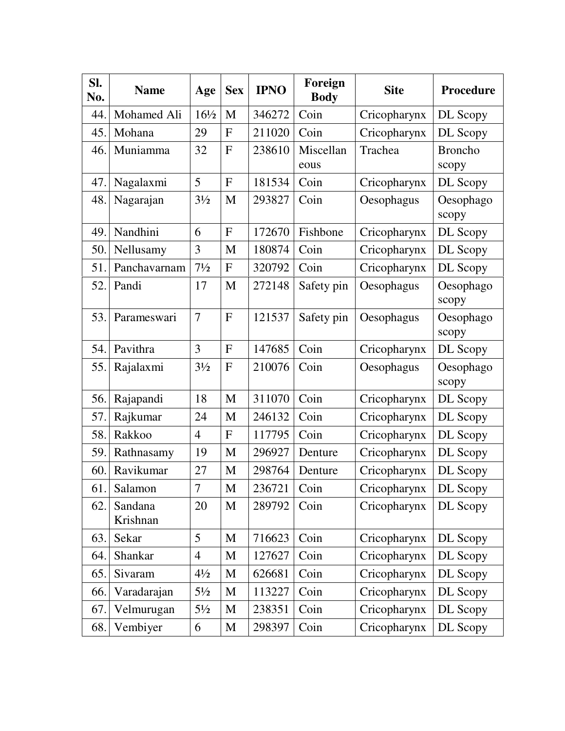| Sl. No. | Name | Age | Sex | IPNO | Foreign Body | Site | Procedure |
|---|---|---|---|---|---|---|---|
| 44. | Mohamed Ali | 16½ | M | 346272 | Coin | Cricopharynx | DL Scopy |
| 45. | Mohana | 29 | F | 211020 | Coin | Cricopharynx | DL Scopy |
| 46. | Muniamma | 32 | F | 238610 | Miscellaneous | Trachea | Bronchoscopy |
| 47. | Nagalaxmi | 5 | F | 181534 | Coin | Cricopharynx | DL Scopy |
| 48. | Nagarajan | 3½ | M | 293827 | Coin | Oesophagus | Oesophagoscopy |
| 49. | Nandhini | 6 | F | 172670 | Fishbone | Cricopharynx | DL Scopy |
| 50. | Nellusamy | 3 | M | 180874 | Coin | Cricopharynx | DL Scopy |
| 51. | Panchavarnam | 7½ | F | 320792 | Coin | Cricopharynx | DL Scopy |
| 52. | Pandi | 17 | M | 272148 | Safety pin | Oesophagus | Oesophagoscopy |
| 53. | Parameswari | 7 | F | 121537 | Safety pin | Oesophagus | Oesophagoscopy |
| 54. | Pavithra | 3 | F | 147685 | Coin | Cricopharynx | DL Scopy |
| 55. | Rajalaxmi | 3½ | F | 210076 | Coin | Oesophagus | Oesophagoscopy |
| 56. | Rajapandi | 18 | M | 311070 | Coin | Cricopharynx | DL Scopy |
| 57. | Rajkumar | 24 | M | 246132 | Coin | Cricopharynx | DL Scopy |
| 58. | Rakkoo | 4 | F | 117795 | Coin | Cricopharynx | DL Scopy |
| 59. | Rathnasamy | 19 | M | 296927 | Denture | Cricopharynx | DL Scopy |
| 60. | Ravikumar | 27 | M | 298764 | Denture | Cricopharynx | DL Scopy |
| 61. | Salamon | 7 | M | 236721 | Coin | Cricopharynx | DL Scopy |
| 62. | Sandana Krishnan | 20 | M | 289792 | Coin | Cricopharynx | DL Scopy |
| 63. | Sekar | 5 | M | 716623 | Coin | Cricopharynx | DL Scopy |
| 64. | Shankar | 4 | M | 127627 | Coin | Cricopharynx | DL Scopy |
| 65. | Sivaram | 4½ | M | 626681 | Coin | Cricopharynx | DL Scopy |
| 66. | Varadarajan | 5½ | M | 113227 | Coin | Cricopharynx | DL Scopy |
| 67. | Velmurugan | 5½ | M | 238351 | Coin | Cricopharynx | DL Scopy |
| 68. | Vembiyer | 6 | M | 298397 | Coin | Cricopharynx | DL Scopy |